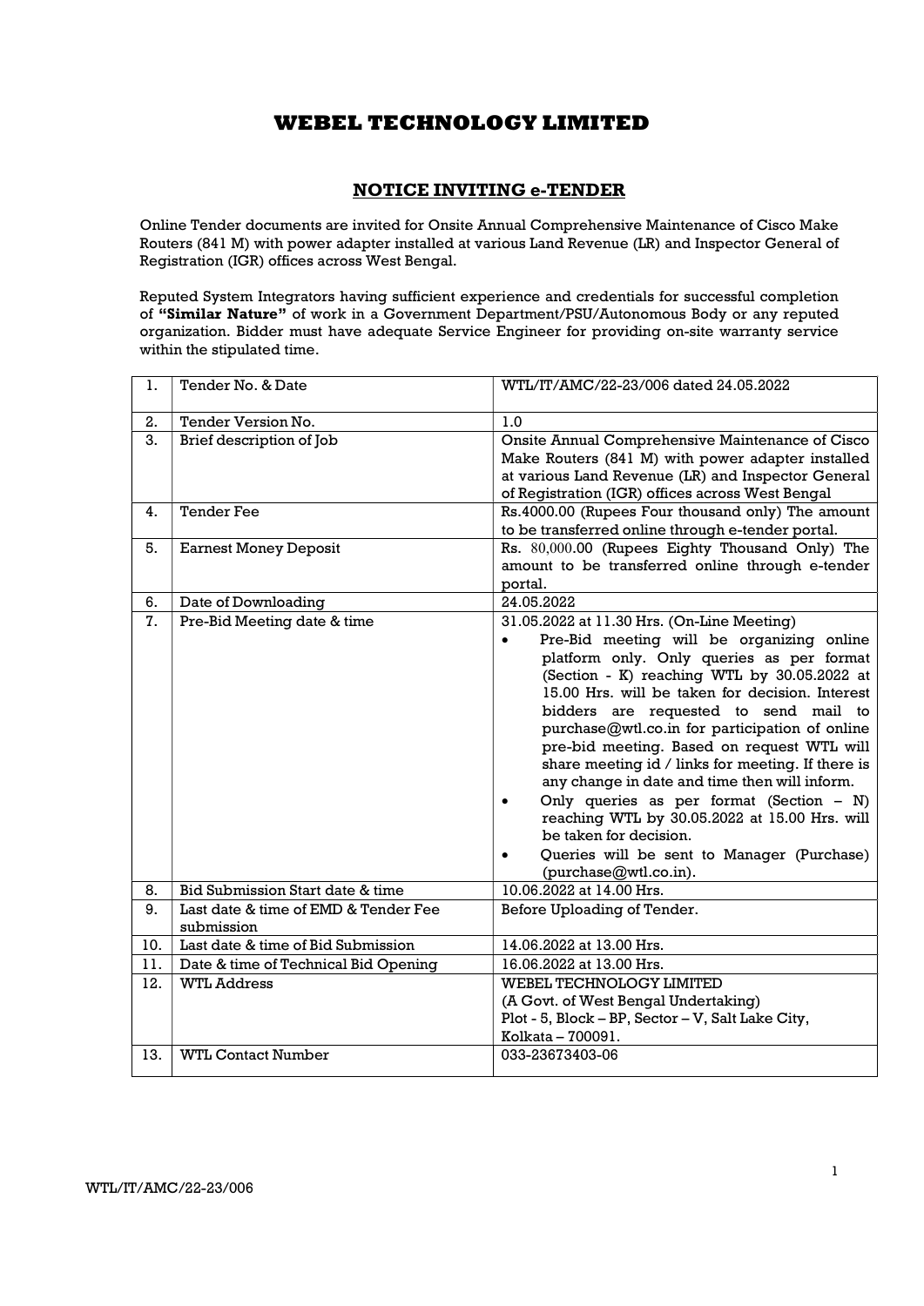# WEBEL TECHNOLOGY LIMITED

## NOTICE INVITING e-TENDER

Online Tender documents are invited for Onsite Annual Comprehensive Maintenance of Cisco Make Routers (841 M) with power adapter installed at various Land Revenue (LR) and Inspector General of Registration (IGR) offices across West Bengal.

Reputed System Integrators having sufficient experience and credentials for successful completion of **"Similar Nature"** of work in a Government Department/PSU/Autonomous Body or any reputed organization. Bidder must have adequate Service Engineer for providing on-site warranty service within the stipulated time.

| | | |
|---|---|---|
| 1. | Tender No. & Date | WTL/IT/AMC/22-23/006 dated 24.05.2022 |
| 2. | Tender Version No. | 1.0 |
| 3. | Brief description of Job | Onsite Annual Comprehensive Maintenance of Cisco Make Routers (841 M) with power adapter installed at various Land Revenue (LR) and Inspector General of Registration (IGR) offices across West Bengal |
| 4. | Tender Fee | Rs.4000.00 (Rupees Four thousand only) The amount to be transferred online through e-tender portal. |
| 5. | Earnest Money Deposit | Rs. 80,000.00 (Rupees Eighty Thousand Only) The amount to be transferred online through e-tender portal. |
| 6. | Date of Downloading | 24.05.2022 |
| 7. | Pre-Bid Meeting date & time | 31.05.2022 at 11.30 Hrs. (On-Line Meeting)<br>• Pre-Bid meeting will be organizing online platform only. Only queries as per format (Section - K) reaching WTL by 30.05.2022 at 15.00 Hrs. will be taken for decision. Interest bidders are requested to send mail to purchase@wtl.co.in for participation of online pre-bid meeting. Based on request WTL will share meeting id / links for meeting. If there is any change in date and time then will inform.<br>• Only queries as per format (Section – N) reaching WTL by 30.05.2022 at 15.00 Hrs. will be taken for decision.<br>• Queries will be sent to Manager (Purchase) (purchase@wtl.co.in). |
| 8. | Bid Submission Start date & time | 10.06.2022 at 14.00 Hrs. |
| 9. | Last date & time of EMD & Tender Fee submission | Before Uploading of Tender. |
| 10. | Last date & time of Bid Submission | 14.06.2022 at 13.00 Hrs. |
| 11. | Date & time of Technical Bid Opening | 16.06.2022 at 13.00 Hrs. |
| 12. | WTL Address | WEBEL TECHNOLOGY LIMITED<br>(A Govt. of West Bengal Undertaking)<br>Plot - 5, Block – BP, Sector – V, Salt Lake City, Kolkata – 700091. |
| 13. | WTL Contact Number | 033-23673403-06 |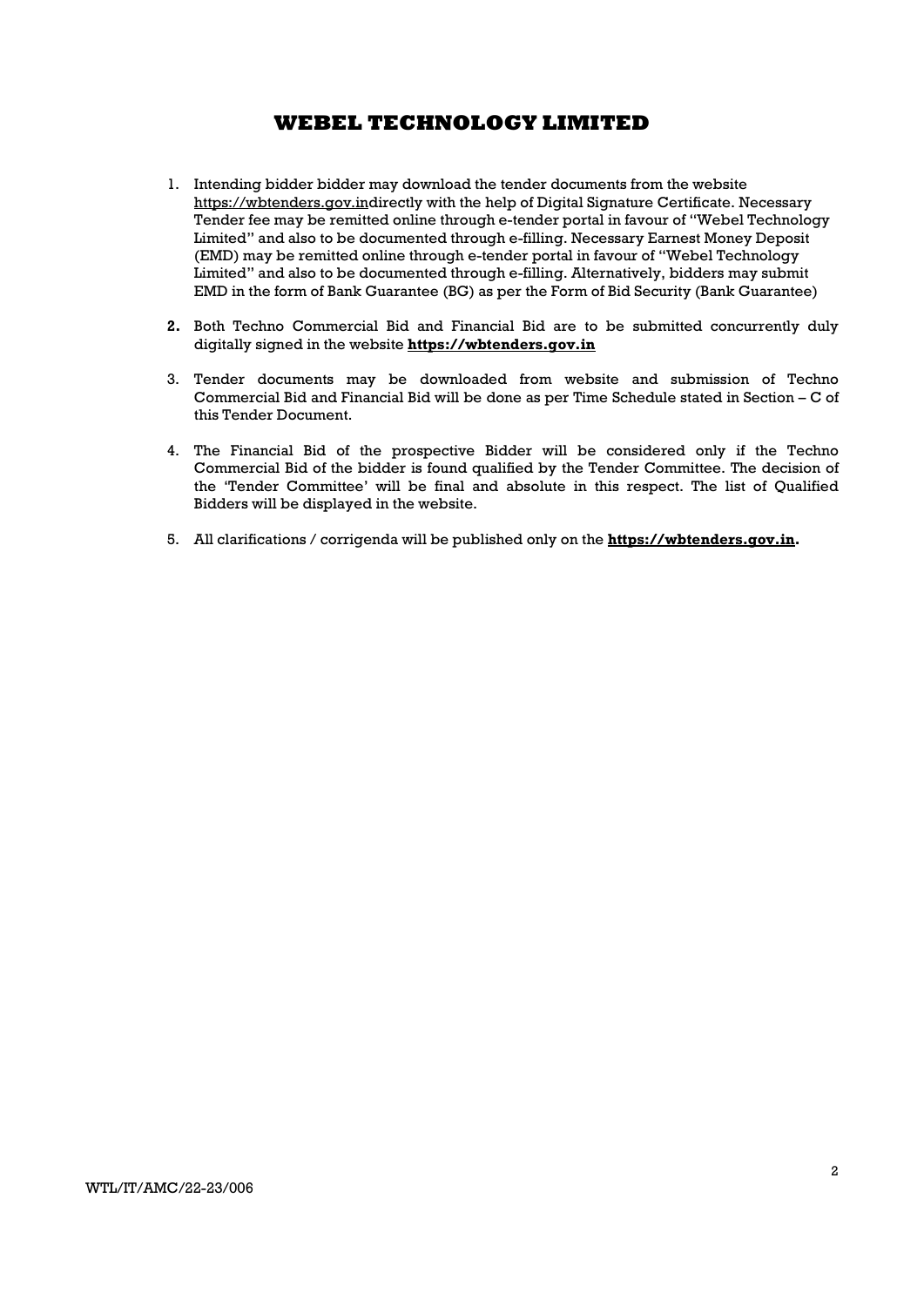# WEBEL TECHNOLOGY LIMITED

1. Intending bidder bidder may download the tender documents from the website https://wbtenders.gov.indirectly with the help of Digital Signature Certificate. Necessary Tender fee may be remitted online through e-tender portal in favour of "Webel Technology Limited" and also to be documented through e-filling. Necessary Earnest Money Deposit (EMD) may be remitted online through e-tender portal in favour of "Webel Technology Limited" and also to be documented through e-filling. Alternatively, bidders may submit EMD in the form of Bank Guarantee (BG) as per the Form of Bid Security (Bank Guarantee)

2. Both Techno Commercial Bid and Financial Bid are to be submitted concurrently duly digitally signed in the website **https://wbtenders.gov.in**

3. Tender documents may be downloaded from website and submission of Techno Commercial Bid and Financial Bid will be done as per Time Schedule stated in Section – C of this Tender Document.

4. The Financial Bid of the prospective Bidder will be considered only if the Techno Commercial Bid of the bidder is found qualified by the Tender Committee. The decision of the 'Tender Committee' will be final and absolute in this respect. The list of Qualified Bidders will be displayed in the website.

5. All clarifications / corrigenda will be published only on the **https://wbtenders.gov.in.**

WTL/IT/AMC/22-23/006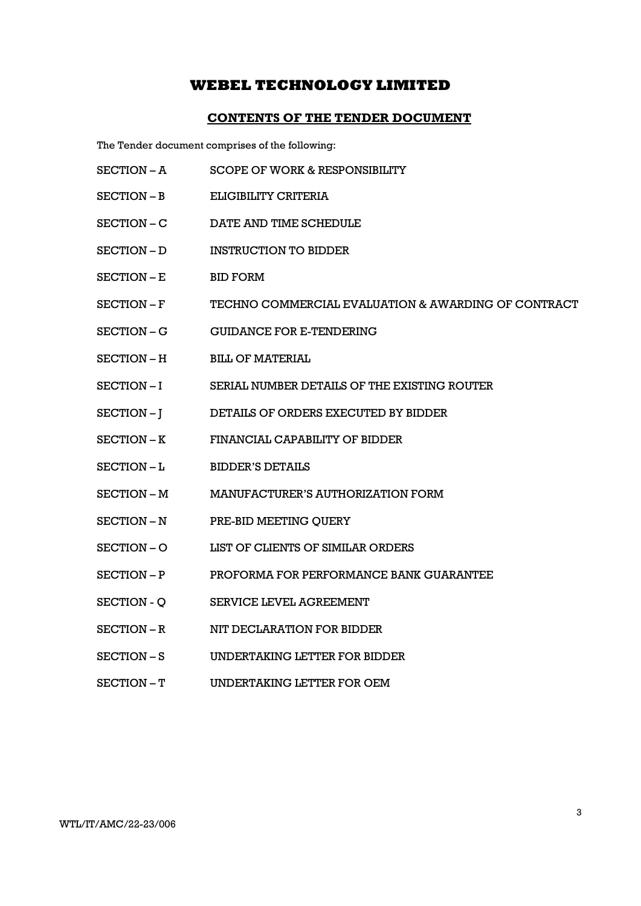# WEBEL TECHNOLOGY LIMITED

## CONTENTS OF THE TENDER DOCUMENT

The Tender document comprises of the following:

| | |
|---|---|
| SECTION – A | SCOPE OF WORK & RESPONSIBILITY |
| SECTION – B | ELIGIBILITY CRITERIA |
| SECTION – C | DATE AND TIME SCHEDULE |
| SECTION – D | INSTRUCTION TO BIDDER |
| SECTION – E | BID FORM |
| SECTION – F | TECHNO COMMERCIAL EVALUATION & AWARDING OF CONTRACT |
| SECTION – G | GUIDANCE FOR E-TENDERING |
| SECTION – H | BILL OF MATERIAL |
| SECTION – I | SERIAL NUMBER DETAILS OF THE EXISTING ROUTER |
| SECTION – J | DETAILS OF ORDERS EXECUTED BY BIDDER |
| SECTION – K | FINANCIAL CAPABILITY OF BIDDER |
| SECTION – L | BIDDER'S DETAILS |
| SECTION – M | MANUFACTURER'S AUTHORIZATION FORM |
| SECTION – N | PRE-BID MEETING QUERY |
| SECTION – O | LIST OF CLIENTS OF SIMILAR ORDERS |
| SECTION – P | PROFORMA FOR PERFORMANCE BANK GUARANTEE |
| SECTION - Q | SERVICE LEVEL AGREEMENT |
| SECTION – R | NIT DECLARATION FOR BIDDER |
| SECTION – S | UNDERTAKING LETTER FOR BIDDER |
| SECTION – T | UNDERTAKING LETTER FOR OEM |

WTL/IT/AMC/22-23/006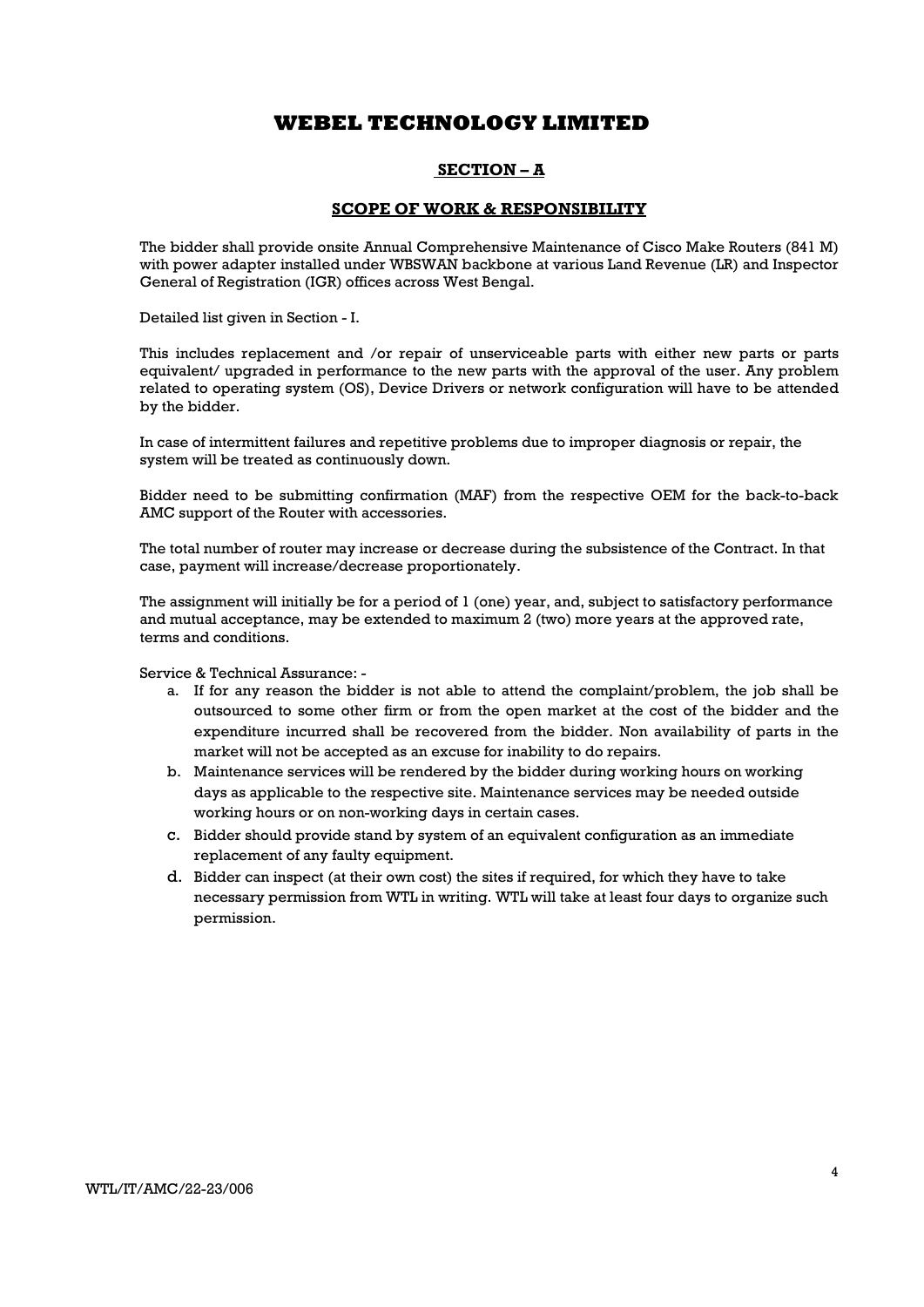# WEBEL TECHNOLOGY LIMITED

## SECTION – A

### SCOPE OF WORK & RESPONSIBILITY

The bidder shall provide onsite Annual Comprehensive Maintenance of Cisco Make Routers (841 M) with power adapter installed under WBSWAN backbone at various Land Revenue (LR) and Inspector General of Registration (IGR) offices across West Bengal.

Detailed list given in Section - I.

This includes replacement and /or repair of unserviceable parts with either new parts or parts equivalent/ upgraded in performance to the new parts with the approval of the user. Any problem related to operating system (OS), Device Drivers or network configuration will have to be attended by the bidder.

In case of intermittent failures and repetitive problems due to improper diagnosis or repair, the system will be treated as continuously down.

Bidder need to be submitting confirmation (MAF) from the respective OEM for the back-to-back AMC support of the Router with accessories.

The total number of router may increase or decrease during the subsistence of the Contract. In that case, payment will increase/decrease proportionately.

The assignment will initially be for a period of 1 (one) year, and, subject to satisfactory performance and mutual acceptance, may be extended to maximum 2 (two) more years at the approved rate, terms and conditions.

Service & Technical Assurance: -

a. If for any reason the bidder is not able to attend the complaint/problem, the job shall be outsourced to some other firm or from the open market at the cost of the bidder and the expenditure incurred shall be recovered from the bidder. Non availability of parts in the market will not be accepted as an excuse for inability to do repairs.
b. Maintenance services will be rendered by the bidder during working hours on working days as applicable to the respective site. Maintenance services may be needed outside working hours or on non-working days in certain cases.
c. Bidder should provide stand by system of an equivalent configuration as an immediate replacement of any faulty equipment.
d. Bidder can inspect (at their own cost) the sites if required, for which they have to take necessary permission from WTL in writing. WTL will take at least four days to organize such permission.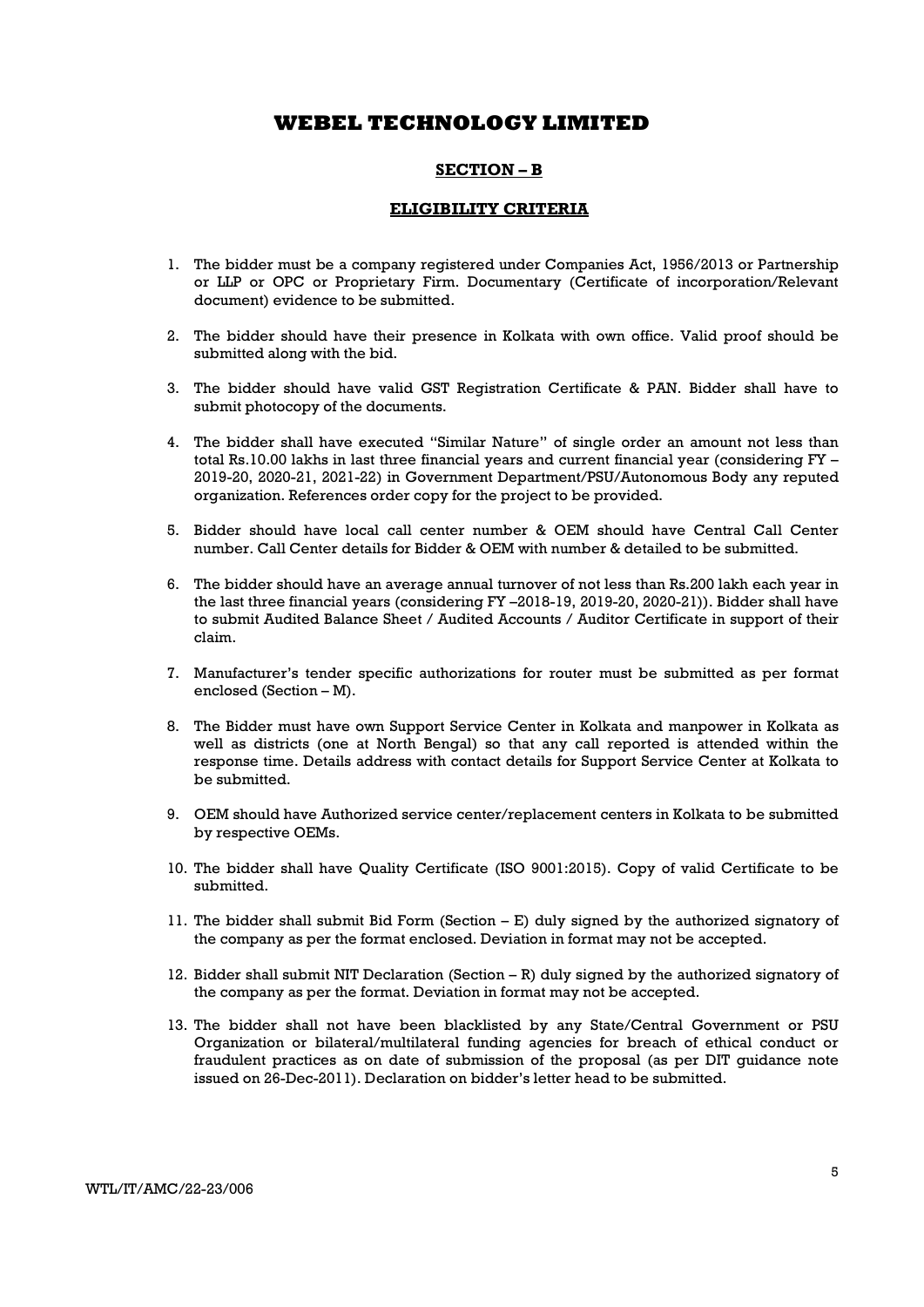# WEBEL TECHNOLOGY LIMITED

## SECTION – B

## ELIGIBILITY CRITERIA

1. The bidder must be a company registered under Companies Act, 1956/2013 or Partnership or LLP or OPC or Proprietary Firm. Documentary (Certificate of incorporation/Relevant document) evidence to be submitted.

2. The bidder should have their presence in Kolkata with own office. Valid proof should be submitted along with the bid.

3. The bidder should have valid GST Registration Certificate & PAN. Bidder shall have to submit photocopy of the documents.

4. The bidder shall have executed "Similar Nature" of single order an amount not less than total Rs.10.00 lakhs in last three financial years and current financial year (considering FY – 2019-20, 2020-21, 2021-22) in Government Department/PSU/Autonomous Body any reputed organization. References order copy for the project to be provided.

5. Bidder should have local call center number & OEM should have Central Call Center number. Call Center details for Bidder & OEM with number & detailed to be submitted.

6. The bidder should have an average annual turnover of not less than Rs.200 lakh each year in the last three financial years (considering FY –2018-19, 2019-20, 2020-21)). Bidder shall have to submit Audited Balance Sheet / Audited Accounts / Auditor Certificate in support of their claim.

7. Manufacturer's tender specific authorizations for router must be submitted as per format enclosed (Section – M).

8. The Bidder must have own Support Service Center in Kolkata and manpower in Kolkata as well as districts (one at North Bengal) so that any call reported is attended within the response time. Details address with contact details for Support Service Center at Kolkata to be submitted.

9. OEM should have Authorized service center/replacement centers in Kolkata to be submitted by respective OEMs.

10. The bidder shall have Quality Certificate (ISO 9001:2015). Copy of valid Certificate to be submitted.

11. The bidder shall submit Bid Form (Section – E) duly signed by the authorized signatory of the company as per the format enclosed. Deviation in format may not be accepted.

12. Bidder shall submit NIT Declaration (Section – R) duly signed by the authorized signatory of the company as per the format. Deviation in format may not be accepted.

13. The bidder shall not have been blacklisted by any State/Central Government or PSU Organization or bilateral/multilateral funding agencies for breach of ethical conduct or fraudulent practices as on date of submission of the proposal (as per DIT guidance note issued on 26-Dec-2011). Declaration on bidder's letter head to be submitted.

WTL/IT/AMC/22-23/006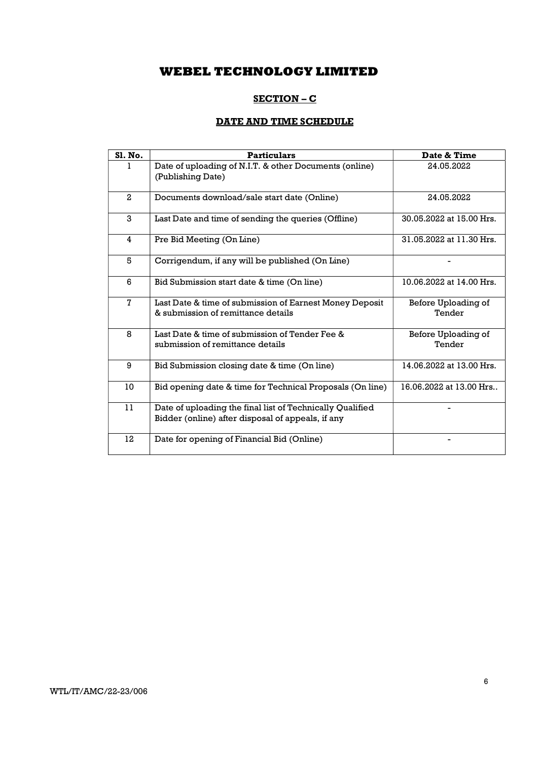# WEBEL TECHNOLOGY LIMITED

## SECTION – C

## DATE AND TIME SCHEDULE

| Sl. No. | Particulars | Date & Time |
|---|---|---|
| 1 | Date of uploading of N.I.T. & other Documents (online) (Publishing Date) | 24.05.2022 |
| 2 | Documents download/sale start date (Online) | 24.05.2022 |
| 3 | Last Date and time of sending the queries (Offline) | 30.05.2022 at 15.00 Hrs. |
| 4 | Pre Bid Meeting (On Line) | 31.05.2022 at 11.30 Hrs. |
| 5 | Corrigendum, if any will be published (On Line) | - |
| 6 | Bid Submission start date & time (On line) | 10.06.2022 at 14.00 Hrs. |
| 7 | Last Date & time of submission of Earnest Money Deposit & submission of remittance details | Before Uploading of Tender |
| 8 | Last Date & time of submission of Tender Fee & submission of remittance details | Before Uploading of Tender |
| 9 | Bid Submission closing date & time (On line) | 14.06.2022 at 13.00 Hrs. |
| 10 | Bid opening date & time for Technical Proposals (On line) | 16.06.2022 at 13.00 Hrs.. |
| 11 | Date of uploading the final list of Technically Qualified Bidder (online) after disposal of appeals, if any | - |
| 12 | Date for opening of Financial Bid (Online) | - |

WTL/IT/AMC/22-23/006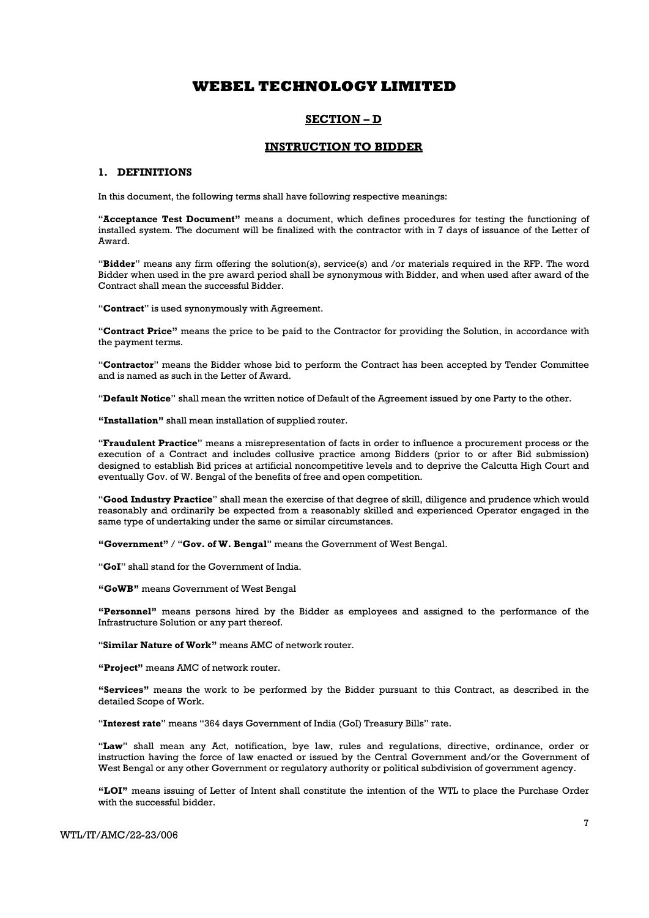# WEBEL TECHNOLOGY LIMITED

## SECTION – D

## INSTRUCTION TO BIDDER

### 1. DEFINITIONS

In this document, the following terms shall have following respective meanings:

"**Acceptance Test Document"** means a document, which defines procedures for testing the functioning of installed system. The document will be finalized with the contractor with in 7 days of issuance of the Letter of Award.

"**Bidder**" means any firm offering the solution(s), service(s) and /or materials required in the RFP. The word Bidder when used in the pre award period shall be synonymous with Bidder, and when used after award of the Contract shall mean the successful Bidder.

"**Contract**" is used synonymously with Agreement.

"**Contract Price"** means the price to be paid to the Contractor for providing the Solution, in accordance with the payment terms.

"**Contractor**" means the Bidder whose bid to perform the Contract has been accepted by Tender Committee and is named as such in the Letter of Award.

"**Default Notice**" shall mean the written notice of Default of the Agreement issued by one Party to the other.

**"Installation"** shall mean installation of supplied router.

"**Fraudulent Practice**" means a misrepresentation of facts in order to influence a procurement process or the execution of a Contract and includes collusive practice among Bidders (prior to or after Bid submission) designed to establish Bid prices at artificial noncompetitive levels and to deprive the Calcutta High Court and eventually Gov. of W. Bengal of the benefits of free and open competition.

"**Good Industry Practice**" shall mean the exercise of that degree of skill, diligence and prudence which would reasonably and ordinarily be expected from a reasonably skilled and experienced Operator engaged in the same type of undertaking under the same or similar circumstances.

**"Government"** / "**Gov. of W. Bengal**" means the Government of West Bengal.

"**GoI**" shall stand for the Government of India.

**"GoWB"** means Government of West Bengal

**"Personnel"** means persons hired by the Bidder as employees and assigned to the performance of the Infrastructure Solution or any part thereof.

"**Similar Nature of Work"** means AMC of network router.

**"Project"** means AMC of network router.

**"Services"** means the work to be performed by the Bidder pursuant to this Contract, as described in the detailed Scope of Work.

"**Interest rate**" means "364 days Government of India (GoI) Treasury Bills" rate.

"**Law**" shall mean any Act, notification, bye law, rules and regulations, directive, ordinance, order or instruction having the force of law enacted or issued by the Central Government and/or the Government of West Bengal or any other Government or regulatory authority or political subdivision of government agency.

**"LOI"** means issuing of Letter of Intent shall constitute the intention of the WTL to place the Purchase Order with the successful bidder.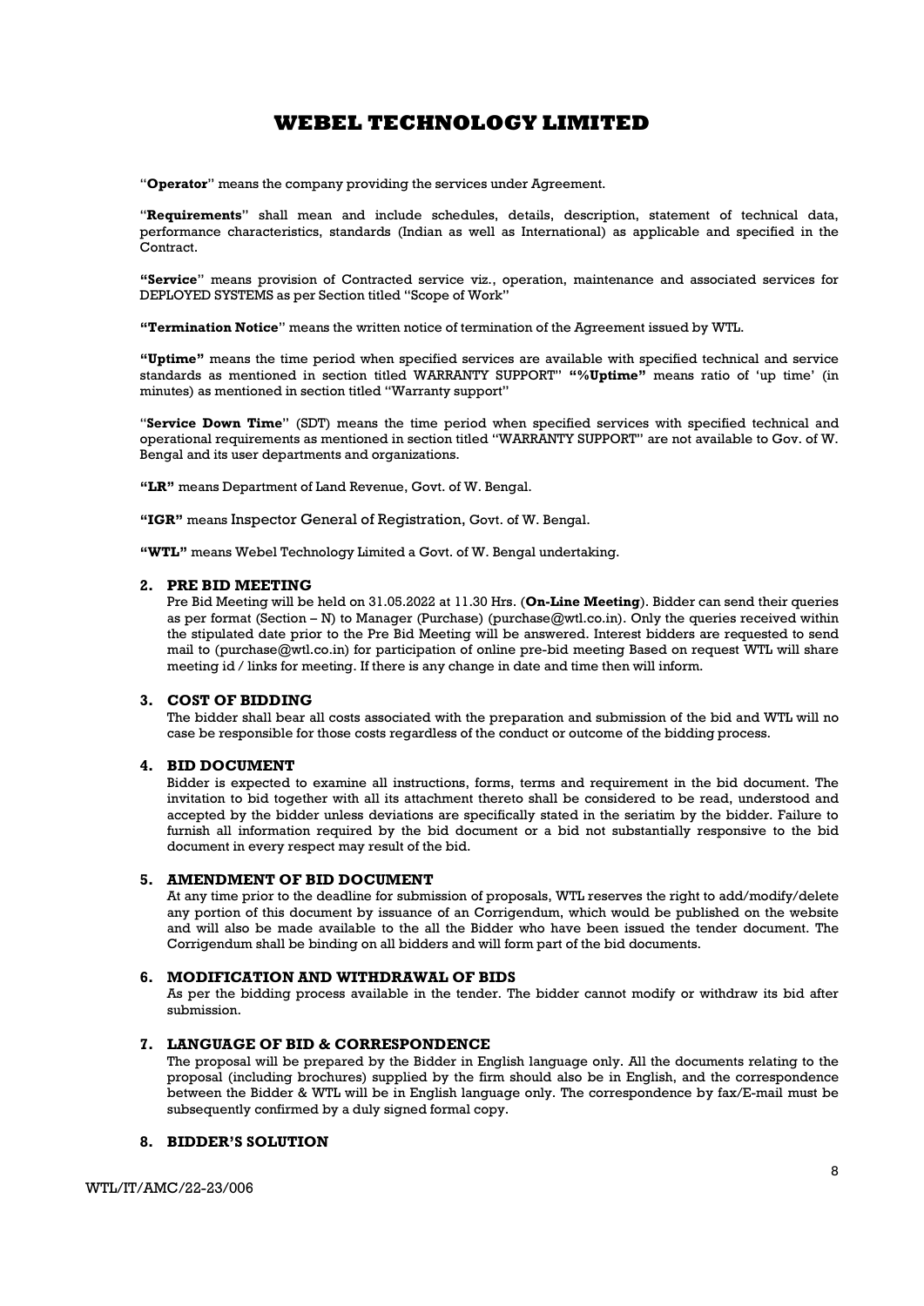"**Operator**" means the company providing the services under Agreement.

"**Requirements**" shall mean and include schedules, details, description, statement of technical data, performance characteristics, standards (Indian as well as International) as applicable and specified in the Contract.

**"Service"** means provision of Contracted service viz., operation, maintenance and associated services for DEPLOYED SYSTEMS as per Section titled "Scope of Work"

**"Termination Notice"** means the written notice of termination of the Agreement issued by WTL.

**"Uptime"** means the time period when specified services are available with specified technical and service standards as mentioned in section titled WARRANTY SUPPORT" **"%Uptime"** means ratio of 'up time' (in minutes) as mentioned in section titled "Warranty support"

"**Service Down Time**" (SDT) means the time period when specified services with specified technical and operational requirements as mentioned in section titled "WARRANTY SUPPORT" are not available to Gov. of W. Bengal and its user departments and organizations.

**"LR"** means Department of Land Revenue, Govt. of W. Bengal.

**"IGR"** means Inspector General of Registration, Govt. of W. Bengal.

**"WTL"** means Webel Technology Limited a Govt. of W. Bengal undertaking.

## 2. PRE BID MEETING

Pre Bid Meeting will be held on 31.05.2022 at 11.30 Hrs. (**On-Line Meeting**). Bidder can send their queries as per format (Section – N) to Manager (Purchase) (purchase@wtl.co.in). Only the queries received within the stipulated date prior to the Pre Bid Meeting will be answered. Interest bidders are requested to send mail to (purchase@wtl.co.in) for participation of online pre-bid meeting Based on request WTL will share meeting id / links for meeting. If there is any change in date and time then will inform.

## 3. COST OF BIDDING

The bidder shall bear all costs associated with the preparation and submission of the bid and WTL will no case be responsible for those costs regardless of the conduct or outcome of the bidding process.

## 4. BID DOCUMENT

Bidder is expected to examine all instructions, forms, terms and requirement in the bid document. The invitation to bid together with all its attachment thereto shall be considered to be read, understood and accepted by the bidder unless deviations are specifically stated in the seriatim by the bidder. Failure to furnish all information required by the bid document or a bid not substantially responsive to the bid document in every respect may result of the bid.

## 5. AMENDMENT OF BID DOCUMENT

At any time prior to the deadline for submission of proposals, WTL reserves the right to add/modify/delete any portion of this document by issuance of an Corrigendum, which would be published on the website and will also be made available to the all the Bidder who have been issued the tender document. The Corrigendum shall be binding on all bidders and will form part of the bid documents.

## 6. MODIFICATION AND WITHDRAWAL OF BIDS

As per the bidding process available in the tender. The bidder cannot modify or withdraw its bid after submission.

## 7. LANGUAGE OF BID & CORRESPONDENCE

The proposal will be prepared by the Bidder in English language only. All the documents relating to the proposal (including brochures) supplied by the firm should also be in English, and the correspondence between the Bidder & WTL will be in English language only. The correspondence by fax/E-mail must be subsequently confirmed by a duly signed formal copy.

## 8. BIDDER'S SOLUTION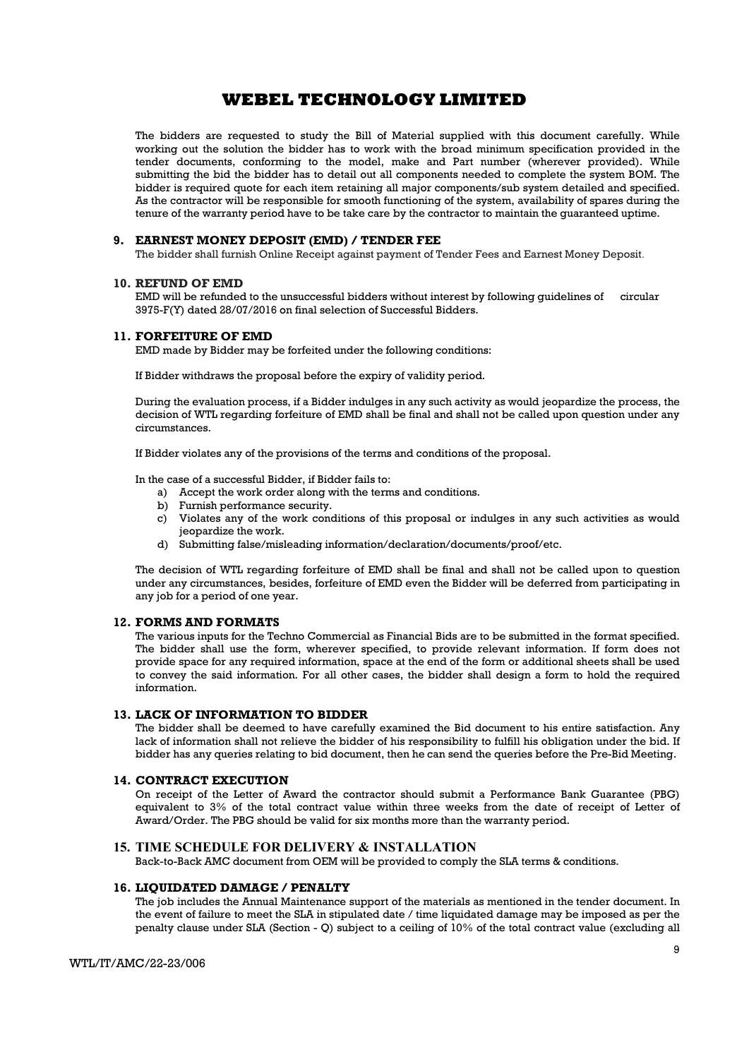The bidders are requested to study the Bill of Material supplied with this document carefully. While working out the solution the bidder has to work with the broad minimum specification provided in the tender documents, conforming to the model, make and Part number (wherever provided). While submitting the bid the bidder has to detail out all components needed to complete the system BOM. The bidder is required quote for each item retaining all major components/sub system detailed and specified. As the contractor will be responsible for smooth functioning of the system, availability of spares during the tenure of the warranty period have to be take care by the contractor to maintain the guaranteed uptime.

### 9. EARNEST MONEY DEPOSIT (EMD) / TENDER FEE

The bidder shall furnish Online Receipt against payment of Tender Fees and Earnest Money Deposit.

### 10. REFUND OF EMD

EMD will be refunded to the unsuccessful bidders without interest by following guidelines of circular 3975-F(Y) dated 28/07/2016 on final selection of Successful Bidders.

### 11. FORFEITURE OF EMD

EMD made by Bidder may be forfeited under the following conditions:

If Bidder withdraws the proposal before the expiry of validity period.

During the evaluation process, if a Bidder indulges in any such activity as would jeopardize the process, the decision of WTL regarding forfeiture of EMD shall be final and shall not be called upon question under any circumstances.

If Bidder violates any of the provisions of the terms and conditions of the proposal.

In the case of a successful Bidder, if Bidder fails to:

a) Accept the work order along with the terms and conditions.
b) Furnish performance security.
c) Violates any of the work conditions of this proposal or indulges in any such activities as would jeopardize the work.
d) Submitting false/misleading information/declaration/documents/proof/etc.

The decision of WTL regarding forfeiture of EMD shall be final and shall not be called upon to question under any circumstances, besides, forfeiture of EMD even the Bidder will be deferred from participating in any job for a period of one year.

### 12. FORMS AND FORMATS

The various inputs for the Techno Commercial as Financial Bids are to be submitted in the format specified. The bidder shall use the form, wherever specified, to provide relevant information. If form does not provide space for any required information, space at the end of the form or additional sheets shall be used to convey the said information. For all other cases, the bidder shall design a form to hold the required information.

### 13. LACK OF INFORMATION TO BIDDER

The bidder shall be deemed to have carefully examined the Bid document to his entire satisfaction. Any lack of information shall not relieve the bidder of his responsibility to fulfill his obligation under the bid. If bidder has any queries relating to bid document, then he can send the queries before the Pre-Bid Meeting.

### 14. CONTRACT EXECUTION

On receipt of the Letter of Award the contractor should submit a Performance Bank Guarantee (PBG) equivalent to 3% of the total contract value within three weeks from the date of receipt of Letter of Award/Order. The PBG should be valid for six months more than the warranty period.

### 15. TIME SCHEDULE FOR DELIVERY & INSTALLATION

Back-to-Back AMC document from OEM will be provided to comply the SLA terms & conditions.

### 16. LIQUIDATED DAMAGE / PENALTY

The job includes the Annual Maintenance support of the materials as mentioned in the tender document. In the event of failure to meet the SLA in stipulated date / time liquidated damage may be imposed as per the penalty clause under SLA (Section - Q) subject to a ceiling of 10% of the total contract value (excluding all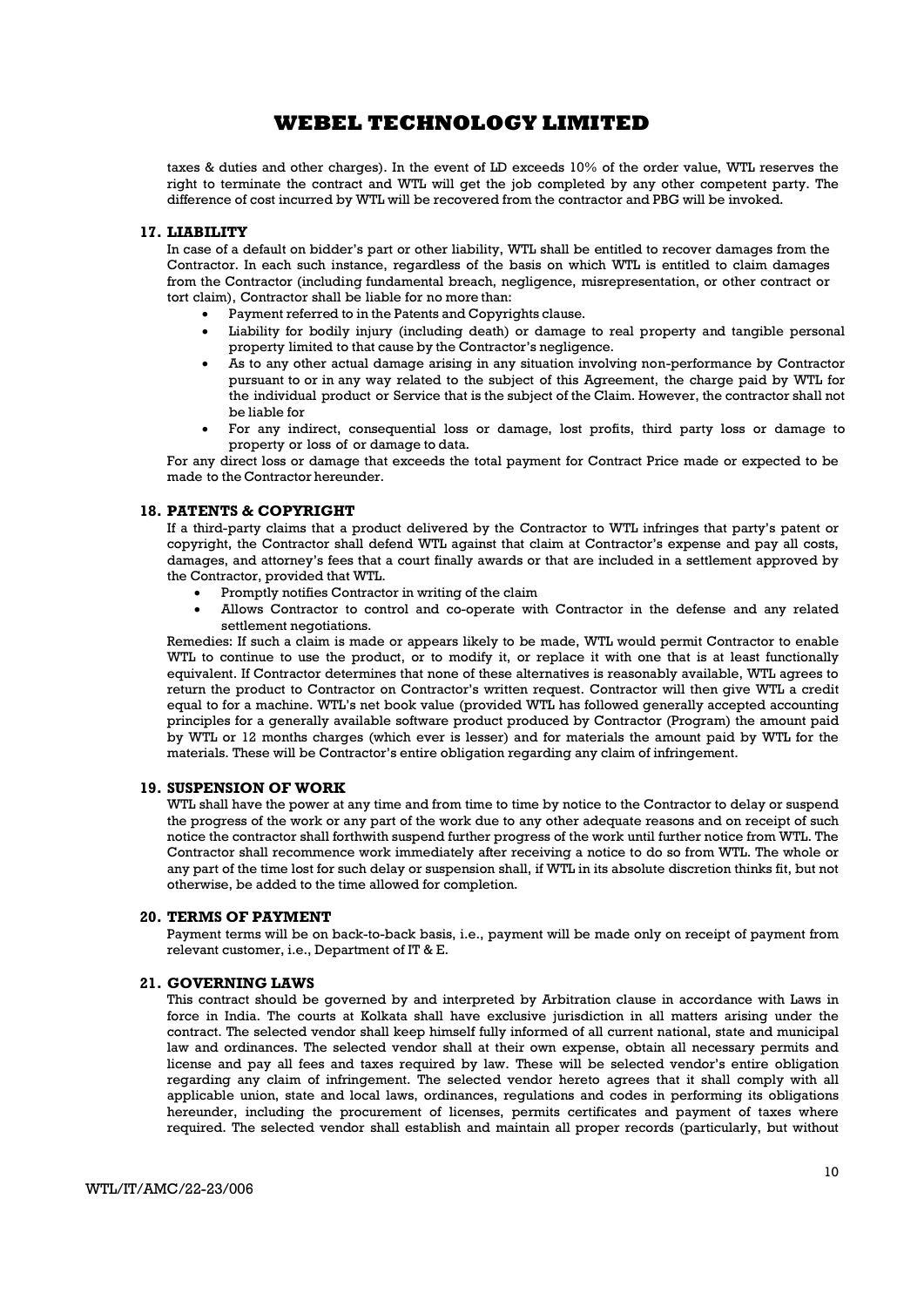taxes & duties and other charges). In the event of LD exceeds 10% of the order value, WTL reserves the right to terminate the contract and WTL will get the job completed by any other competent party. The difference of cost incurred by WTL will be recovered from the contractor and PBG will be invoked.

## 17. LIABILITY

In case of a default on bidder's part or other liability, WTL shall be entitled to recover damages from the Contractor. In each such instance, regardless of the basis on which WTL is entitled to claim damages from the Contractor (including fundamental breach, negligence, misrepresentation, or other contract or tort claim), Contractor shall be liable for no more than:

- Payment referred to in the Patents and Copyrights clause.
- Liability for bodily injury (including death) or damage to real property and tangible personal property limited to that cause by the Contractor's negligence.
- As to any other actual damage arising in any situation involving non-performance by Contractor pursuant to or in any way related to the subject of this Agreement, the charge paid by WTL for the individual product or Service that is the subject of the Claim. However, the contractor shall not be liable for
- For any indirect, consequential loss or damage, lost profits, third party loss or damage to property or loss of or damage to data.

For any direct loss or damage that exceeds the total payment for Contract Price made or expected to be made to the Contractor hereunder.

## 18. PATENTS & COPYRIGHT

If a third-party claims that a product delivered by the Contractor to WTL infringes that party's patent or copyright, the Contractor shall defend WTL against that claim at Contractor's expense and pay all costs, damages, and attorney's fees that a court finally awards or that are included in a settlement approved by the Contractor, provided that WTL.

- Promptly notifies Contractor in writing of the claim
- Allows Contractor to control and co-operate with Contractor in the defense and any related settlement negotiations.

Remedies: If such a claim is made or appears likely to be made, WTL would permit Contractor to enable WTL to continue to use the product, or to modify it, or replace it with one that is at least functionally equivalent. If Contractor determines that none of these alternatives is reasonably available, WTL agrees to return the product to Contractor on Contractor's written request. Contractor will then give WTL a credit equal to for a machine. WTL's net book value (provided WTL has followed generally accepted accounting principles for a generally available software product produced by Contractor (Program) the amount paid by WTL or 12 months charges (which ever is lesser) and for materials the amount paid by WTL for the materials. These will be Contractor's entire obligation regarding any claim of infringement.

## 19. SUSPENSION OF WORK

WTL shall have the power at any time and from time to time by notice to the Contractor to delay or suspend the progress of the work or any part of the work due to any other adequate reasons and on receipt of such notice the contractor shall forthwith suspend further progress of the work until further notice from WTL. The Contractor shall recommence work immediately after receiving a notice to do so from WTL. The whole or any part of the time lost for such delay or suspension shall, if WTL in its absolute discretion thinks fit, but not otherwise, be added to the time allowed for completion.

## 20. TERMS OF PAYMENT

Payment terms will be on back-to-back basis, i.e., payment will be made only on receipt of payment from relevant customer, i.e., Department of IT & E.

## 21. GOVERNING LAWS

This contract should be governed by and interpreted by Arbitration clause in accordance with Laws in force in India. The courts at Kolkata shall have exclusive jurisdiction in all matters arising under the contract. The selected vendor shall keep himself fully informed of all current national, state and municipal law and ordinances. The selected vendor shall at their own expense, obtain all necessary permits and license and pay all fees and taxes required by law. These will be selected vendor's entire obligation regarding any claim of infringement. The selected vendor hereto agrees that it shall comply with all applicable union, state and local laws, ordinances, regulations and codes in performing its obligations hereunder, including the procurement of licenses, permits certificates and payment of taxes where required. The selected vendor shall establish and maintain all proper records (particularly, but without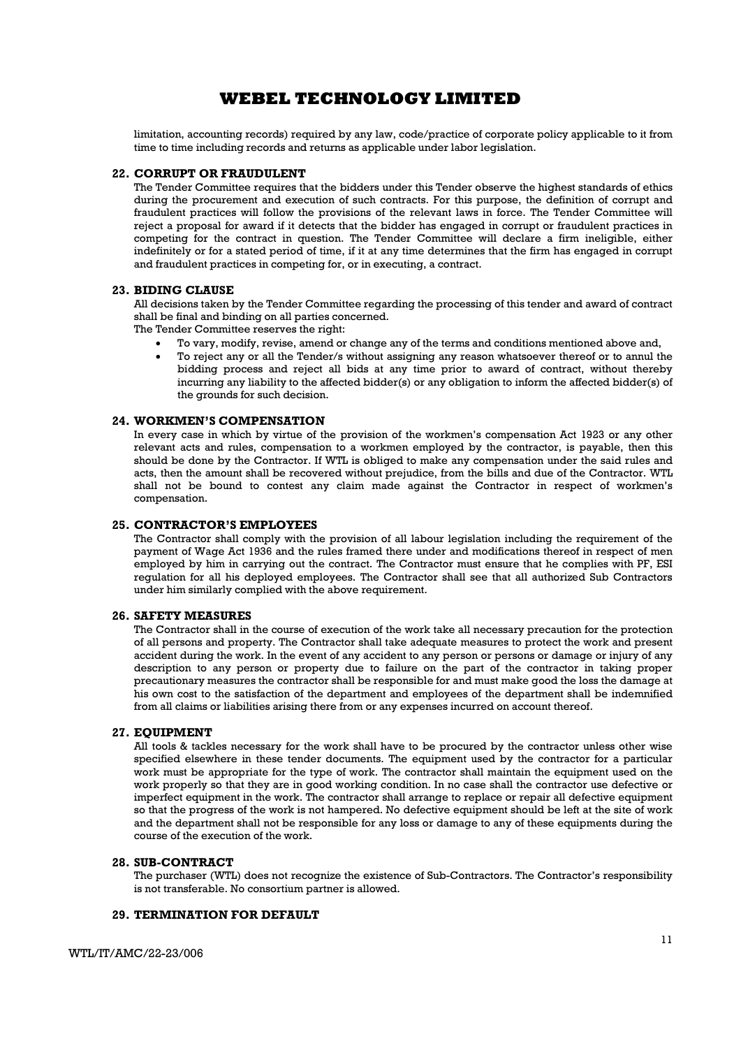limitation, accounting records) required by any law, code/practice of corporate policy applicable to it from time to time including records and returns as applicable under labor legislation.

### 22. CORRUPT OR FRAUDULENT

The Tender Committee requires that the bidders under this Tender observe the highest standards of ethics during the procurement and execution of such contracts. For this purpose, the definition of corrupt and fraudulent practices will follow the provisions of the relevant laws in force. The Tender Committee will reject a proposal for award if it detects that the bidder has engaged in corrupt or fraudulent practices in competing for the contract in question. The Tender Committee will declare a firm ineligible, either indefinitely or for a stated period of time, if it at any time determines that the firm has engaged in corrupt and fraudulent practices in competing for, or in executing, a contract.

### 23. BIDING CLAUSE

All decisions taken by the Tender Committee regarding the processing of this tender and award of contract shall be final and binding on all parties concerned.

The Tender Committee reserves the right:

- To vary, modify, revise, amend or change any of the terms and conditions mentioned above and,
- To reject any or all the Tender/s without assigning any reason whatsoever thereof or to annul the bidding process and reject all bids at any time prior to award of contract, without thereby incurring any liability to the affected bidder(s) or any obligation to inform the affected bidder(s) of the grounds for such decision.

### 24. WORKMEN'S COMPENSATION

In every case in which by virtue of the provision of the workmen's compensation Act 1923 or any other relevant acts and rules, compensation to a workmen employed by the contractor, is payable, then this should be done by the Contractor. If WTL is obliged to make any compensation under the said rules and acts, then the amount shall be recovered without prejudice, from the bills and due of the Contractor. WTL shall not be bound to contest any claim made against the Contractor in respect of workmen's compensation.

### 25. CONTRACTOR'S EMPLOYEES

The Contractor shall comply with the provision of all labour legislation including the requirement of the payment of Wage Act 1936 and the rules framed there under and modifications thereof in respect of men employed by him in carrying out the contract. The Contractor must ensure that he complies with PF, ESI regulation for all his deployed employees. The Contractor shall see that all authorized Sub Contractors under him similarly complied with the above requirement.

### 26. SAFETY MEASURES

The Contractor shall in the course of execution of the work take all necessary precaution for the protection of all persons and property. The Contractor shall take adequate measures to protect the work and present accident during the work. In the event of any accident to any person or persons or damage or injury of any description to any person or property due to failure on the part of the contractor in taking proper precautionary measures the contractor shall be responsible for and must make good the loss the damage at his own cost to the satisfaction of the department and employees of the department shall be indemnified from all claims or liabilities arising there from or any expenses incurred on account thereof.

### 27. EQUIPMENT

All tools & tackles necessary for the work shall have to be procured by the contractor unless other wise specified elsewhere in these tender documents. The equipment used by the contractor for a particular work must be appropriate for the type of work. The contractor shall maintain the equipment used on the work properly so that they are in good working condition. In no case shall the contractor use defective or imperfect equipment in the work. The contractor shall arrange to replace or repair all defective equipment so that the progress of the work is not hampered. No defective equipment should be left at the site of work and the department shall not be responsible for any loss or damage to any of these equipments during the course of the execution of the work.

### 28. SUB-CONTRACT

The purchaser (WTL) does not recognize the existence of Sub-Contractors. The Contractor's responsibility is not transferable. No consortium partner is allowed.

### 29. TERMINATION FOR DEFAULT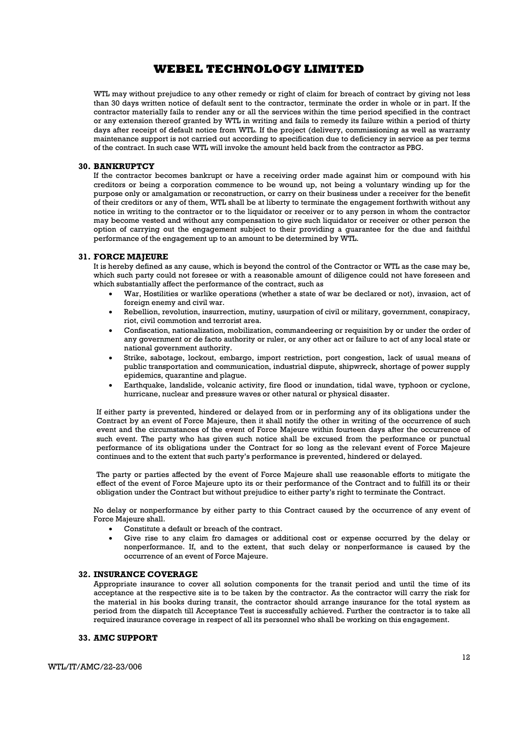WTL may without prejudice to any other remedy or right of claim for breach of contract by giving not less than 30 days written notice of default sent to the contractor, terminate the order in whole or in part. If the contractor materially fails to render any or all the services within the time period specified in the contract or any extension thereof granted by WTL in writing and fails to remedy its failure within a period of thirty days after receipt of default notice from WTL. If the project (delivery, commissioning as well as warranty maintenance support is not carried out according to specification due to deficiency in service as per terms of the contract. In such case WTL will invoke the amount held back from the contractor as PBG.

### 30. BANKRUPTCY

If the contractor becomes bankrupt or have a receiving order made against him or compound with his creditors or being a corporation commence to be wound up, not being a voluntary winding up for the purpose only or amalgamation or reconstruction, or carry on their business under a receiver for the benefit of their creditors or any of them, WTL shall be at liberty to terminate the engagement forthwith without any notice in writing to the contractor or to the liquidator or receiver or to any person in whom the contractor may become vested and without any compensation to give such liquidator or receiver or other person the option of carrying out the engagement subject to their providing a guarantee for the due and faithful performance of the engagement up to an amount to be determined by WTL.

### 31. FORCE MAJEURE

It is hereby defined as any cause, which is beyond the control of the Contractor or WTL as the case may be, which such party could not foresee or with a reasonable amount of diligence could not have foreseen and which substantially affect the performance of the contract, such as

- War, Hostilities or warlike operations (whether a state of war be declared or not), invasion, act of foreign enemy and civil war.
- Rebellion, revolution, insurrection, mutiny, usurpation of civil or military, government, conspiracy, riot, civil commotion and terrorist area.
- Confiscation, nationalization, mobilization, commandeering or requisition by or under the order of any government or de facto authority or ruler, or any other act or failure to act of any local state or national government authority.
- Strike, sabotage, lockout, embargo, import restriction, port congestion, lack of usual means of public transportation and communication, industrial dispute, shipwreck, shortage of power supply epidemics, quarantine and plague.
- Earthquake, landslide, volcanic activity, fire flood or inundation, tidal wave, typhoon or cyclone, hurricane, nuclear and pressure waves or other natural or physical disaster.

If either party is prevented, hindered or delayed from or in performing any of its obligations under the Contract by an event of Force Majeure, then it shall notify the other in writing of the occurrence of such event and the circumstances of the event of Force Majeure within fourteen days after the occurrence of such event. The party who has given such notice shall be excused from the performance or punctual performance of its obligations under the Contract for so long as the relevant event of Force Majeure continues and to the extent that such party's performance is prevented, hindered or delayed.

The party or parties affected by the event of Force Majeure shall use reasonable efforts to mitigate the effect of the event of Force Majeure upto its or their performance of the Contract and to fulfill its or their obligation under the Contract but without prejudice to either party's right to terminate the Contract.

No delay or nonperformance by either party to this Contract caused by the occurrence of any event of Force Majeure shall.

- Constitute a default or breach of the contract.
- Give rise to any claim fro damages or additional cost or expense occurred by the delay or nonperformance. If, and to the extent, that such delay or nonperformance is caused by the occurrence of an event of Force Majeure.

### 32. INSURANCE COVERAGE

Appropriate insurance to cover all solution components for the transit period and until the time of its acceptance at the respective site is to be taken by the contractor. As the contractor will carry the risk for the material in his books during transit, the contractor should arrange insurance for the total system as period from the dispatch till Acceptance Test is successfully achieved. Further the contractor is to take all required insurance coverage in respect of all its personnel who shall be working on this engagement.

### 33. AMC SUPPORT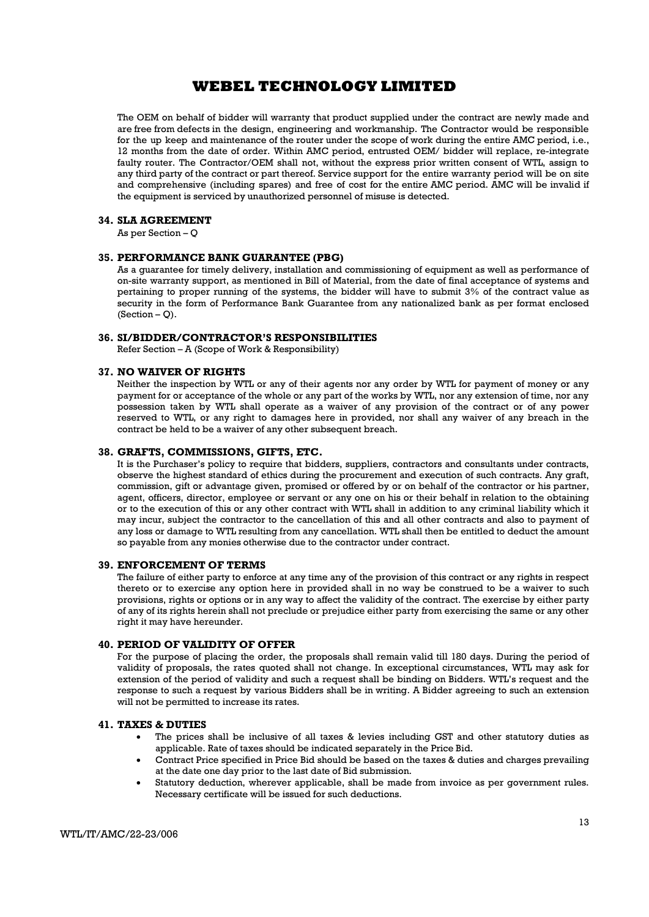The OEM on behalf of bidder will warranty that product supplied under the contract are newly made and are free from defects in the design, engineering and workmanship. The Contractor would be responsible for the up keep and maintenance of the router under the scope of work during the entire AMC period, i.e., 12 months from the date of order. Within AMC period, entrusted OEM/ bidder will replace, re-integrate faulty router. The Contractor/OEM shall not, without the express prior written consent of WTL, assign to any third party of the contract or part thereof. Service support for the entire warranty period will be on site and comprehensive (including spares) and free of cost for the entire AMC period. AMC will be invalid if the equipment is serviced by unauthorized personnel of misuse is detected.

### 34. SLA AGREEMENT

As per Section – Q

### 35. PERFORMANCE BANK GUARANTEE (PBG)

As a guarantee for timely delivery, installation and commissioning of equipment as well as performance of on-site warranty support, as mentioned in Bill of Material, from the date of final acceptance of systems and pertaining to proper running of the systems, the bidder will have to submit 3% of the contract value as security in the form of Performance Bank Guarantee from any nationalized bank as per format enclosed (Section – Q).

### 36. SI/BIDDER/CONTRACTOR'S RESPONSIBILITIES

Refer Section – A (Scope of Work & Responsibility)

### 37. NO WAIVER OF RIGHTS

Neither the inspection by WTL or any of their agents nor any order by WTL for payment of money or any payment for or acceptance of the whole or any part of the works by WTL, nor any extension of time, nor any possession taken by WTL shall operate as a waiver of any provision of the contract or of any power reserved to WTL, or any right to damages here in provided, nor shall any waiver of any breach in the contract be held to be a waiver of any other subsequent breach.

### 38. GRAFTS, COMMISSIONS, GIFTS, ETC.

It is the Purchaser's policy to require that bidders, suppliers, contractors and consultants under contracts, observe the highest standard of ethics during the procurement and execution of such contracts. Any graft, commission, gift or advantage given, promised or offered by or on behalf of the contractor or his partner, agent, officers, director, employee or servant or any one on his or their behalf in relation to the obtaining or to the execution of this or any other contract with WTL shall in addition to any criminal liability which it may incur, subject the contractor to the cancellation of this and all other contracts and also to payment of any loss or damage to WTL resulting from any cancellation. WTL shall then be entitled to deduct the amount so payable from any monies otherwise due to the contractor under contract.

### 39. ENFORCEMENT OF TERMS

The failure of either party to enforce at any time any of the provision of this contract or any rights in respect thereto or to exercise any option here in provided shall in no way be construed to be a waiver to such provisions, rights or options or in any way to affect the validity of the contract. The exercise by either party of any of its rights herein shall not preclude or prejudice either party from exercising the same or any other right it may have hereunder.

### 40. PERIOD OF VALIDITY OF OFFER

For the purpose of placing the order, the proposals shall remain valid till 180 days. During the period of validity of proposals, the rates quoted shall not change. In exceptional circumstances, WTL may ask for extension of the period of validity and such a request shall be binding on Bidders. WTL's request and the response to such a request by various Bidders shall be in writing. A Bidder agreeing to such an extension will not be permitted to increase its rates.

### 41. TAXES & DUTIES

- The prices shall be inclusive of all taxes & levies including GST and other statutory duties as applicable. Rate of taxes should be indicated separately in the Price Bid.
- Contract Price specified in Price Bid should be based on the taxes & duties and charges prevailing at the date one day prior to the last date of Bid submission.
- Statutory deduction, wherever applicable, shall be made from invoice as per government rules. Necessary certificate will be issued for such deductions.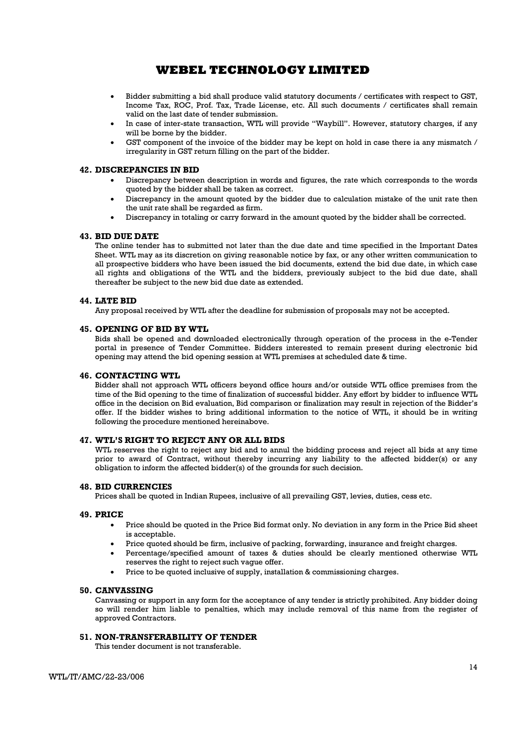- Bidder submitting a bid shall produce valid statutory documents / certificates with respect to GST, Income Tax, ROC, Prof. Tax, Trade License, etc. All such documents / certificates shall remain valid on the last date of tender submission.
- In case of inter-state transaction, WTL will provide "Waybill". However, statutory charges, if any will be borne by the bidder.
- GST component of the invoice of the bidder may be kept on hold in case there ia any mismatch / irregularity in GST return filling on the part of the bidder.

### 42. DISCREPANCIES IN BID

- Discrepancy between description in words and figures, the rate which corresponds to the words quoted by the bidder shall be taken as correct.
- Discrepancy in the amount quoted by the bidder due to calculation mistake of the unit rate then the unit rate shall be regarded as firm.
- Discrepancy in totaling or carry forward in the amount quoted by the bidder shall be corrected.

### 43. BID DUE DATE

The online tender has to submitted not later than the due date and time specified in the Important Dates Sheet. WTL may as its discretion on giving reasonable notice by fax, or any other written communication to all prospective bidders who have been issued the bid documents, extend the bid due date, in which case all rights and obligations of the WTL and the bidders, previously subject to the bid due date, shall thereafter be subject to the new bid due date as extended.

### 44. LATE BID

Any proposal received by WTL after the deadline for submission of proposals may not be accepted.

### 45. OPENING OF BID BY WTL

Bids shall be opened and downloaded electronically through operation of the process in the e-Tender portal in presence of Tender Committee. Bidders interested to remain present during electronic bid opening may attend the bid opening session at WTL premises at scheduled date & time.

### 46. CONTACTING WTL

Bidder shall not approach WTL officers beyond office hours and/or outside WTL office premises from the time of the Bid opening to the time of finalization of successful bidder. Any effort by bidder to influence WTL office in the decision on Bid evaluation, Bid comparison or finalization may result in rejection of the Bidder's offer. If the bidder wishes to bring additional information to the notice of WTL, it should be in writing following the procedure mentioned hereinabove.

### 47. WTL'S RIGHT TO REJECT ANY OR ALL BIDS

WTL reserves the right to reject any bid and to annul the bidding process and reject all bids at any time prior to award of Contract, without thereby incurring any liability to the affected bidder(s) or any obligation to inform the affected bidder(s) of the grounds for such decision.

### 48. BID CURRENCIES

Prices shall be quoted in Indian Rupees, inclusive of all prevailing GST, levies, duties, cess etc.

### 49. PRICE

- Price should be quoted in the Price Bid format only. No deviation in any form in the Price Bid sheet is acceptable.
- Price quoted should be firm, inclusive of packing, forwarding, insurance and freight charges.
- Percentage/specified amount of taxes & duties should be clearly mentioned otherwise WTL reserves the right to reject such vague offer.
- Price to be quoted inclusive of supply, installation & commissioning charges.

### 50. CANVASSING

Canvassing or support in any form for the acceptance of any tender is strictly prohibited. Any bidder doing so will render him liable to penalties, which may include removal of this name from the register of approved Contractors.

### 51. NON-TRANSFERABILITY OF TENDER

This tender document is not transferable.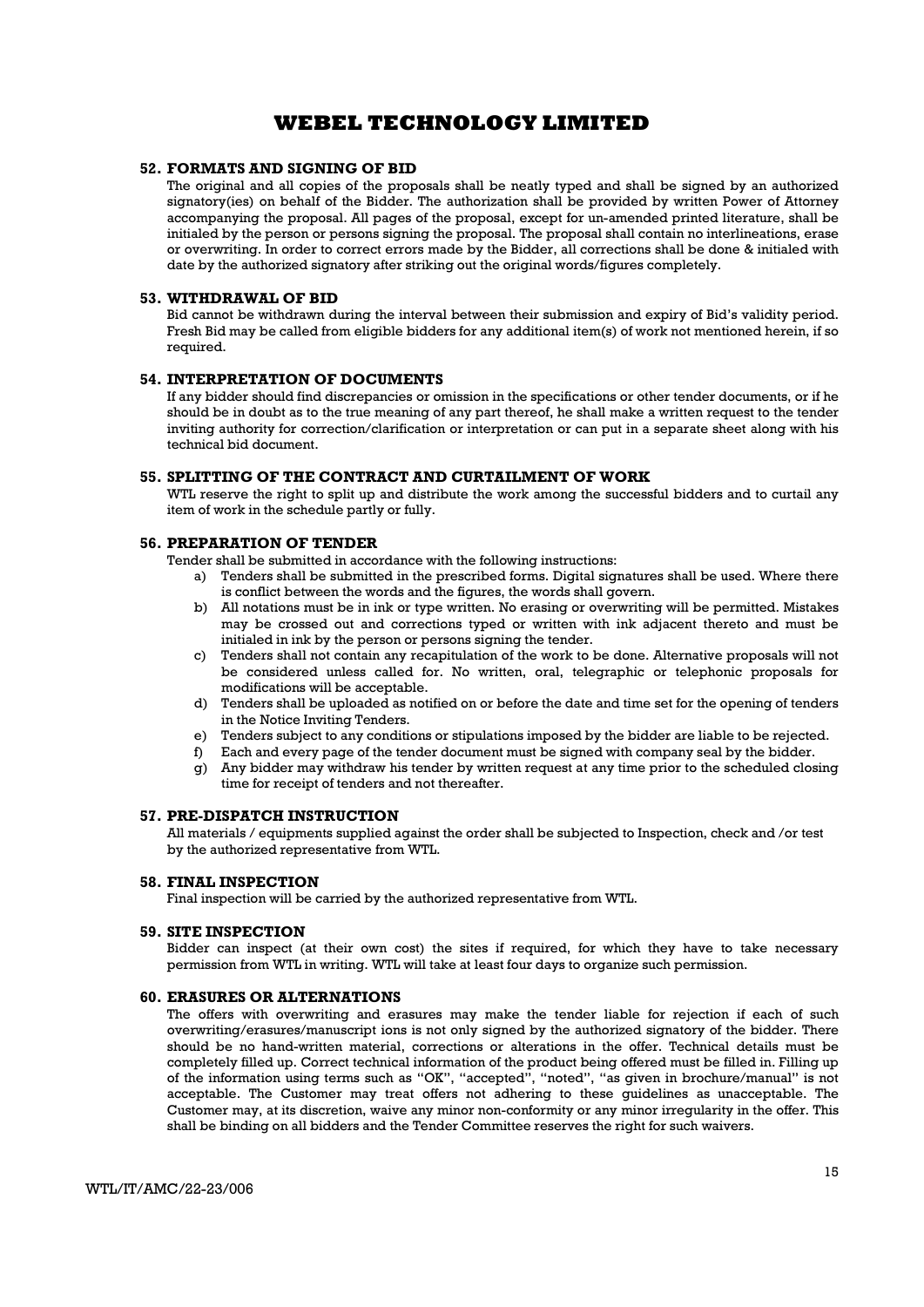# WEBEL TECHNOLOGY LIMITED

### 52. FORMATS AND SIGNING OF BID

The original and all copies of the proposals shall be neatly typed and shall be signed by an authorized signatory(ies) on behalf of the Bidder. The authorization shall be provided by written Power of Attorney accompanying the proposal. All pages of the proposal, except for un-amended printed literature, shall be initialed by the person or persons signing the proposal. The proposal shall contain no interlineations, erase or overwriting. In order to correct errors made by the Bidder, all corrections shall be done & initialed with date by the authorized signatory after striking out the original words/figures completely.

### 53. WITHDRAWAL OF BID

Bid cannot be withdrawn during the interval between their submission and expiry of Bid's validity period. Fresh Bid may be called from eligible bidders for any additional item(s) of work not mentioned herein, if so required.

### 54. INTERPRETATION OF DOCUMENTS

If any bidder should find discrepancies or omission in the specifications or other tender documents, or if he should be in doubt as to the true meaning of any part thereof, he shall make a written request to the tender inviting authority for correction/clarification or interpretation or can put in a separate sheet along with his technical bid document.

### 55. SPLITTING OF THE CONTRACT AND CURTAILMENT OF WORK

WTL reserve the right to split up and distribute the work among the successful bidders and to curtail any item of work in the schedule partly or fully.

### 56. PREPARATION OF TENDER

Tender shall be submitted in accordance with the following instructions:

a) Tenders shall be submitted in the prescribed forms. Digital signatures shall be used. Where there is conflict between the words and the figures, the words shall govern.
b) All notations must be in ink or type written. No erasing or overwriting will be permitted. Mistakes may be crossed out and corrections typed or written with ink adjacent thereto and must be initialed in ink by the person or persons signing the tender.
c) Tenders shall not contain any recapitulation of the work to be done. Alternative proposals will not be considered unless called for. No written, oral, telegraphic or telephonic proposals for modifications will be acceptable.
d) Tenders shall be uploaded as notified on or before the date and time set for the opening of tenders in the Notice Inviting Tenders.
e) Tenders subject to any conditions or stipulations imposed by the bidder are liable to be rejected.
f) Each and every page of the tender document must be signed with company seal by the bidder.
g) Any bidder may withdraw his tender by written request at any time prior to the scheduled closing time for receipt of tenders and not thereafter.

### 57. PRE-DISPATCH INSTRUCTION

All materials / equipments supplied against the order shall be subjected to Inspection, check and /or test by the authorized representative from WTL.

### 58. FINAL INSPECTION

Final inspection will be carried by the authorized representative from WTL.

### 59. SITE INSPECTION

Bidder can inspect (at their own cost) the sites if required, for which they have to take necessary permission from WTL in writing. WTL will take at least four days to organize such permission.

### 60. ERASURES OR ALTERNATIONS

The offers with overwriting and erasures may make the tender liable for rejection if each of such overwriting/erasures/manuscript ions is not only signed by the authorized signatory of the bidder. There should be no hand-written material, corrections or alterations in the offer. Technical details must be completely filled up. Correct technical information of the product being offered must be filled in. Filling up of the information using terms such as "OK", "accepted", "noted", "as given in brochure/manual" is not acceptable. The Customer may treat offers not adhering to these guidelines as unacceptable. The Customer may, at its discretion, waive any minor non-conformity or any minor irregularity in the offer. This shall be binding on all bidders and the Tender Committee reserves the right for such waivers.

WTL/IT/AMC/22-23/006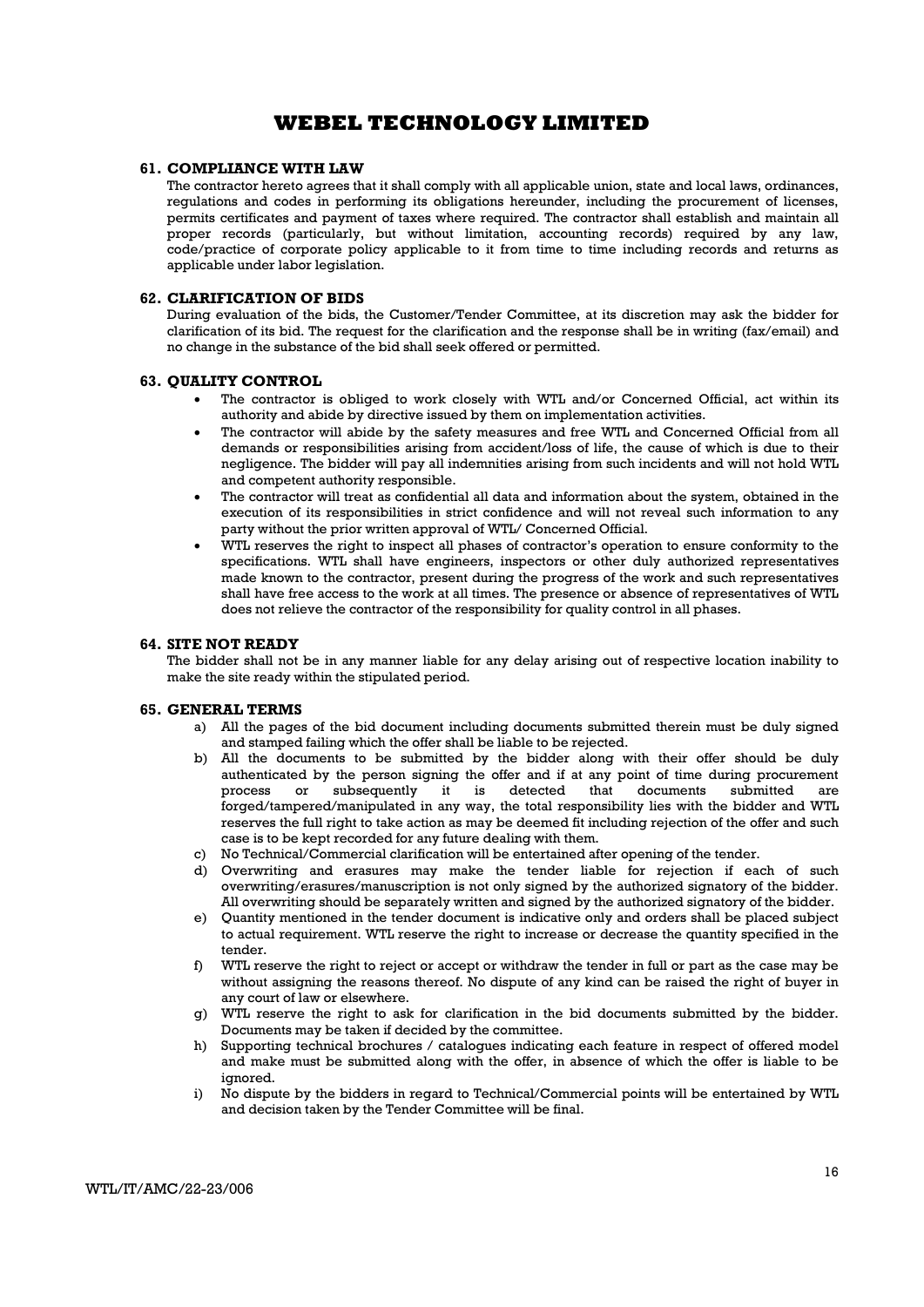## 61. COMPLIANCE WITH LAW

The contractor hereto agrees that it shall comply with all applicable union, state and local laws, ordinances, regulations and codes in performing its obligations hereunder, including the procurement of licenses, permits certificates and payment of taxes where required. The contractor shall establish and maintain all proper records (particularly, but without limitation, accounting records) required by any law, code/practice of corporate policy applicable to it from time to time including records and returns as applicable under labor legislation.

## 62. CLARIFICATION OF BIDS

During evaluation of the bids, the Customer/Tender Committee, at its discretion may ask the bidder for clarification of its bid. The request for the clarification and the response shall be in writing (fax/email) and no change in the substance of the bid shall seek offered or permitted.

## 63. QUALITY CONTROL

- The contractor is obliged to work closely with WTL and/or Concerned Official, act within its authority and abide by directive issued by them on implementation activities.
- The contractor will abide by the safety measures and free WTL and Concerned Official from all demands or responsibilities arising from accident/loss of life, the cause of which is due to their negligence. The bidder will pay all indemnities arising from such incidents and will not hold WTL and competent authority responsible.
- The contractor will treat as confidential all data and information about the system, obtained in the execution of its responsibilities in strict confidence and will not reveal such information to any party without the prior written approval of WTL/ Concerned Official.
- WTL reserves the right to inspect all phases of contractor's operation to ensure conformity to the specifications. WTL shall have engineers, inspectors or other duly authorized representatives made known to the contractor, present during the progress of the work and such representatives shall have free access to the work at all times. The presence or absence of representatives of WTL does not relieve the contractor of the responsibility for quality control in all phases.

## 64. SITE NOT READY

The bidder shall not be in any manner liable for any delay arising out of respective location inability to make the site ready within the stipulated period.

## 65. GENERAL TERMS

a) All the pages of the bid document including documents submitted therein must be duly signed and stamped failing which the offer shall be liable to be rejected.

b) All the documents to be submitted by the bidder along with their offer should be duly authenticated by the person signing the offer and if at any point of time during procurement process or subsequently it is detected that documents submitted are forged/tampered/manipulated in any way, the total responsibility lies with the bidder and WTL reserves the full right to take action as may be deemed fit including rejection of the offer and such case is to be kept recorded for any future dealing with them.

c) No Technical/Commercial clarification will be entertained after opening of the tender.

d) Overwriting and erasures may make the tender liable for rejection if each of such overwriting/erasures/manuscription is not only signed by the authorized signatory of the bidder. All overwriting should be separately written and signed by the authorized signatory of the bidder.

e) Quantity mentioned in the tender document is indicative only and orders shall be placed subject to actual requirement. WTL reserve the right to increase or decrease the quantity specified in the tender.

f) WTL reserve the right to reject or accept or withdraw the tender in full or part as the case may be without assigning the reasons thereof. No dispute of any kind can be raised the right of buyer in any court of law or elsewhere.

g) WTL reserve the right to ask for clarification in the bid documents submitted by the bidder. Documents may be taken if decided by the committee.

h) Supporting technical brochures / catalogues indicating each feature in respect of offered model and make must be submitted along with the offer, in absence of which the offer is liable to be ignored.

i) No dispute by the bidders in regard to Technical/Commercial points will be entertained by WTL and decision taken by the Tender Committee will be final.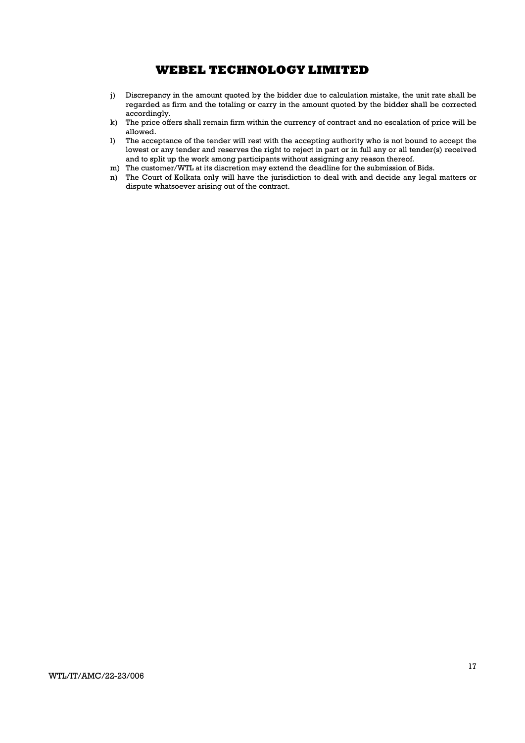j) Discrepancy in the amount quoted by the bidder due to calculation mistake, the unit rate shall be regarded as firm and the totaling or carry in the amount quoted by the bidder shall be corrected accordingly.
k) The price offers shall remain firm within the currency of contract and no escalation of price will be allowed.
l) The acceptance of the tender will rest with the accepting authority who is not bound to accept the lowest or any tender and reserves the right to reject in part or in full any or all tender(s) received and to split up the work among participants without assigning any reason thereof.
m) The customer/WTL at its discretion may extend the deadline for the submission of Bids.
n) The Court of Kolkata only will have the jurisdiction to deal with and decide any legal matters or dispute whatsoever arising out of the contract.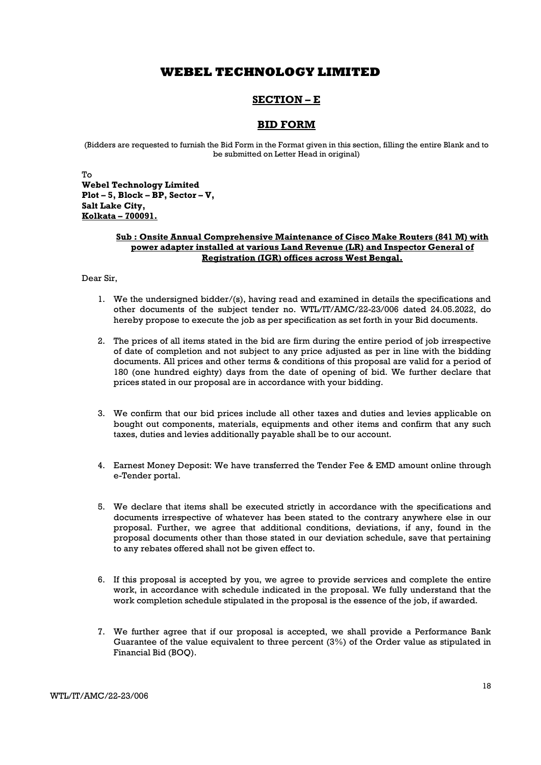# WEBEL TECHNOLOGY LIMITED

## SECTION – E

## BID FORM

(Bidders are requested to furnish the Bid Form in the Format given in this section, filling the entire Blank and to be submitted on Letter Head in original)

To
**Webel Technology Limited**
**Plot – 5, Block – BP, Sector – V,**
**Salt Lake City,**
**Kolkata – 700091.**

**Sub : Onsite Annual Comprehensive Maintenance of Cisco Make Routers (841 M) with power adapter installed at various Land Revenue (LR) and Inspector General of Registration (IGR) offices across West Bengal.**

Dear Sir,

1. We the undersigned bidder/(s), having read and examined in details the specifications and other documents of the subject tender no. WTL/IT/AMC/22-23/006 dated 24.05.2022, do hereby propose to execute the job as per specification as set forth in your Bid documents.

2. The prices of all items stated in the bid are firm during the entire period of job irrespective of date of completion and not subject to any price adjusted as per in line with the bidding documents. All prices and other terms & conditions of this proposal are valid for a period of 180 (one hundred eighty) days from the date of opening of bid. We further declare that prices stated in our proposal are in accordance with your bidding.

3. We confirm that our bid prices include all other taxes and duties and levies applicable on bought out components, materials, equipments and other items and confirm that any such taxes, duties and levies additionally payable shall be to our account.

4. Earnest Money Deposit: We have transferred the Tender Fee & EMD amount online through e-Tender portal.

5. We declare that items shall be executed strictly in accordance with the specifications and documents irrespective of whatever has been stated to the contrary anywhere else in our proposal. Further, we agree that additional conditions, deviations, if any, found in the proposal documents other than those stated in our deviation schedule, save that pertaining to any rebates offered shall not be given effect to.

6. If this proposal is accepted by you, we agree to provide services and complete the entire work, in accordance with schedule indicated in the proposal. We fully understand that the work completion schedule stipulated in the proposal is the essence of the job, if awarded.

7. We further agree that if our proposal is accepted, we shall provide a Performance Bank Guarantee of the value equivalent to three percent (3%) of the Order value as stipulated in Financial Bid (BOQ).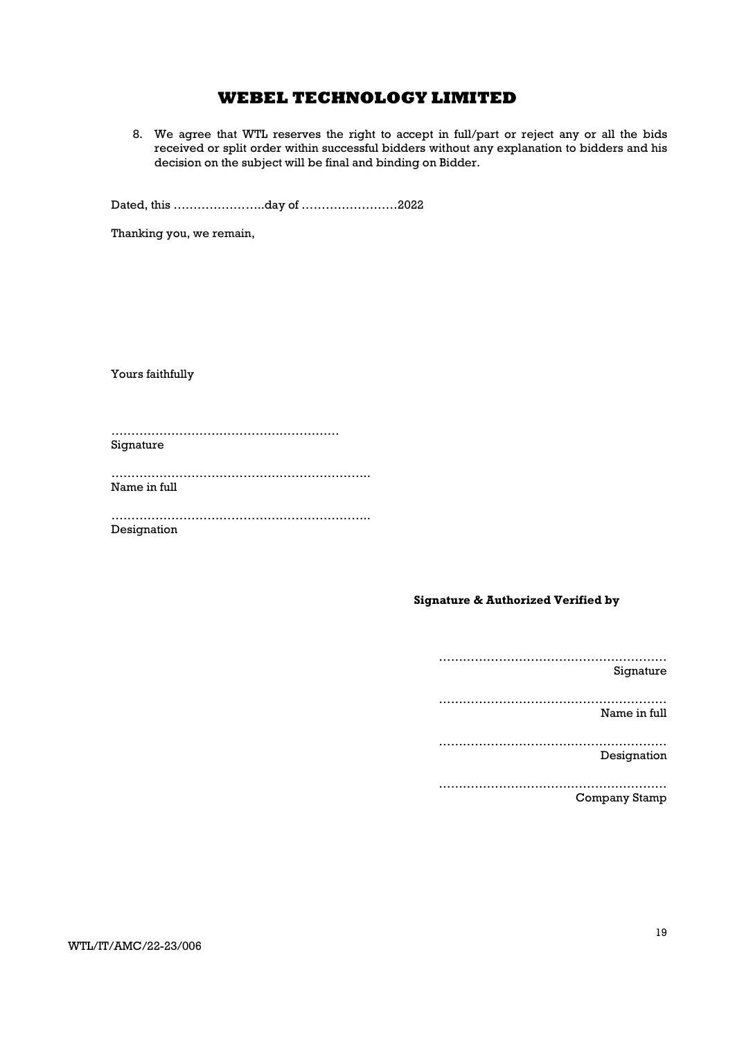8. We agree that WTL reserves the right to accept in full/part or reject any or all the bids received or split order within successful bidders without any explanation to bidders and his decision on the subject will be final and binding on Bidder.

Dated, this …………………..day of ……………………2022

Thanking you, we remain,

Yours faithfully

…………………………………………………
Signature

………………………………………………………..
Name in full

………………………………………………………..
Designation

**Signature & Authorized Verified by**

…………………………………………………
Signature

…………………………………………………
Name in full

…………………………………………………
Designation

…………………………………………………
Company Stamp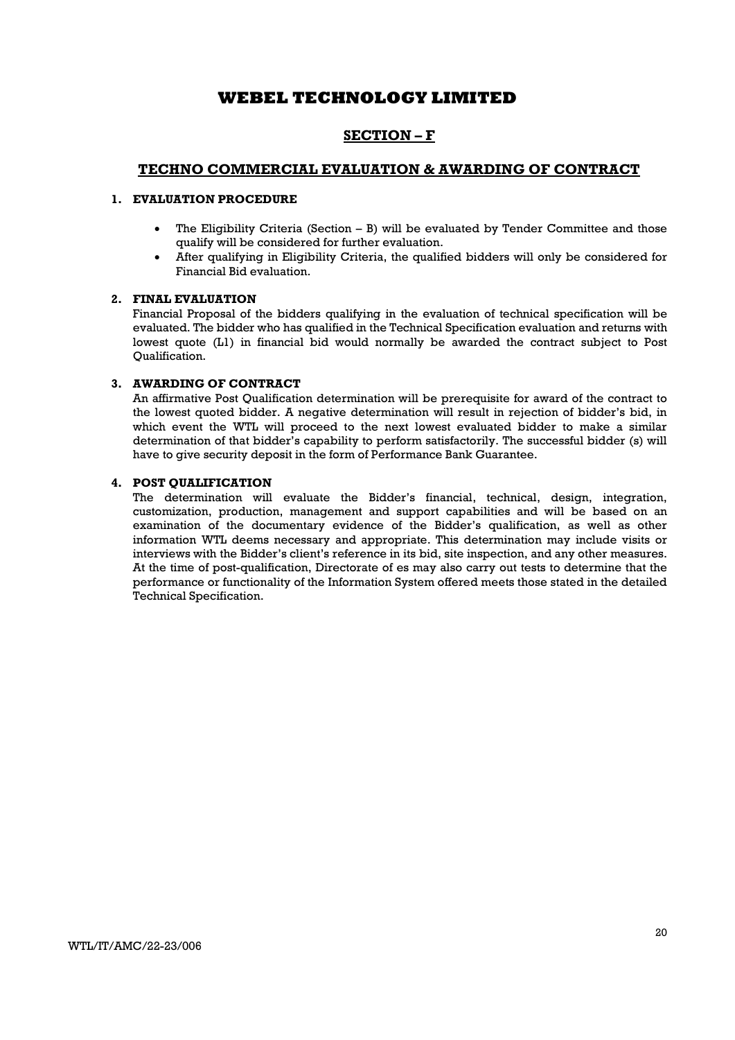# WEBEL TECHNOLOGY LIMITED

## SECTION – F

## TECHNO COMMERCIAL EVALUATION & AWARDING OF CONTRACT

### 1. EVALUATION PROCEDURE

- The Eligibility Criteria (Section – B) will be evaluated by Tender Committee and those qualify will be considered for further evaluation.
- After qualifying in Eligibility Criteria, the qualified bidders will only be considered for Financial Bid evaluation.

### 2. FINAL EVALUATION

Financial Proposal of the bidders qualifying in the evaluation of technical specification will be evaluated. The bidder who has qualified in the Technical Specification evaluation and returns with lowest quote (L1) in financial bid would normally be awarded the contract subject to Post Qualification.

### 3. AWARDING OF CONTRACT

An affirmative Post Qualification determination will be prerequisite for award of the contract to the lowest quoted bidder. A negative determination will result in rejection of bidder's bid, in which event the WTL will proceed to the next lowest evaluated bidder to make a similar determination of that bidder's capability to perform satisfactorily. The successful bidder (s) will have to give security deposit in the form of Performance Bank Guarantee.

### 4. POST QUALIFICATION

The determination will evaluate the Bidder's financial, technical, design, integration, customization, production, management and support capabilities and will be based on an examination of the documentary evidence of the Bidder's qualification, as well as other information WTL deems necessary and appropriate. This determination may include visits or interviews with the Bidder's client's reference in its bid, site inspection, and any other measures. At the time of post-qualification, Directorate of es may also carry out tests to determine that the performance or functionality of the Information System offered meets those stated in the detailed Technical Specification.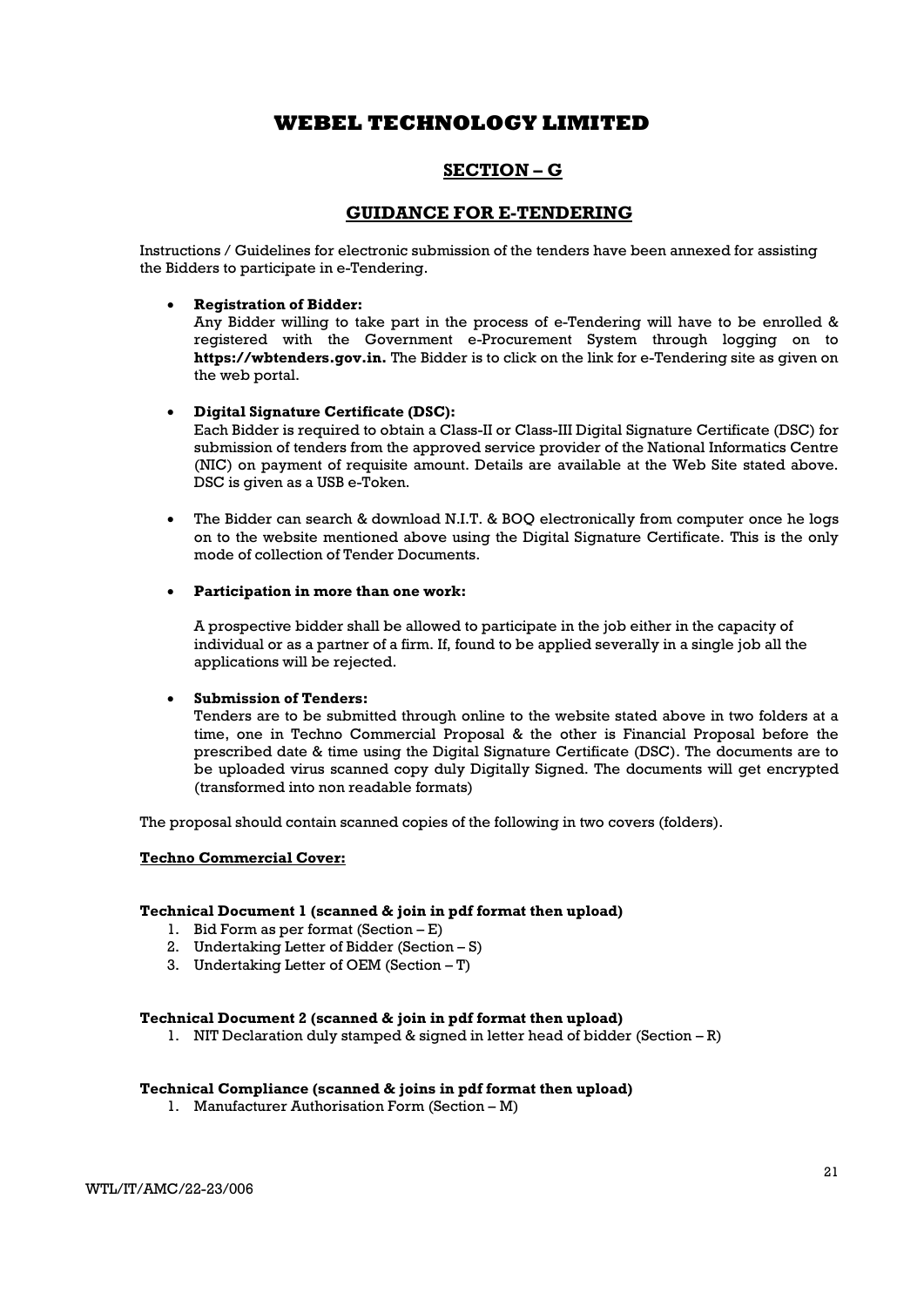# WEBEL TECHNOLOGY LIMITED

## SECTION – G

## GUIDANCE FOR E-TENDERING

Instructions / Guidelines for electronic submission of the tenders have been annexed for assisting the Bidders to participate in e-Tendering.

- **Registration of Bidder:**
  Any Bidder willing to take part in the process of e-Tendering will have to be enrolled & registered with the Government e-Procurement System through logging on to **https://wbtenders.gov.in.** The Bidder is to click on the link for e-Tendering site as given on the web portal.

- **Digital Signature Certificate (DSC):**
  Each Bidder is required to obtain a Class-II or Class-III Digital Signature Certificate (DSC) for submission of tenders from the approved service provider of the National Informatics Centre (NIC) on payment of requisite amount. Details are available at the Web Site stated above. DSC is given as a USB e-Token.

- The Bidder can search & download N.I.T. & BOQ electronically from computer once he logs on to the website mentioned above using the Digital Signature Certificate. This is the only mode of collection of Tender Documents.

- **Participation in more than one work:**

  A prospective bidder shall be allowed to participate in the job either in the capacity of individual or as a partner of a firm. If, found to be applied severally in a single job all the applications will be rejected.

- **Submission of Tenders:**
  Tenders are to be submitted through online to the website stated above in two folders at a time, one in Techno Commercial Proposal & the other is Financial Proposal before the prescribed date & time using the Digital Signature Certificate (DSC). The documents are to be uploaded virus scanned copy duly Digitally Signed. The documents will get encrypted (transformed into non readable formats)

The proposal should contain scanned copies of the following in two covers (folders).

**Techno Commercial Cover:**

**Technical Document 1 (scanned & join in pdf format then upload)**

1. Bid Form as per format (Section – E)
2. Undertaking Letter of Bidder (Section – S)
3. Undertaking Letter of OEM (Section – T)

**Technical Document 2 (scanned & join in pdf format then upload)**

1. NIT Declaration duly stamped & signed in letter head of bidder (Section – R)

**Technical Compliance (scanned & joins in pdf format then upload)**

1. Manufacturer Authorisation Form (Section – M)

WTL/IT/AMC/22-23/006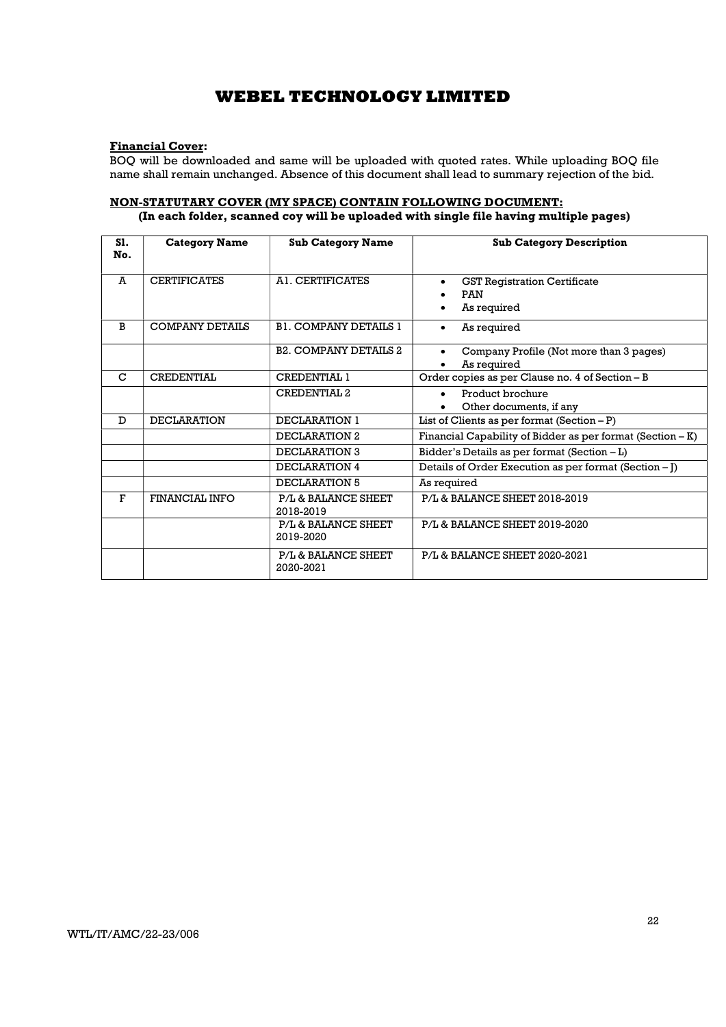# WEBEL TECHNOLOGY LIMITED

**Financial Cover:**

BOQ will be downloaded and same will be uploaded with quoted rates. While uploading BOQ file name shall remain unchanged. Absence of this document shall lead to summary rejection of the bid.

**NON-STATUTARY COVER (MY SPACE) CONTAIN FOLLOWING DOCUMENT:**

**(In each folder, scanned coy will be uploaded with single file having multiple pages)**

| Sl. No. | Category Name | Sub Category Name | Sub Category Description |
|---|---|---|---|
| A | CERTIFICATES | A1. CERTIFICATES | • GST Registration Certificate<br>• PAN<br>• As required |
| B | COMPANY DETAILS | B1. COMPANY DETAILS 1 | • As required |
| | | B2. COMPANY DETAILS 2 | • Company Profile (Not more than 3 pages)<br>• As required |
| C | CREDENTIAL | CREDENTIAL 1 | Order copies as per Clause no. 4 of Section – B |
| | | CREDENTIAL 2 | • Product brochure<br>• Other documents, if any |
| D | DECLARATION | DECLARATION 1 | List of Clients as per format (Section – P) |
| | | DECLARATION 2 | Financial Capability of Bidder as per format (Section – K) |
| | | DECLARATION 3 | Bidder's Details as per format (Section – L) |
| | | DECLARATION 4 | Details of Order Execution as per format (Section – J) |
| | | DECLARATION 5 | As required |
| F | FINANCIAL INFO | P/L & BALANCE SHEET 2018-2019 | P/L & BALANCE SHEET 2018-2019 |
| | | P/L & BALANCE SHEET 2019-2020 | P/L & BALANCE SHEET 2019-2020 |
| | | P/L & BALANCE SHEET 2020-2021 | P/L & BALANCE SHEET 2020-2021 |

WTL/IT/AMC/22-23/006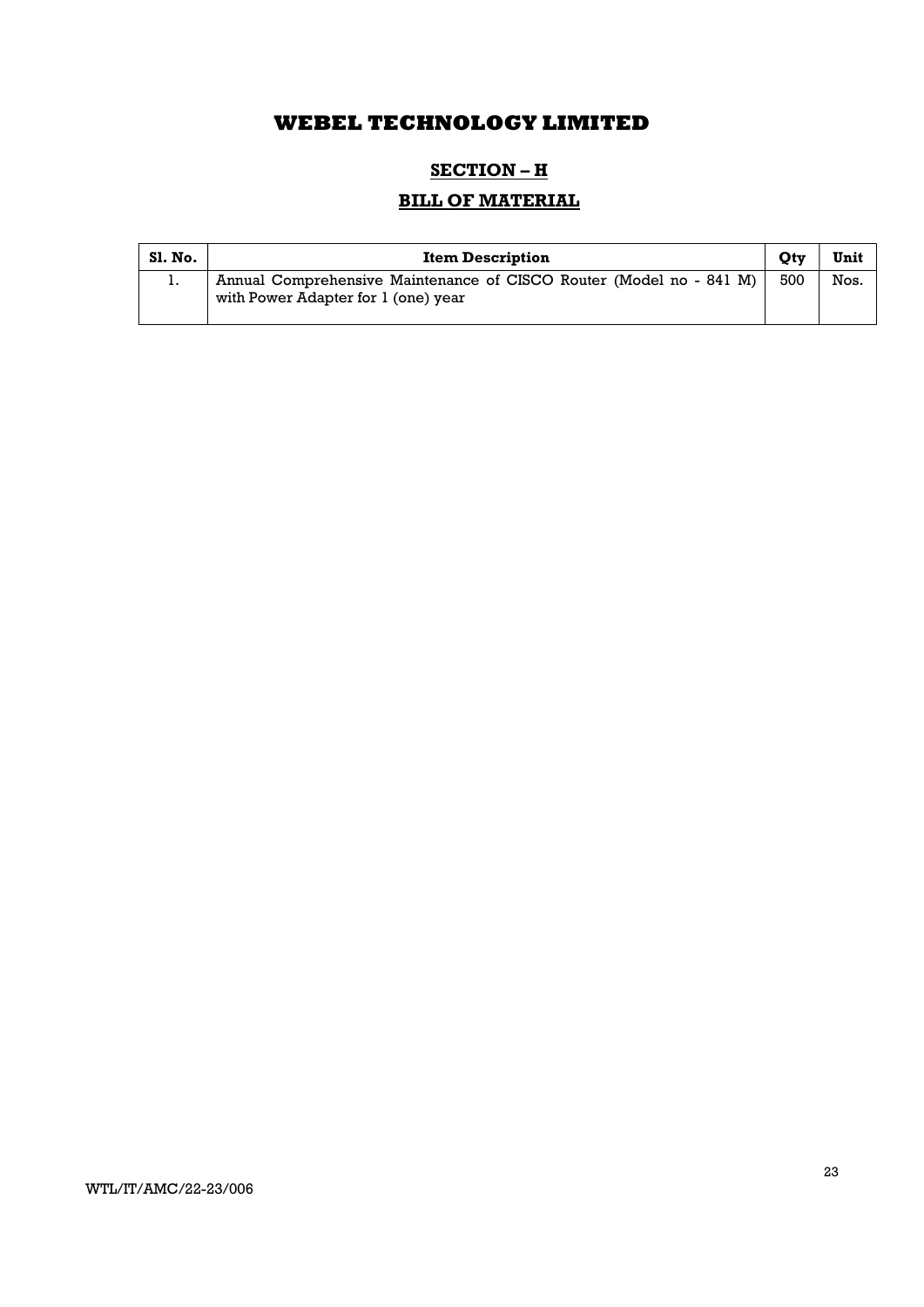# WEBEL TECHNOLOGY LIMITED

## SECTION – H

## BILL OF MATERIAL

| Sl. No. | Item Description | Qty | Unit |
|---|---|---|---|
| 1. | Annual Comprehensive Maintenance of CISCO Router (Model no - 841 M) with Power Adapter for 1 (one) year | 500 | Nos. |

WTL/IT/AMC/22-23/006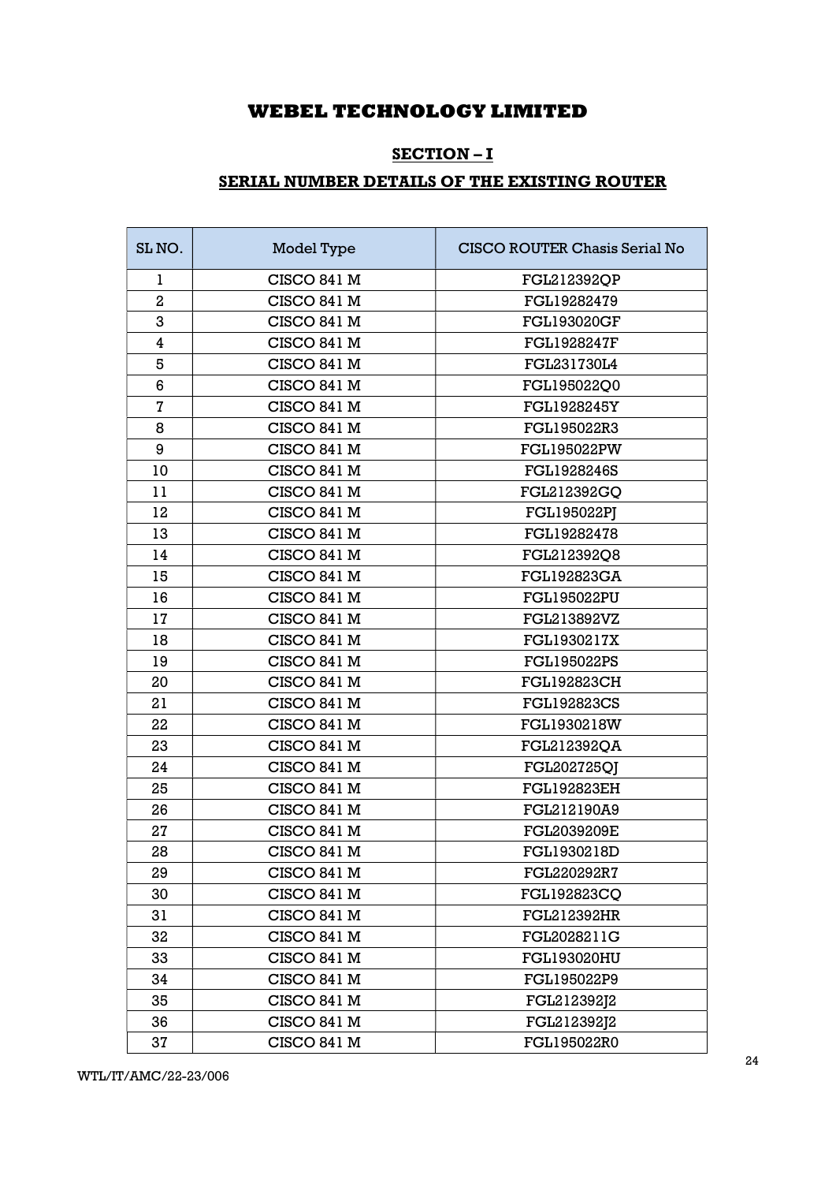# WEBEL TECHNOLOGY LIMITED

## SECTION – I

## SERIAL NUMBER DETAILS OF THE EXISTING ROUTER

| SL NO. | Model Type | CISCO ROUTER Chasis Serial No |
|---|---|---|
| 1 | CISCO 841 M | FGL212392QP |
| 2 | CISCO 841 M | FGL19282479 |
| 3 | CISCO 841 M | FGL193020GF |
| 4 | CISCO 841 M | FGL1928247F |
| 5 | CISCO 841 M | FGL231730L4 |
| 6 | CISCO 841 M | FGL195022Q0 |
| 7 | CISCO 841 M | FGL1928245Y |
| 8 | CISCO 841 M | FGL195022R3 |
| 9 | CISCO 841 M | FGL195022PW |
| 10 | CISCO 841 M | FGL1928246S |
| 11 | CISCO 841 M | FGL212392GQ |
| 12 | CISCO 841 M | FGL195022PJ |
| 13 | CISCO 841 M | FGL19282478 |
| 14 | CISCO 841 M | FGL212392Q8 |
| 15 | CISCO 841 M | FGL192823GA |
| 16 | CISCO 841 M | FGL195022PU |
| 17 | CISCO 841 M | FGL213892VZ |
| 18 | CISCO 841 M | FGL1930217X |
| 19 | CISCO 841 M | FGL195022PS |
| 20 | CISCO 841 M | FGL192823CH |
| 21 | CISCO 841 M | FGL192823CS |
| 22 | CISCO 841 M | FGL1930218W |
| 23 | CISCO 841 M | FGL212392QA |
| 24 | CISCO 841 M | FGL202725QJ |
| 25 | CISCO 841 M | FGL192823EH |
| 26 | CISCO 841 M | FGL212190A9 |
| 27 | CISCO 841 M | FGL2039209E |
| 28 | CISCO 841 M | FGL1930218D |
| 29 | CISCO 841 M | FGL220292R7 |
| 30 | CISCO 841 M | FGL192823CQ |
| 31 | CISCO 841 M | FGL212392HR |
| 32 | CISCO 841 M | FGL2028211G |
| 33 | CISCO 841 M | FGL193020HU |
| 34 | CISCO 841 M | FGL195022P9 |
| 35 | CISCO 841 M | FGL212392J2 |
| 36 | CISCO 841 M | FGL212392J2 |
| 37 | CISCO 841 M | FGL195022R0 |

WTL/IT/AMC/22-23/006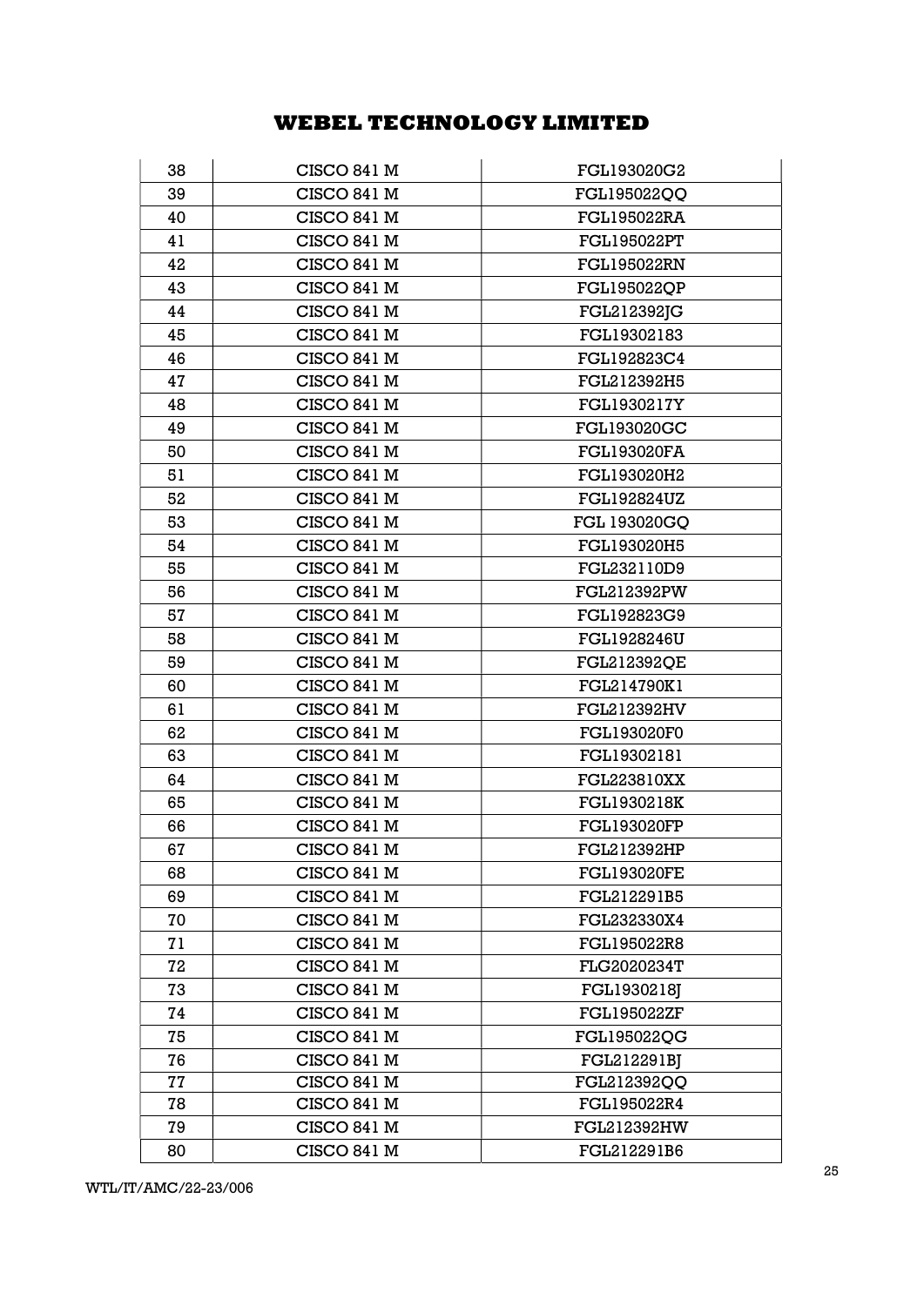## WEBEL TECHNOLOGY LIMITED

| 38 | CISCO 841 M | FGL193020G2 |
|---|---|---|
| 39 | CISCO 841 M | FGL195022QQ |
| 40 | CISCO 841 M | FGL195022RA |
| 41 | CISCO 841 M | FGL195022PT |
| 42 | CISCO 841 M | FGL195022RN |
| 43 | CISCO 841 M | FGL195022QP |
| 44 | CISCO 841 M | FGL212392JG |
| 45 | CISCO 841 M | FGL19302183 |
| 46 | CISCO 841 M | FGL192823C4 |
| 47 | CISCO 841 M | FGL212392H5 |
| 48 | CISCO 841 M | FGL1930217Y |
| 49 | CISCO 841 M | FGL193020GC |
| 50 | CISCO 841 M | FGL193020FA |
| 51 | CISCO 841 M | FGL193020H2 |
| 52 | CISCO 841 M | FGL192824UZ |
| 53 | CISCO 841 M | FGL 193020GQ |
| 54 | CISCO 841 M | FGL193020H5 |
| 55 | CISCO 841 M | FGL232110D9 |
| 56 | CISCO 841 M | FGL212392PW |
| 57 | CISCO 841 M | FGL192823G9 |
| 58 | CISCO 841 M | FGL1928246U |
| 59 | CISCO 841 M | FGL212392QE |
| 60 | CISCO 841 M | FGL214790K1 |
| 61 | CISCO 841 M | FGL212392HV |
| 62 | CISCO 841 M | FGL193020F0 |
| 63 | CISCO 841 M | FGL19302181 |
| 64 | CISCO 841 M | FGL223810XX |
| 65 | CISCO 841 M | FGL1930218K |
| 66 | CISCO 841 M | FGL193020FP |
| 67 | CISCO 841 M | FGL212392HP |
| 68 | CISCO 841 M | FGL193020FE |
| 69 | CISCO 841 M | FGL212291B5 |
| 70 | CISCO 841 M | FGL232330X4 |
| 71 | CISCO 841 M | FGL195022R8 |
| 72 | CISCO 841 M | FLG2020234T |
| 73 | CISCO 841 M | FGL1930218J |
| 74 | CISCO 841 M | FGL195022ZF |
| 75 | CISCO 841 M | FGL195022QG |
| 76 | CISCO 841 M | FGL212291BJ |
| 77 | CISCO 841 M | FGL212392QQ |
| 78 | CISCO 841 M | FGL195022R4 |
| 79 | CISCO 841 M | FGL212392HW |
| 80 | CISCO 841 M | FGL212291B6 |

WTL/IT/AMC/22-23/006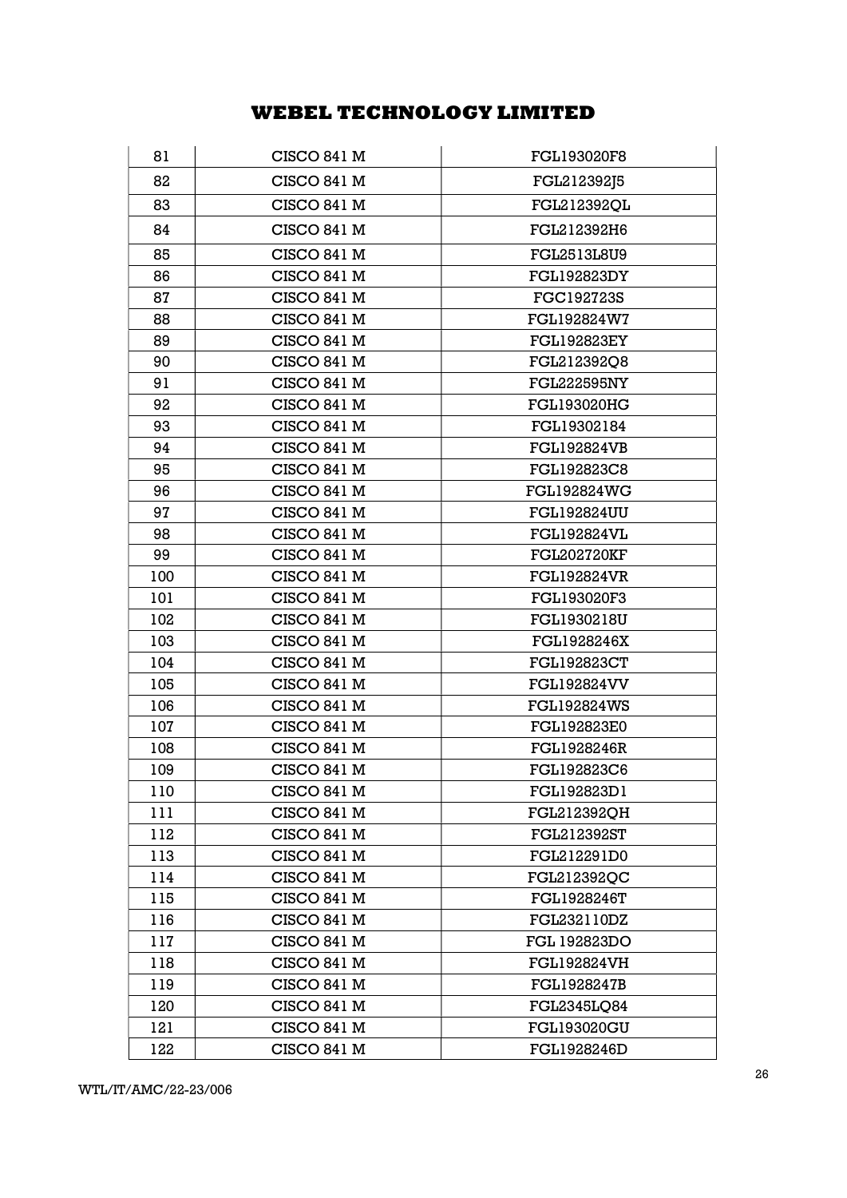| 81 | CISCO 841 M | FGL193020F8 |
|---|---|---|
| 82 | CISCO 841 M | FGL212392J5 |
| 83 | CISCO 841 M | FGL212392QL |
| 84 | CISCO 841 M | FGL212392H6 |
| 85 | CISCO 841 M | FGL2513L8U9 |
| 86 | CISCO 841 M | FGL192823DY |
| 87 | CISCO 841 M | FGC192723S |
| 88 | CISCO 841 M | FGL192824W7 |
| 89 | CISCO 841 M | FGL192823EY |
| 90 | CISCO 841 M | FGL212392Q8 |
| 91 | CISCO 841 M | FGL222595NY |
| 92 | CISCO 841 M | FGL193020HG |
| 93 | CISCO 841 M | FGL19302184 |
| 94 | CISCO 841 M | FGL192824VB |
| 95 | CISCO 841 M | FGL192823C8 |
| 96 | CISCO 841 M | FGL192824WG |
| 97 | CISCO 841 M | FGL192824UU |
| 98 | CISCO 841 M | FGL192824VL |
| 99 | CISCO 841 M | FGL202720KF |
| 100 | CISCO 841 M | FGL192824VR |
| 101 | CISCO 841 M | FGL193020F3 |
| 102 | CISCO 841 M | FGL1930218U |
| 103 | CISCO 841 M | FGL1928246X |
| 104 | CISCO 841 M | FGL192823CT |
| 105 | CISCO 841 M | FGL192824VV |
| 106 | CISCO 841 M | FGL192824WS |
| 107 | CISCO 841 M | FGL192823E0 |
| 108 | CISCO 841 M | FGL1928246R |
| 109 | CISCO 841 M | FGL192823C6 |
| 110 | CISCO 841 M | FGL192823D1 |
| 111 | CISCO 841 M | FGL212392QH |
| 112 | CISCO 841 M | FGL212392ST |
| 113 | CISCO 841 M | FGL212291D0 |
| 114 | CISCO 841 M | FGL212392QC |
| 115 | CISCO 841 M | FGL1928246T |
| 116 | CISCO 841 M | FGL232110DZ |
| 117 | CISCO 841 M | FGL 192823DO |
| 118 | CISCO 841 M | FGL192824VH |
| 119 | CISCO 841 M | FGL1928247B |
| 120 | CISCO 841 M | FGL2345LQ84 |
| 121 | CISCO 841 M | FGL193020GU |
| 122 | CISCO 841 M | FGL1928246D |

WTL/IT/AMC/22-23/006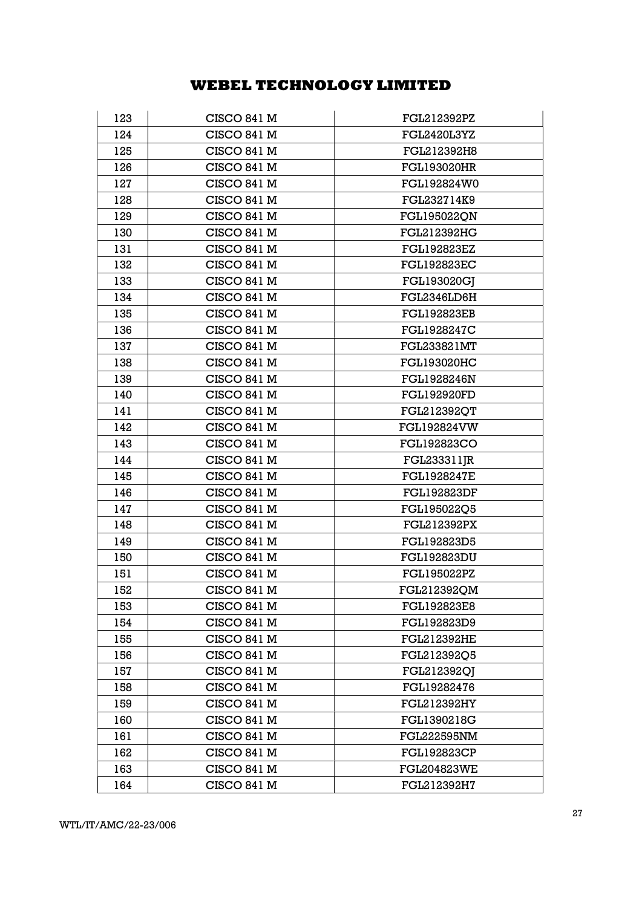| 123 | CISCO 841 M | FGL212392PZ |
|---|---|---|
| 124 | CISCO 841 M | FGL2420L3YZ |
| 125 | CISCO 841 M | FGL212392H8 |
| 126 | CISCO 841 M | FGL193020HR |
| 127 | CISCO 841 M | FGL192824W0 |
| 128 | CISCO 841 M | FGL232714K9 |
| 129 | CISCO 841 M | FGL195022QN |
| 130 | CISCO 841 M | FGL212392HG |
| 131 | CISCO 841 M | FGL192823EZ |
| 132 | CISCO 841 M | FGL192823EC |
| 133 | CISCO 841 M | FGL193020GJ |
| 134 | CISCO 841 M | FGL2346LD6H |
| 135 | CISCO 841 M | FGL192823EB |
| 136 | CISCO 841 M | FGL1928247C |
| 137 | CISCO 841 M | FGL233821MT |
| 138 | CISCO 841 M | FGL193020HC |
| 139 | CISCO 841 M | FGL1928246N |
| 140 | CISCO 841 M | FGL192920FD |
| 141 | CISCO 841 M | FGL212392QT |
| 142 | CISCO 841 M | FGL192824VW |
| 143 | CISCO 841 M | FGL192823CO |
| 144 | CISCO 841 M | FGL233311JR |
| 145 | CISCO 841 M | FGL1928247E |
| 146 | CISCO 841 M | FGL192823DF |
| 147 | CISCO 841 M | FGL195022Q5 |
| 148 | CISCO 841 M | FGL212392PX |
| 149 | CISCO 841 M | FGL192823D5 |
| 150 | CISCO 841 M | FGL192823DU |
| 151 | CISCO 841 M | FGL195022PZ |
| 152 | CISCO 841 M | FGL212392QM |
| 153 | CISCO 841 M | FGL192823E8 |
| 154 | CISCO 841 M | FGL192823D9 |
| 155 | CISCO 841 M | FGL212392HE |
| 156 | CISCO 841 M | FGL212392Q5 |
| 157 | CISCO 841 M | FGL212392QJ |
| 158 | CISCO 841 M | FGL19282476 |
| 159 | CISCO 841 M | FGL212392HY |
| 160 | CISCO 841 M | FGL1390218G |
| 161 | CISCO 841 M | FGL222595NM |
| 162 | CISCO 841 M | FGL192823CP |
| 163 | CISCO 841 M | FGL204823WE |
| 164 | CISCO 841 M | FGL212392H7 |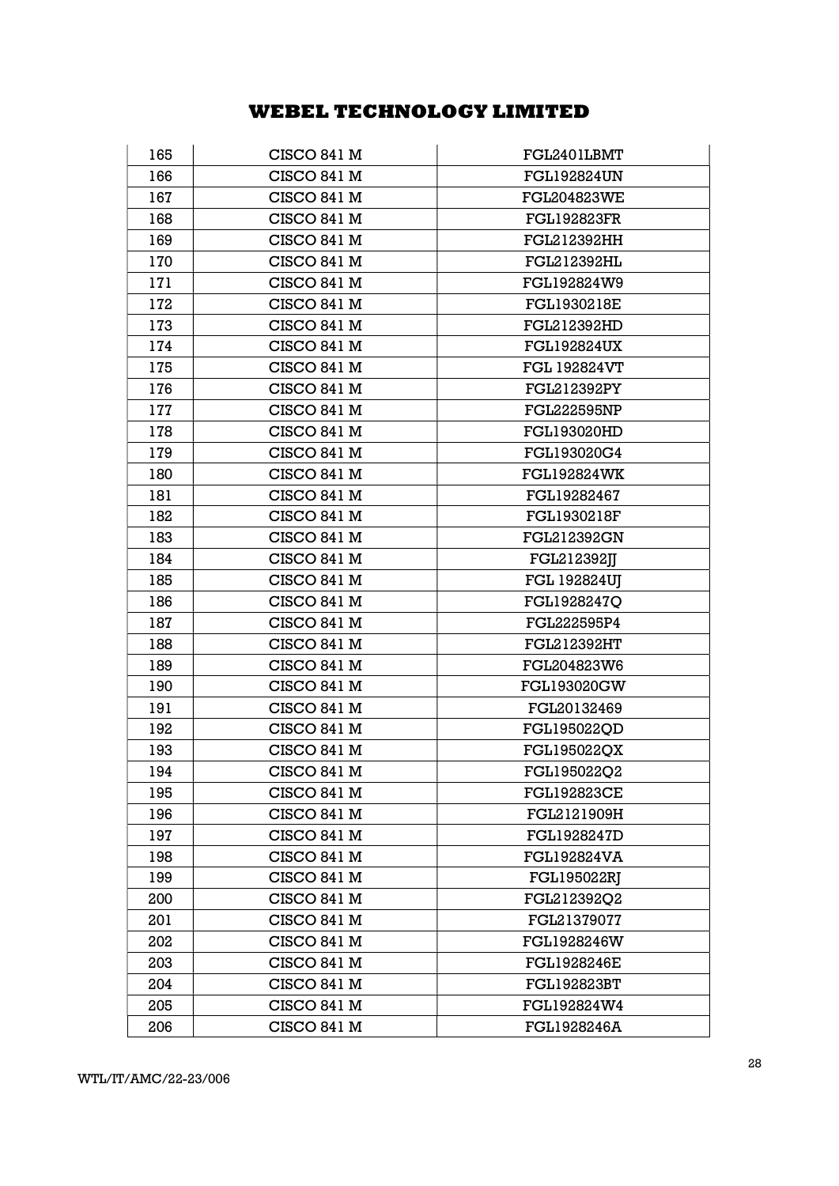# WEBEL TECHNOLOGY LIMITED

| 165 | CISCO 841 M | FGL2401LBMT |
|---|---|---|
| 166 | CISCO 841 M | FGL192824UN |
| 167 | CISCO 841 M | FGL204823WE |
| 168 | CISCO 841 M | FGL192823FR |
| 169 | CISCO 841 M | FGL212392HH |
| 170 | CISCO 841 M | FGL212392HL |
| 171 | CISCO 841 M | FGL192824W9 |
| 172 | CISCO 841 M | FGL1930218E |
| 173 | CISCO 841 M | FGL212392HD |
| 174 | CISCO 841 M | FGL192824UX |
| 175 | CISCO 841 M | FGL 192824VT |
| 176 | CISCO 841 M | FGL212392PY |
| 177 | CISCO 841 M | FGL222595NP |
| 178 | CISCO 841 M | FGL193020HD |
| 179 | CISCO 841 M | FGL193020G4 |
| 180 | CISCO 841 M | FGL192824WK |
| 181 | CISCO 841 M | FGL19282467 |
| 182 | CISCO 841 M | FGL1930218F |
| 183 | CISCO 841 M | FGL212392GN |
| 184 | CISCO 841 M | FGL212392JJ |
| 185 | CISCO 841 M | FGL 192824UJ |
| 186 | CISCO 841 M | FGL1928247Q |
| 187 | CISCO 841 M | FGL222595P4 |
| 188 | CISCO 841 M | FGL212392HT |
| 189 | CISCO 841 M | FGL204823W6 |
| 190 | CISCO 841 M | FGL193020GW |
| 191 | CISCO 841 M | FGL20132469 |
| 192 | CISCO 841 M | FGL195022QD |
| 193 | CISCO 841 M | FGL195022QX |
| 194 | CISCO 841 M | FGL195022Q2 |
| 195 | CISCO 841 M | FGL192823CE |
| 196 | CISCO 841 M | FGL2121909H |
| 197 | CISCO 841 M | FGL1928247D |
| 198 | CISCO 841 M | FGL192824VA |
| 199 | CISCO 841 M | FGL195022RJ |
| 200 | CISCO 841 M | FGL212392Q2 |
| 201 | CISCO 841 M | FGL21379077 |
| 202 | CISCO 841 M | FGL1928246W |
| 203 | CISCO 841 M | FGL1928246E |
| 204 | CISCO 841 M | FGL192823BT |
| 205 | CISCO 841 M | FGL192824W4 |
| 206 | CISCO 841 M | FGL1928246A |

WTL/IT/AMC/22-23/006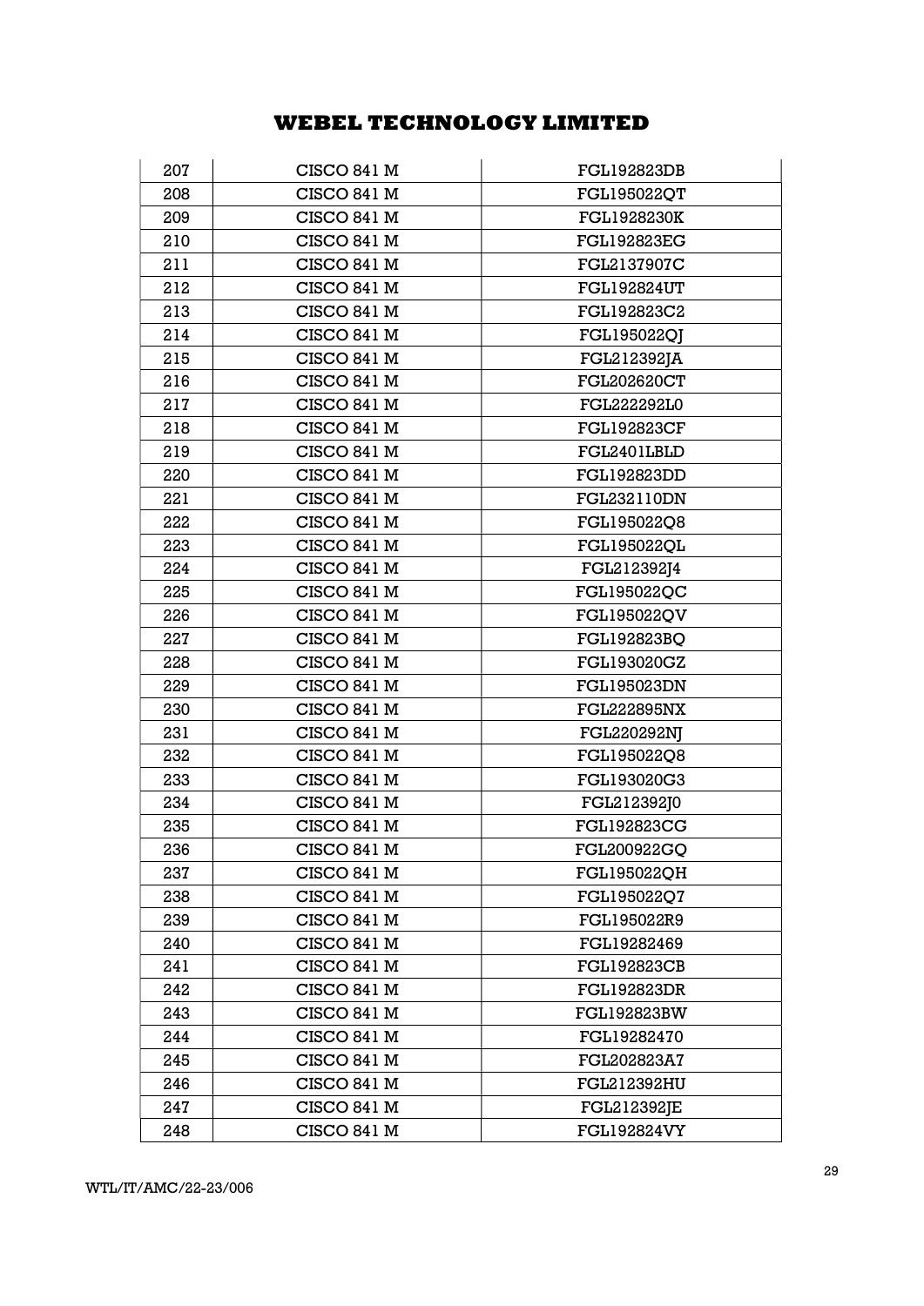## WEBEL TECHNOLOGY LIMITED

| 207 | CISCO 841 M | FGL192823DB |
|---|---|---|
| 208 | CISCO 841 M | FGL195022QT |
| 209 | CISCO 841 M | FGL1928230K |
| 210 | CISCO 841 M | FGL192823EG |
| 211 | CISCO 841 M | FGL2137907C |
| 212 | CISCO 841 M | FGL192824UT |
| 213 | CISCO 841 M | FGL192823C2 |
| 214 | CISCO 841 M | FGL195022QJ |
| 215 | CISCO 841 M | FGL212392JA |
| 216 | CISCO 841 M | FGL202620CT |
| 217 | CISCO 841 M | FGL222292L0 |
| 218 | CISCO 841 M | FGL192823CF |
| 219 | CISCO 841 M | FGL2401LBLD |
| 220 | CISCO 841 M | FGL192823DD |
| 221 | CISCO 841 M | FGL232110DN |
| 222 | CISCO 841 M | FGL195022Q8 |
| 223 | CISCO 841 M | FGL195022QL |
| 224 | CISCO 841 M | FGL212392J4 |
| 225 | CISCO 841 M | FGL195022QC |
| 226 | CISCO 841 M | FGL195022QV |
| 227 | CISCO 841 M | FGL192823BQ |
| 228 | CISCO 841 M | FGL193020GZ |
| 229 | CISCO 841 M | FGL195023DN |
| 230 | CISCO 841 M | FGL222895NX |
| 231 | CISCO 841 M | FGL220292NJ |
| 232 | CISCO 841 M | FGL195022Q8 |
| 233 | CISCO 841 M | FGL193020G3 |
| 234 | CISCO 841 M | FGL212392J0 |
| 235 | CISCO 841 M | FGL192823CG |
| 236 | CISCO 841 M | FGL200922GQ |
| 237 | CISCO 841 M | FGL195022QH |
| 238 | CISCO 841 M | FGL195022Q7 |
| 239 | CISCO 841 M | FGL195022R9 |
| 240 | CISCO 841 M | FGL19282469 |
| 241 | CISCO 841 M | FGL192823CB |
| 242 | CISCO 841 M | FGL192823DR |
| 243 | CISCO 841 M | FGL192823BW |
| 244 | CISCO 841 M | FGL19282470 |
| 245 | CISCO 841 M | FGL202823A7 |
| 246 | CISCO 841 M | FGL212392HU |
| 247 | CISCO 841 M | FGL212392JE |
| 248 | CISCO 841 M | FGL192824VY |

WTL/IT/AMC/22-23/006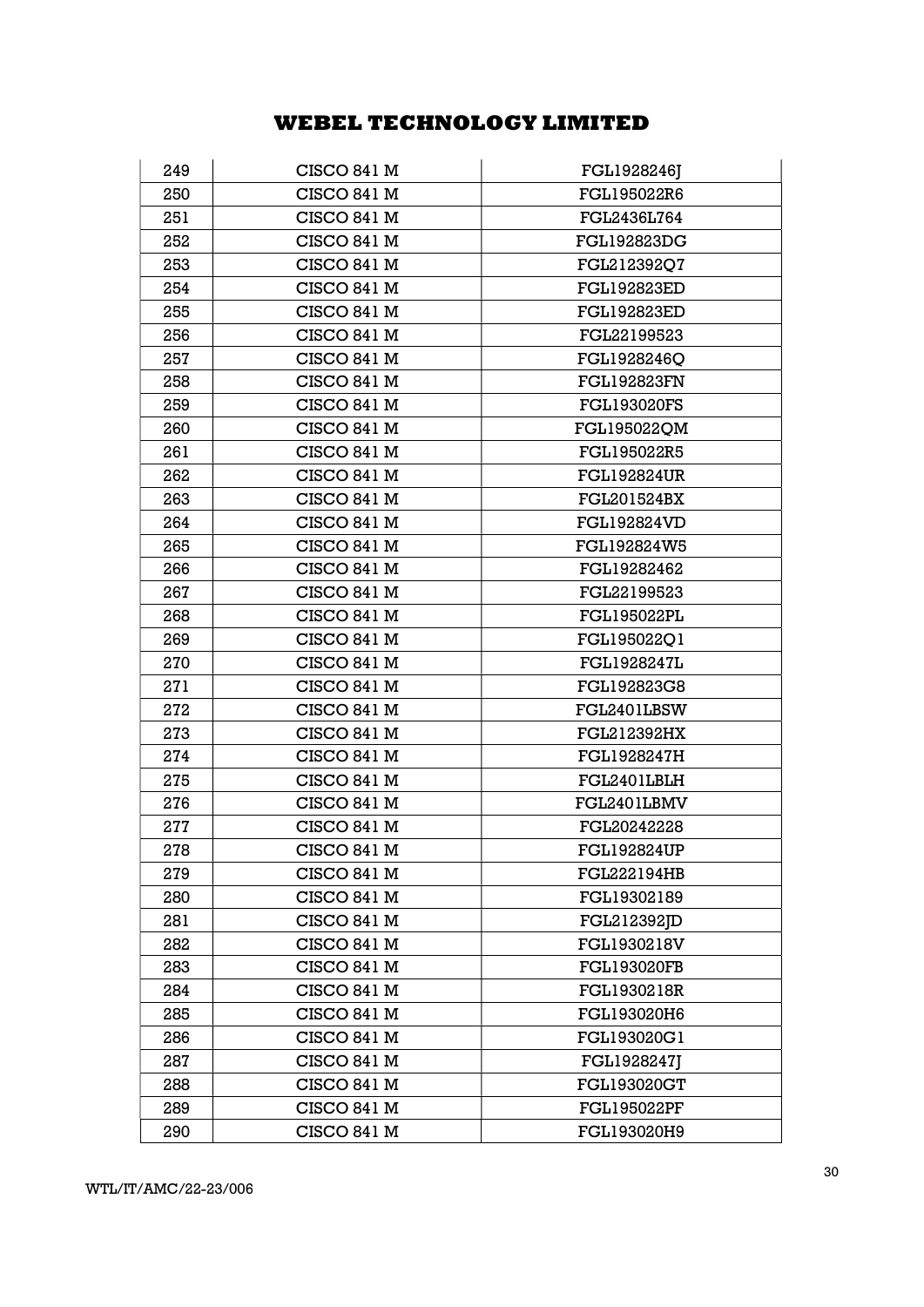# WEBEL TECHNOLOGY LIMITED

| 249 | CISCO 841 M | FGL1928246J |
|---|---|---|
| 250 | CISCO 841 M | FGL195022R6 |
| 251 | CISCO 841 M | FGL2436L764 |
| 252 | CISCO 841 M | FGL192823DG |
| 253 | CISCO 841 M | FGL212392Q7 |
| 254 | CISCO 841 M | FGL192823ED |
| 255 | CISCO 841 M | FGL192823ED |
| 256 | CISCO 841 M | FGL22199523 |
| 257 | CISCO 841 M | FGL1928246Q |
| 258 | CISCO 841 M | FGL192823FN |
| 259 | CISCO 841 M | FGL193020FS |
| 260 | CISCO 841 M | FGL195022QM |
| 261 | CISCO 841 M | FGL195022R5 |
| 262 | CISCO 841 M | FGL192824UR |
| 263 | CISCO 841 M | FGL201524BX |
| 264 | CISCO 841 M | FGL192824VD |
| 265 | CISCO 841 M | FGL192824W5 |
| 266 | CISCO 841 M | FGL19282462 |
| 267 | CISCO 841 M | FGL22199523 |
| 268 | CISCO 841 M | FGL195022PL |
| 269 | CISCO 841 M | FGL195022Q1 |
| 270 | CISCO 841 M | FGL1928247L |
| 271 | CISCO 841 M | FGL192823G8 |
| 272 | CISCO 841 M | FGL2401LBSW |
| 273 | CISCO 841 M | FGL212392HX |
| 274 | CISCO 841 M | FGL1928247H |
| 275 | CISCO 841 M | FGL2401LBLH |
| 276 | CISCO 841 M | FGL2401LBMV |
| 277 | CISCO 841 M | FGL20242228 |
| 278 | CISCO 841 M | FGL192824UP |
| 279 | CISCO 841 M | FGL222194HB |
| 280 | CISCO 841 M | FGL19302189 |
| 281 | CISCO 841 M | FGL212392JD |
| 282 | CISCO 841 M | FGL1930218V |
| 283 | CISCO 841 M | FGL193020FB |
| 284 | CISCO 841 M | FGL1930218R |
| 285 | CISCO 841 M | FGL193020H6 |
| 286 | CISCO 841 M | FGL193020G1 |
| 287 | CISCO 841 M | FGL1928247J |
| 288 | CISCO 841 M | FGL193020GT |
| 289 | CISCO 841 M | FGL195022PF |
| 290 | CISCO 841 M | FGL193020H9 |

WTL/IT/AMC/22-23/006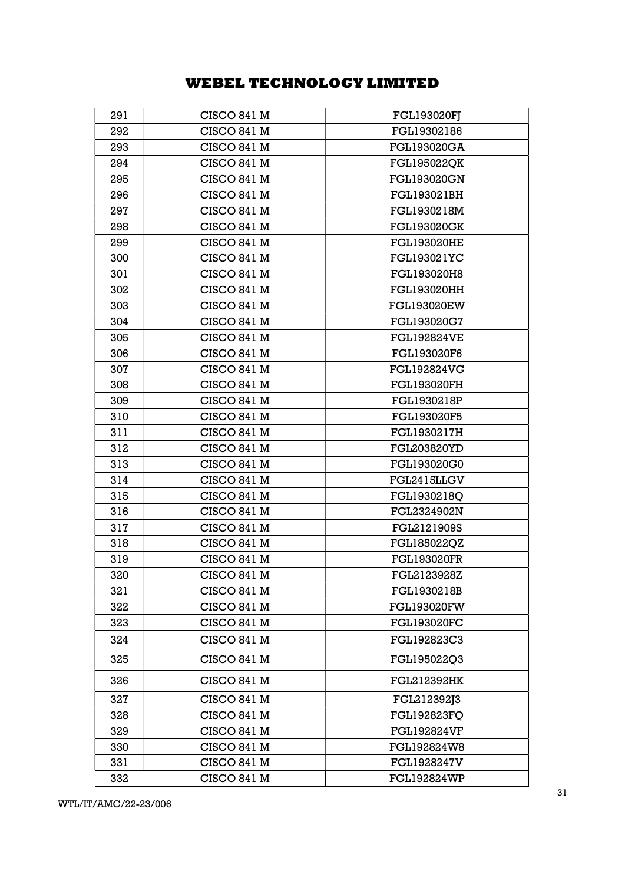| | | |
|---|---|---|
| 291 | CISCO 841 M | FGL193020FJ |
| 292 | CISCO 841 M | FGL19302186 |
| 293 | CISCO 841 M | FGL193020GA |
| 294 | CISCO 841 M | FGL195022QK |
| 295 | CISCO 841 M | FGL193020GN |
| 296 | CISCO 841 M | FGL193021BH |
| 297 | CISCO 841 M | FGL1930218M |
| 298 | CISCO 841 M | FGL193020GK |
| 299 | CISCO 841 M | FGL193020HE |
| 300 | CISCO 841 M | FGL193021YC |
| 301 | CISCO 841 M | FGL193020H8 |
| 302 | CISCO 841 M | FGL193020HH |
| 303 | CISCO 841 M | FGL193020EW |
| 304 | CISCO 841 M | FGL193020G7 |
| 305 | CISCO 841 M | FGL192824VE |
| 306 | CISCO 841 M | FGL193020F6 |
| 307 | CISCO 841 M | FGL192824VG |
| 308 | CISCO 841 M | FGL193020FH |
| 309 | CISCO 841 M | FGL1930218P |
| 310 | CISCO 841 M | FGL193020F5 |
| 311 | CISCO 841 M | FGL1930217H |
| 312 | CISCO 841 M | FGL203820YD |
| 313 | CISCO 841 M | FGL193020G0 |
| 314 | CISCO 841 M | FGL2415LLGV |
| 315 | CISCO 841 M | FGL1930218Q |
| 316 | CISCO 841 M | FGL2324902N |
| 317 | CISCO 841 M | FGL2121909S |
| 318 | CISCO 841 M | FGL185022QZ |
| 319 | CISCO 841 M | FGL193020FR |
| 320 | CISCO 841 M | FGL2123928Z |
| 321 | CISCO 841 M | FGL1930218B |
| 322 | CISCO 841 M | FGL193020FW |
| 323 | CISCO 841 M | FGL193020FC |
| 324 | CISCO 841 M | FGL192823C3 |
| 325 | CISCO 841 M | FGL195022Q3 |
| 326 | CISCO 841 M | FGL212392HK |
| 327 | CISCO 841 M | FGL212392J3 |
| 328 | CISCO 841 M | FGL192823FQ |
| 329 | CISCO 841 M | FGL192824VF |
| 330 | CISCO 841 M | FGL192824W8 |
| 331 | CISCO 841 M | FGL1928247V |
| 332 | CISCO 841 M | FGL192824WP |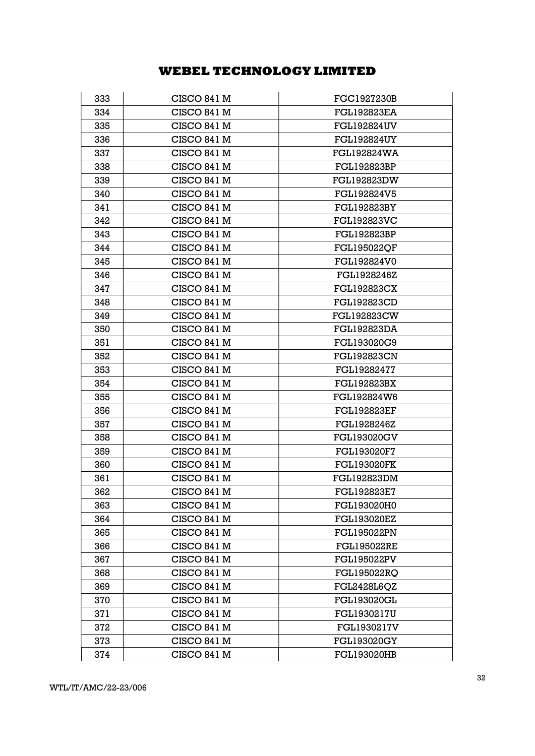| 333 | CISCO 841 M | FGC1927230B |
|---|---|---|
| 334 | CISCO 841 M | FGL192823EA |
| 335 | CISCO 841 M | FGL192824UV |
| 336 | CISCO 841 M | FGL192824UY |
| 337 | CISCO 841 M | FGL192824WA |
| 338 | CISCO 841 M | FGL192823BP |
| 339 | CISCO 841 M | FGL192823DW |
| 340 | CISCO 841 M | FGL192824V5 |
| 341 | CISCO 841 M | FGL192823BY |
| 342 | CISCO 841 M | FGL192823VC |
| 343 | CISCO 841 M | FGL192823BP |
| 344 | CISCO 841 M | FGL195022QF |
| 345 | CISCO 841 M | FGL192824V0 |
| 346 | CISCO 841 M | FGL1928246Z |
| 347 | CISCO 841 M | FGL192823CX |
| 348 | CISCO 841 M | FGL192823CD |
| 349 | CISCO 841 M | FGL192823CW |
| 350 | CISCO 841 M | FGL192823DA |
| 351 | CISCO 841 M | FGL193020G9 |
| 352 | CISCO 841 M | FGL192823CN |
| 353 | CISCO 841 M | FGL19282477 |
| 354 | CISCO 841 M | FGL192823BX |
| 355 | CISCO 841 M | FGL192824W6 |
| 356 | CISCO 841 M | FGL192823EF |
| 357 | CISCO 841 M | FGL1928246Z |
| 358 | CISCO 841 M | FGL193020GV |
| 359 | CISCO 841 M | FGL193020F7 |
| 360 | CISCO 841 M | FGL193020FK |
| 361 | CISCO 841 M | FGL192823DM |
| 362 | CISCO 841 M | FGL192823E7 |
| 363 | CISCO 841 M | FGL193020H0 |
| 364 | CISCO 841 M | FGL193020EZ |
| 365 | CISCO 841 M | FGL195022PN |
| 366 | CISCO 841 M | FGL195022RE |
| 367 | CISCO 841 M | FGL195022PV |
| 368 | CISCO 841 M | FGL195022RQ |
| 369 | CISCO 841 M | FGL2428L6QZ |
| 370 | CISCO 841 M | FGL193020GL |
| 371 | CISCO 841 M | FGL1930217U |
| 372 | CISCO 841 M | FGL1930217V |
| 373 | CISCO 841 M | FGL193020GY |
| 374 | CISCO 841 M | FGL193020HB |

WTL/IT/AMC/22-23/006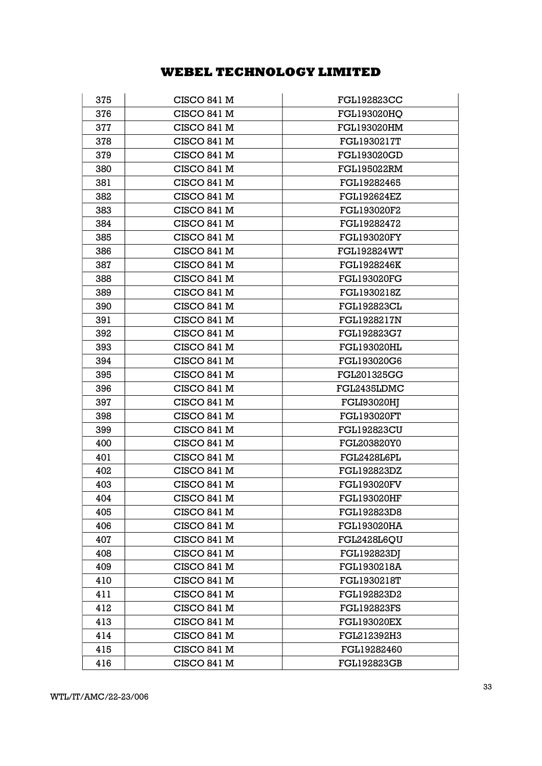| 375 | CISCO 841 M | FGL192823CC |
|---|---|---|
| 376 | CISCO 841 M | FGL193020HQ |
| 377 | CISCO 841 M | FGL193020HM |
| 378 | CISCO 841 M | FGL1930217T |
| 379 | CISCO 841 M | FGL193020GD |
| 380 | CISCO 841 M | FGL195022RM |
| 381 | CISCO 841 M | FGL19282465 |
| 382 | CISCO 841 M | FGL192624EZ |
| 383 | CISCO 841 M | FGL193020F2 |
| 384 | CISCO 841 M | FGL19282472 |
| 385 | CISCO 841 M | FGL193020FY |
| 386 | CISCO 841 M | FGL192824WT |
| 387 | CISCO 841 M | FGL1928246K |
| 388 | CISCO 841 M | FGL193020FG |
| 389 | CISCO 841 M | FGL1930218Z |
| 390 | CISCO 841 M | FGL192823CL |
| 391 | CISCO 841 M | FGL1928217N |
| 392 | CISCO 841 M | FGL192823G7 |
| 393 | CISCO 841 M | FGL193020HL |
| 394 | CISCO 841 M | FGL193020G6 |
| 395 | CISCO 841 M | FGL201325GG |
| 396 | CISCO 841 M | FGL2435LDMC |
| 397 | CISCO 841 M | FGLI93020HJ |
| 398 | CISCO 841 M | FGL193020FT |
| 399 | CISCO 841 M | FGL192823CU |
| 400 | CISCO 841 M | FGL203820Y0 |
| 401 | CISCO 841 M | FGL2428L6PL |
| 402 | CISCO 841 M | FGL192823DZ |
| 403 | CISCO 841 M | FGL193020FV |
| 404 | CISCO 841 M | FGL193020HF |
| 405 | CISCO 841 M | FGL192823D8 |
| 406 | CISCO 841 M | FGL193020HA |
| 407 | CISCO 841 M | FGL2428L6QU |
| 408 | CISCO 841 M | FGL192823DJ |
| 409 | CISCO 841 M | FGL1930218A |
| 410 | CISCO 841 M | FGL1930218T |
| 411 | CISCO 841 M | FGL192823D2 |
| 412 | CISCO 841 M | FGL192823FS |
| 413 | CISCO 841 M | FGL193020EX |
| 414 | CISCO 841 M | FGL212392H3 |
| 415 | CISCO 841 M | FGL19282460 |
| 416 | CISCO 841 M | FGL192823GB |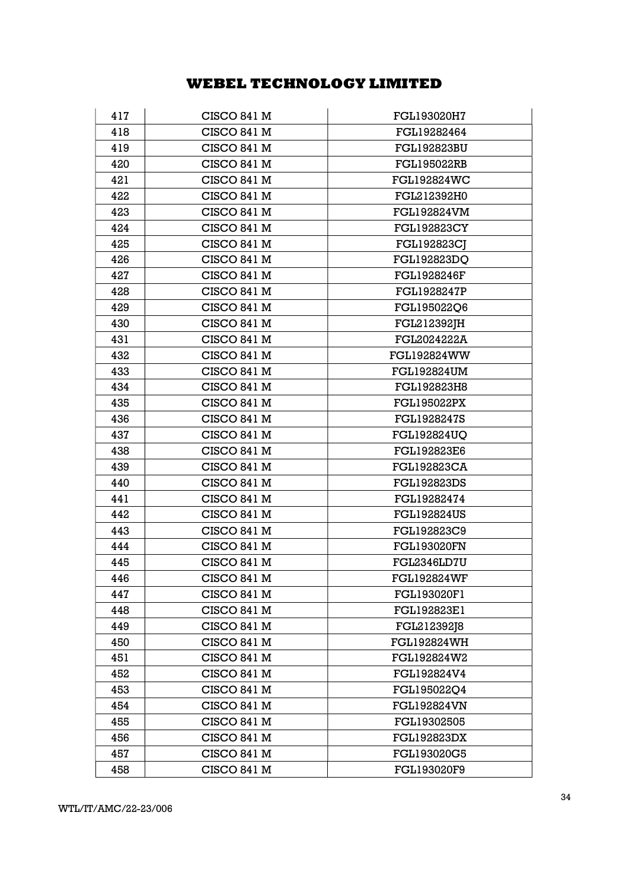## WEBEL TECHNOLOGY LIMITED

| | | |
|---|---|---|
| 417 | CISCO 841 M | FGL193020H7 |
| 418 | CISCO 841 M | FGL19282464 |
| 419 | CISCO 841 M | FGL192823BU |
| 420 | CISCO 841 M | FGL195022RB |
| 421 | CISCO 841 M | FGL192824WC |
| 422 | CISCO 841 M | FGL212392H0 |
| 423 | CISCO 841 M | FGL192824VM |
| 424 | CISCO 841 M | FGL192823CY |
| 425 | CISCO 841 M | FGL192823CJ |
| 426 | CISCO 841 M | FGL192823DQ |
| 427 | CISCO 841 M | FGL1928246F |
| 428 | CISCO 841 M | FGL1928247P |
| 429 | CISCO 841 M | FGL195022Q6 |
| 430 | CISCO 841 M | FGL212392JH |
| 431 | CISCO 841 M | FGL2024222A |
| 432 | CISCO 841 M | FGL192824WW |
| 433 | CISCO 841 M | FGL192824UM |
| 434 | CISCO 841 M | FGL192823H8 |
| 435 | CISCO 841 M | FGL195022PX |
| 436 | CISCO 841 M | FGL1928247S |
| 437 | CISCO 841 M | FGL192824UQ |
| 438 | CISCO 841 M | FGL192823E6 |
| 439 | CISCO 841 M | FGL192823CA |
| 440 | CISCO 841 M | FGL192823DS |
| 441 | CISCO 841 M | FGL19282474 |
| 442 | CISCO 841 M | FGL192824US |
| 443 | CISCO 841 M | FGL192823C9 |
| 444 | CISCO 841 M | FGL193020FN |
| 445 | CISCO 841 M | FGL2346LD7U |
| 446 | CISCO 841 M | FGL192824WF |
| 447 | CISCO 841 M | FGL193020F1 |
| 448 | CISCO 841 M | FGL192823E1 |
| 449 | CISCO 841 M | FGL212392J8 |
| 450 | CISCO 841 M | FGL192824WH |
| 451 | CISCO 841 M | FGL192824W2 |
| 452 | CISCO 841 M | FGL192824V4 |
| 453 | CISCO 841 M | FGL195022Q4 |
| 454 | CISCO 841 M | FGL192824VN |
| 455 | CISCO 841 M | FGL19302505 |
| 456 | CISCO 841 M | FGL192823DX |
| 457 | CISCO 841 M | FGL193020G5 |
| 458 | CISCO 841 M | FGL193020F9 |

WTL/IT/AMC/22-23/006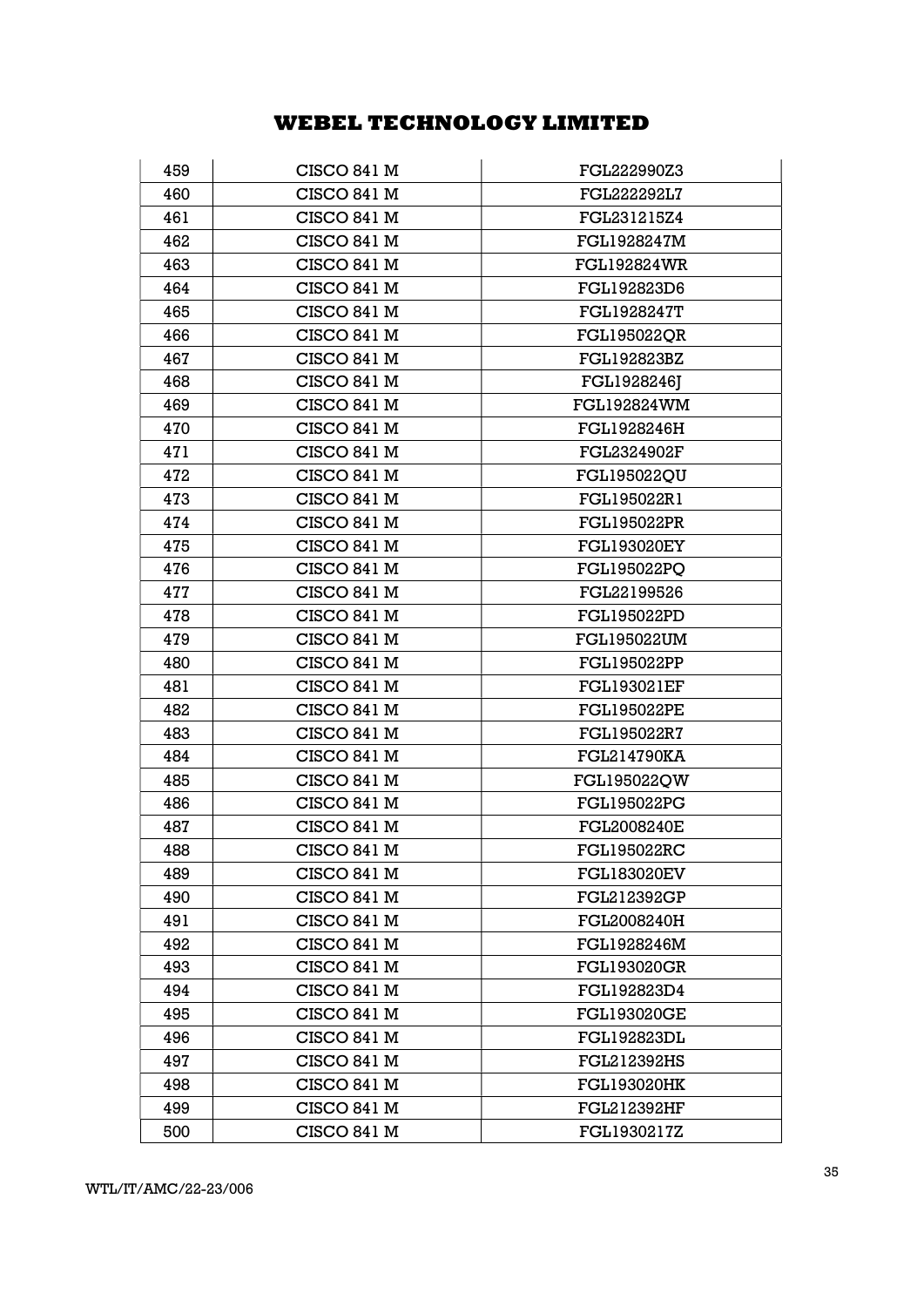## WEBEL TECHNOLOGY LIMITED

| | | |
|---|---|---|
| 459 | CISCO 841 M | FGL222990Z3 |
| 460 | CISCO 841 M | FGL222292L7 |
| 461 | CISCO 841 M | FGL231215Z4 |
| 462 | CISCO 841 M | FGL1928247M |
| 463 | CISCO 841 M | FGL192824WR |
| 464 | CISCO 841 M | FGL192823D6 |
| 465 | CISCO 841 M | FGL1928247T |
| 466 | CISCO 841 M | FGL195022QR |
| 467 | CISCO 841 M | FGL192823BZ |
| 468 | CISCO 841 M | FGL1928246J |
| 469 | CISCO 841 M | FGL192824WM |
| 470 | CISCO 841 M | FGL1928246H |
| 471 | CISCO 841 M | FGL2324902F |
| 472 | CISCO 841 M | FGL195022QU |
| 473 | CISCO 841 M | FGL195022R1 |
| 474 | CISCO 841 M | FGL195022PR |
| 475 | CISCO 841 M | FGL193020EY |
| 476 | CISCO 841 M | FGL195022PQ |
| 477 | CISCO 841 M | FGL22199526 |
| 478 | CISCO 841 M | FGL195022PD |
| 479 | CISCO 841 M | FGL195022UM |
| 480 | CISCO 841 M | FGL195022PP |
| 481 | CISCO 841 M | FGL193021EF |
| 482 | CISCO 841 M | FGL195022PE |
| 483 | CISCO 841 M | FGL195022R7 |
| 484 | CISCO 841 M | FGL214790KA |
| 485 | CISCO 841 M | FGL195022QW |
| 486 | CISCO 841 M | FGL195022PG |
| 487 | CISCO 841 M | FGL2008240E |
| 488 | CISCO 841 M | FGL195022RC |
| 489 | CISCO 841 M | FGL183020EV |
| 490 | CISCO 841 M | FGL212392GP |
| 491 | CISCO 841 M | FGL2008240H |
| 492 | CISCO 841 M | FGL1928246M |
| 493 | CISCO 841 M | FGL193020GR |
| 494 | CISCO 841 M | FGL192823D4 |
| 495 | CISCO 841 M | FGL193020GE |
| 496 | CISCO 841 M | FGL192823DL |
| 497 | CISCO 841 M | FGL212392HS |
| 498 | CISCO 841 M | FGL193020HK |
| 499 | CISCO 841 M | FGL212392HF |
| 500 | CISCO 841 M | FGL1930217Z |

WTL/IT/AMC/22-23/006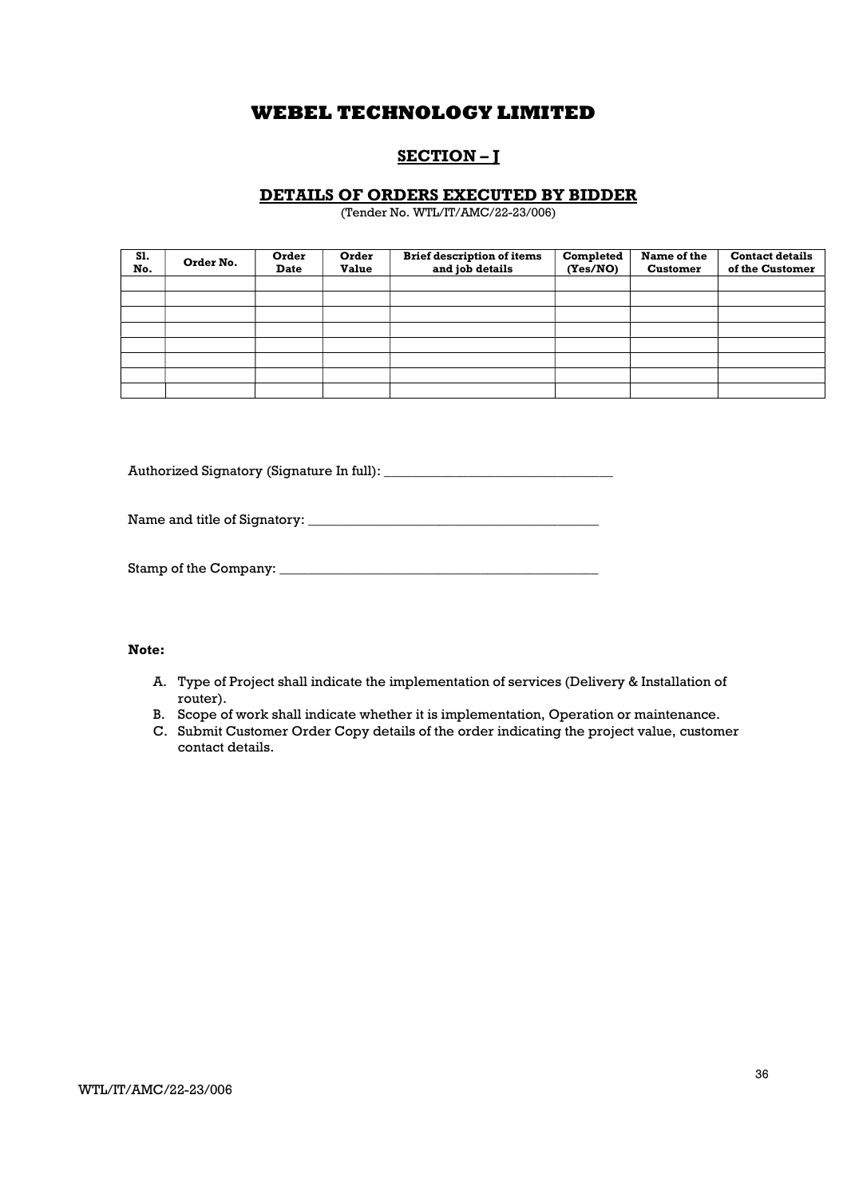# WEBEL TECHNOLOGY LIMITED

## SECTION – J

### DETAILS OF ORDERS EXECUTED BY BIDDER

(Tender No. WTL/IT/AMC/22-23/006)

| Sl. No. | Order No. | Order Date | Order Value | Brief description of items and job details | Completed (Yes/NO) | Name of the Customer | Contact details of the Customer |
|---|---|---|---|---|---|---|---|
| | | | | | | | |
| | | | | | | | |
| | | | | | | | |
| | | | | | | | |
| | | | | | | | |
| | | | | | | | |
| | | | | | | | |
| | | | | | | | |

Authorized Signatory (Signature In full): _________________________________

Name and title of Signatory: __________________________________________

Stamp of the Company: ______________________________________________

**Note:**

A. Type of Project shall indicate the implementation of services (Delivery & Installation of router).
B. Scope of work shall indicate whether it is implementation, Operation or maintenance.
C. Submit Customer Order Copy details of the order indicating the project value, customer contact details.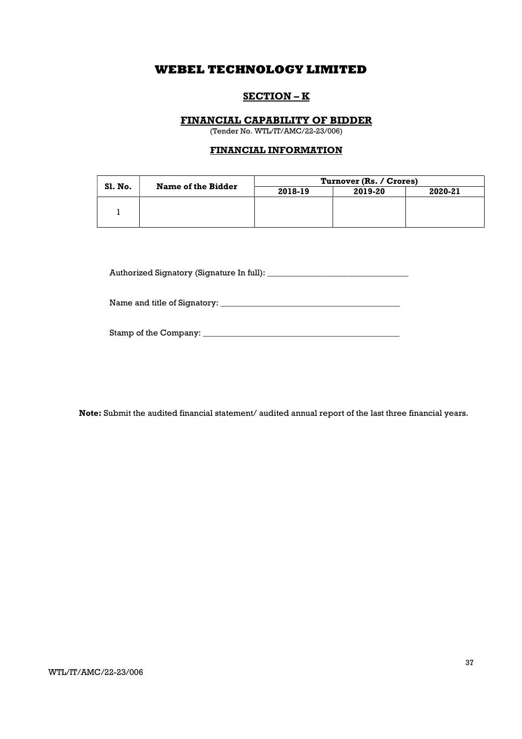# WEBEL TECHNOLOGY LIMITED

## SECTION – K

### FINANCIAL CAPABILITY OF BIDDER

(Tender No. WTL/IT/AMC/22-23/006)

### FINANCIAL INFORMATION

| Sl. No. | Name of the Bidder | Turnover (Rs. / Crores) | | |
|---|---|---|---|---|
| | | 2018-19 | 2019-20 | 2020-21 |
| 1 | | | | |

Authorized Signatory (Signature In full): _________________________________

Name and title of Signatory: __________________________________________

Stamp of the Company: ______________________________________________

**Note:** Submit the audited financial statement/ audited annual report of the last three financial years.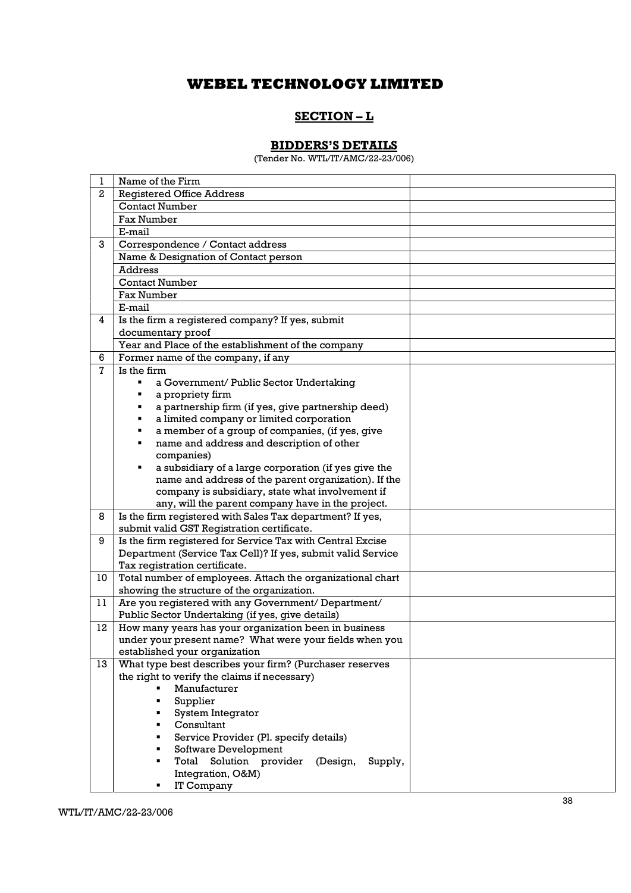# WEBEL TECHNOLOGY LIMITED

## SECTION – L

### BIDDERS'S DETAILS

(Tender No. WTL/IT/AMC/22-23/006)

| | | |
|---|---|---|
| 1 | Name of the Firm | |
| 2 | Registered Office Address | |
| | Contact Number | |
| | Fax Number | |
| | E-mail | |
| 3 | Correspondence / Contact address | |
| | Name & Designation of Contact person | |
| | Address | |
| | Contact Number | |
| | Fax Number | |
| | E-mail | |
| 4 | Is the firm a registered company? If yes, submit documentary proof | |
| | Year and Place of the establishment of the company | |
| 6 | Former name of the company, if any | |
| 7 | Is the firm<br>▪ a Government/ Public Sector Undertaking<br>▪ a propriety firm<br>▪ a partnership firm (if yes, give partnership deed)<br>▪ a limited company or limited corporation<br>▪ a member of a group of companies, (if yes, give<br>▪ name and address and description of other companies)<br>▪ a subsidiary of a large corporation (if yes give the name and address of the parent organization). If the company is subsidiary, state what involvement if any, will the parent company have in the project. | |
| 8 | Is the firm registered with Sales Tax department? If yes, submit valid GST Registration certificate. | |
| 9 | Is the firm registered for Service Tax with Central Excise Department (Service Tax Cell)? If yes, submit valid Service Tax registration certificate. | |
| 10 | Total number of employees. Attach the organizational chart showing the structure of the organization. | |
| 11 | Are you registered with any Government/ Department/ Public Sector Undertaking (if yes, give details) | |
| 12 | How many years has your organization been in business under your present name? What were your fields when you established your organization | |
| 13 | What type best describes your firm? (Purchaser reserves the right to verify the claims if necessary)<br>▪ Manufacturer<br>▪ Supplier<br>▪ System Integrator<br>▪ Consultant<br>▪ Service Provider (Pl. specify details)<br>▪ Software Development<br>▪ Total Solution provider (Design, Supply, Integration, O&M)<br>▪ IT Company | |

WTL/IT/AMC/22-23/006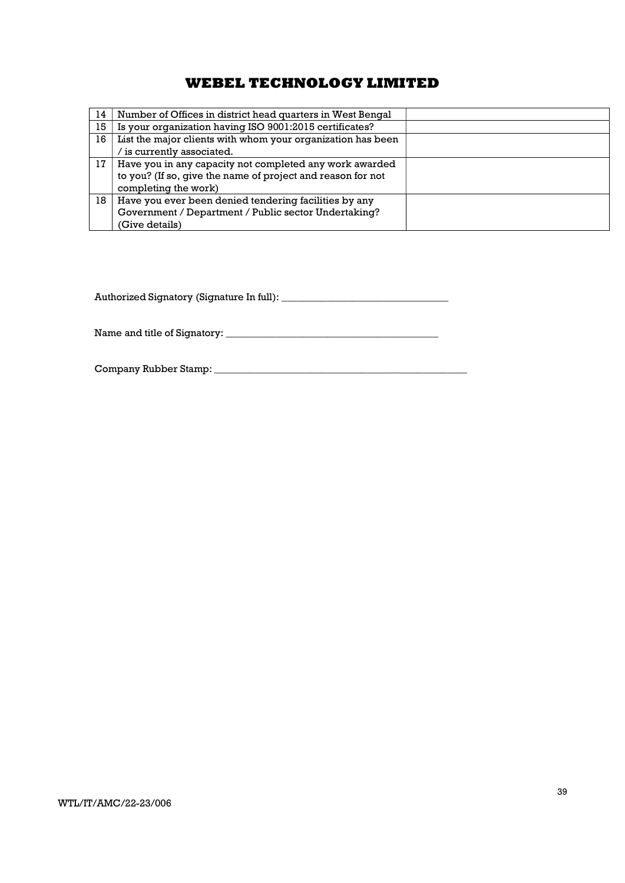| 14 | Number of Offices in district head quarters in West Bengal | |
|---|---|---|
| 15 | Is your organization having ISO 9001:2015 certificates? | |
| 16 | List the major clients with whom your organization has been / is currently associated. | |
| 17 | Have you in any capacity not completed any work awarded to you? (If so, give the name of project and reason for not completing the work) | |
| 18 | Have you ever been denied tendering facilities by any Government / Department / Public sector Undertaking? (Give details) | |

Authorized Signatory (Signature In full): _________________________________

Name and title of Signatory: __________________________________________

Company Rubber Stamp: ____________________________________________________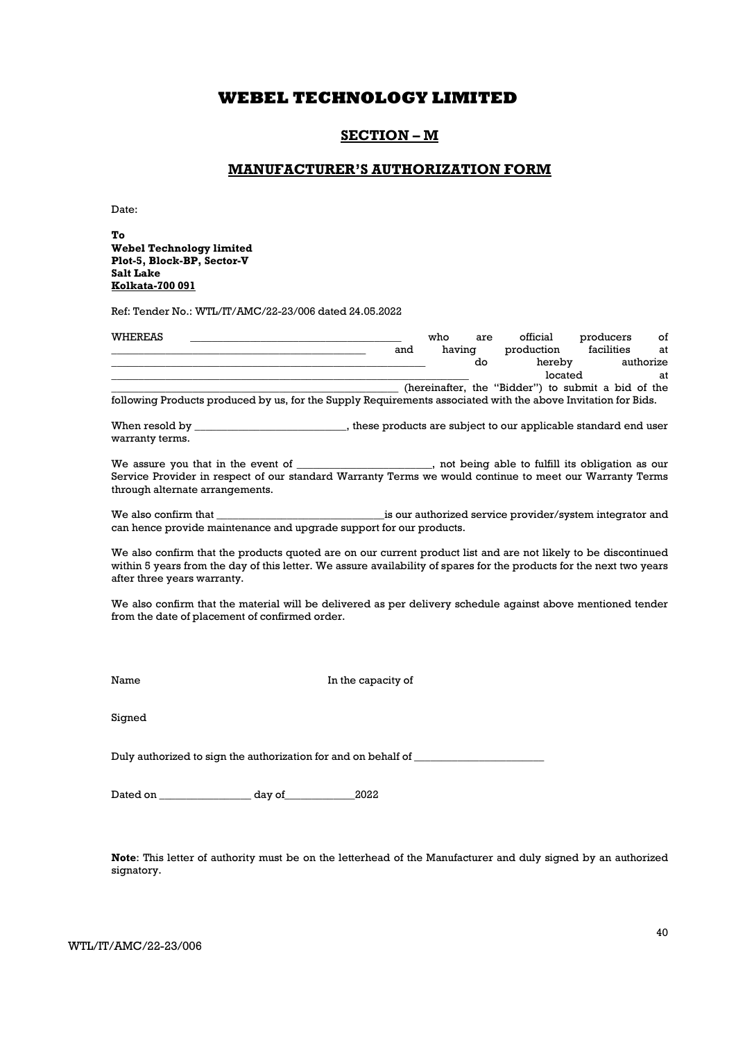# WEBEL TECHNOLOGY LIMITED

## SECTION – M

## MANUFACTURER'S AUTHORIZATION FORM

Date:

**To**
**Webel Technology limited**
**Plot-5, Block-BP, Sector-V**
**Salt Lake**
**Kolkata-700 091**

Ref: Tender No.: WTL/IT/AMC/22-23/006 dated 24.05.2022

WHEREAS \_\_\_\_\_\_\_\_\_\_\_\_\_\_\_\_\_\_\_\_\_\_\_\_\_\_\_\_\_\_\_\_\_\_\_\_\_\_ who are official producers of \_\_\_\_\_\_\_\_\_\_\_\_\_\_\_\_\_\_\_\_\_\_\_\_\_\_\_\_\_\_\_\_\_\_\_\_\_\_\_\_\_\_\_\_ and having production facilities at \_\_\_\_\_\_\_\_\_\_\_\_\_\_\_\_\_\_\_\_\_\_\_\_\_\_\_\_\_\_\_\_\_\_\_\_\_\_\_\_\_\_\_\_\_\_\_\_\_\_\_\_\_\_\_ do hereby authorize \_\_\_\_\_\_\_\_\_\_\_\_\_\_\_\_\_\_\_\_\_\_\_\_\_\_\_\_\_\_\_\_\_\_\_\_\_\_\_\_\_\_\_\_\_\_\_\_\_\_\_\_\_\_\_\_\_\_\_ located at \_\_\_\_\_\_\_\_\_\_\_\_\_\_\_\_\_\_\_\_\_\_\_\_\_\_\_\_\_\_\_\_\_\_\_\_\_\_\_\_\_\_\_\_\_\_\_\_\_\_\_\_\_\_\_\_\_\_ (hereinafter, the "Bidder") to submit a bid of the following Products produced by us, for the Supply Requirements associated with the above Invitation for Bids.

When resold by \_\_\_\_\_\_\_\_\_\_\_\_\_\_\_\_\_\_\_\_\_\_\_\_\_\_\_, these products are subject to our applicable standard end user warranty terms.

We assure you that in the event of \_\_\_\_\_\_\_\_\_\_\_\_\_\_\_\_\_\_\_\_\_\_\_\_, not being able to fulfill its obligation as our Service Provider in respect of our standard Warranty Terms we would continue to meet our Warranty Terms through alternate arrangements.

We also confirm that \_\_\_\_\_\_\_\_\_\_\_\_\_\_\_\_\_\_\_\_\_\_\_\_\_\_\_\_\_\_is our authorized service provider/system integrator and can hence provide maintenance and upgrade support for our products.

We also confirm that the products quoted are on our current product list and are not likely to be discontinued within 5 years from the day of this letter. We assure availability of spares for the products for the next two years after three years warranty.

We also confirm that the material will be delivered as per delivery schedule against above mentioned tender from the date of placement of confirmed order.

Name In the capacity of

Signed

Duly authorized to sign the authorization for and on behalf of \_\_\_\_\_\_\_\_\_\_\_\_\_\_\_\_\_\_\_\_\_\_\_

Dated on \_\_\_\_\_\_\_\_\_\_\_\_\_\_\_\_\_ day of\_\_\_\_\_\_\_\_\_\_\_\_\_2022

**Note**: This letter of authority must be on the letterhead of the Manufacturer and duly signed by an authorized signatory.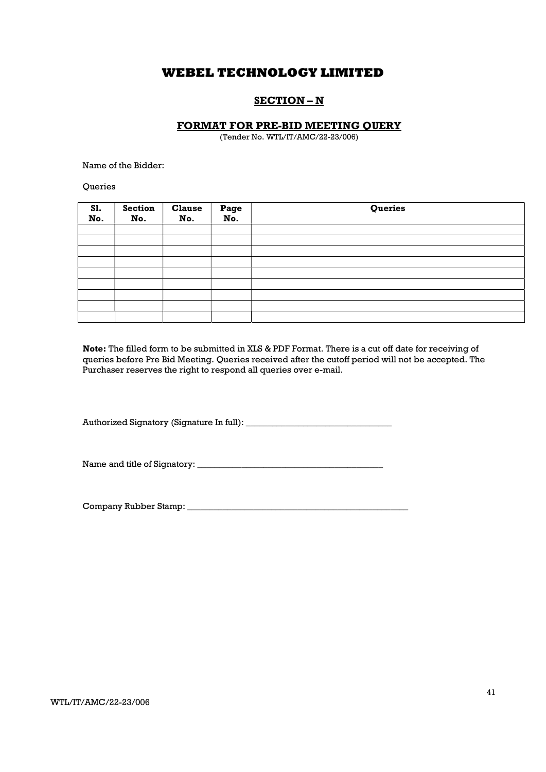# WEBEL TECHNOLOGY LIMITED

## SECTION – N

### FORMAT FOR PRE-BID MEETING QUERY

(Tender No. WTL/IT/AMC/22-23/006)

Name of the Bidder:

Queries

| Sl. No. | Section No. | Clause No. | Page No. | Queries |
|---|---|---|---|---|
| | | | | |
| | | | | |
| | | | | |
| | | | | |
| | | | | |
| | | | | |
| | | | | |
| | | | | |
| | | | | |

**Note:** The filled form to be submitted in XLS & PDF Format. There is a cut off date for receiving of queries before Pre Bid Meeting. Queries received after the cutoff period will not be accepted. The Purchaser reserves the right to respond all queries over e-mail.

Authorized Signatory (Signature In full): _________________________________

Name and title of Signatory: __________________________________________

Company Rubber Stamp: ____________________________________________________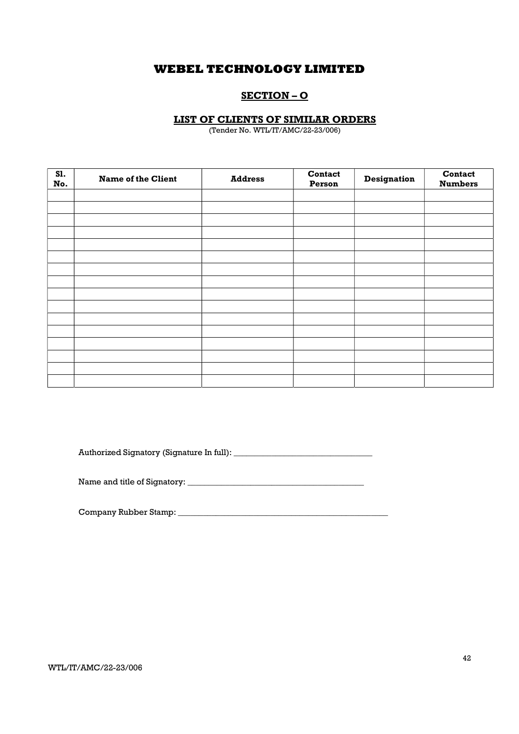# WEBEL TECHNOLOGY LIMITED

## SECTION – O

### LIST OF CLIENTS OF SIMILAR ORDERS

(Tender No. WTL/IT/AMC/22-23/006)

| Sl. No. | Name of the Client | Address | Contact Person | Designation | Contact Numbers |
|---|---|---|---|---|---|
| | | | | | |
| | | | | | |
| | | | | | |
| | | | | | |
| | | | | | |
| | | | | | |
| | | | | | |
| | | | | | |
| | | | | | |
| | | | | | |
| | | | | | |
| | | | | | |
| | | | | | |
| | | | | | |
| | | | | | |
| | | | | | |

Authorized Signatory (Signature In full): _________________________________

Name and title of Signatory: __________________________________________

Company Rubber Stamp: ____________________________________________________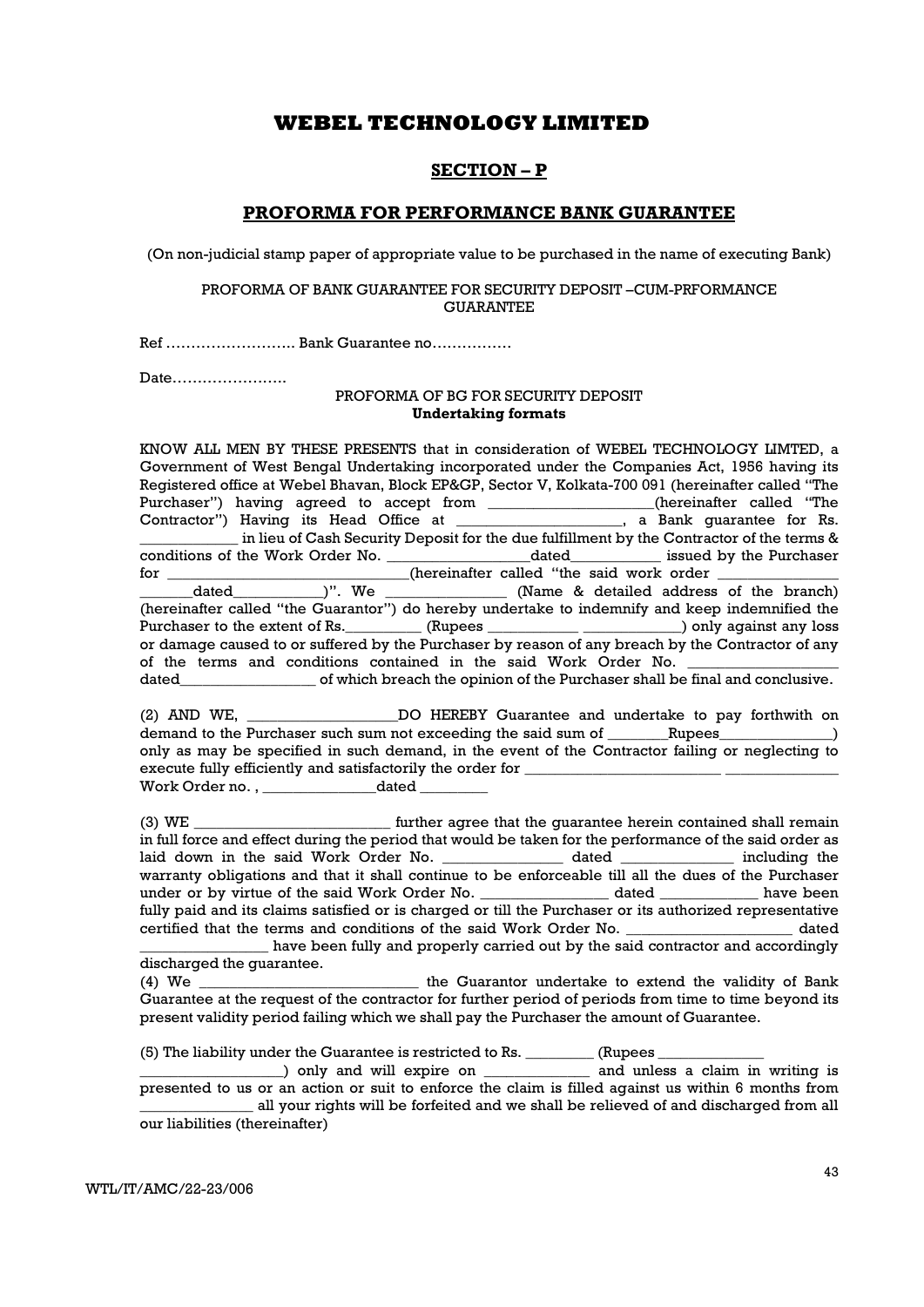# WEBEL TECHNOLOGY LIMITED

## SECTION – P

## PROFORMA FOR PERFORMANCE BANK GUARANTEE

(On non-judicial stamp paper of appropriate value to be purchased in the name of executing Bank)

PROFORMA OF BANK GUARANTEE FOR SECURITY DEPOSIT –CUM-PRFORMANCE GUARANTEE

Ref …………………….. Bank Guarantee no…………….

Date…………………..

PROFORMA OF BG FOR SECURITY DEPOSIT
**Undertaking formats**

KNOW ALL MEN BY THESE PRESENTS that in consideration of WEBEL TECHNOLOGY LIMTED, a Government of West Bengal Undertaking incorporated under the Companies Act, 1956 having its Registered office at Webel Bhavan, Block EP&GP, Sector V, Kolkata-700 091 (hereinafter called "The Purchaser") having agreed to accept from ____________________(hereinafter called "The Contractor") Having its Head Office at ____________________, a Bank guarantee for Rs. ____________ in lieu of Cash Security Deposit for the due fulfillment by the Contractor of the terms & conditions of the Work Order No. __________________dated___________ issued by the Purchaser for ______________________________(hereinafter called "the said work order ______________ ______dated___________)". We ______________ (Name & detailed address of the branch) (hereinafter called "the Guarantor") do hereby undertake to indemnify and keep indemnified the Purchaser to the extent of Rs._________ (Rupees ___________ ____________) only against any loss or damage caused to or suffered by the Purchaser by reason of any breach by the Contractor of any of the terms and conditions contained in the said Work Order No. __________________ dated________________ of which breach the opinion of the Purchaser shall be final and conclusive.

(2) AND WE, __________________DO HEREBY Guarantee and undertake to pay forthwith on demand to the Purchaser such sum not exceeding the said sum of ________Rupees______________) only as may be specified in such demand, in the event of the Contractor failing or neglecting to execute fully efficiently and satisfactorily the order for ________________________ ______________ Work Order no. , ______________dated ________

(3) WE ________________________ further agree that the guarantee herein contained shall remain in full force and effect during the period that would be taken for the performance of the said order as laid down in the said Work Order No. _______________ dated ______________ including the warranty obligations and that it shall continue to be enforceable till all the dues of the Purchaser under or by virtue of the said Work Order No. ________________ dated ____________ have been fully paid and its claims satisfied or is charged or till the Purchaser or its authorized representative certified that the terms and conditions of the said Work Order No. _____________________ dated ________________ have been fully and properly carried out by the said contractor and accordingly discharged the guarantee.

(4) We ____________________________ the Guarantor undertake to extend the validity of Bank Guarantee at the request of the contractor for further period of periods from time to time beyond its present validity period failing which we shall pay the Purchaser the amount of Guarantee.

(5) The liability under the Guarantee is restricted to Rs. _________ (Rupees _____________ __________________) only and will expire on _____________ and unless a claim in writing is presented to us or an action or suit to enforce the claim is filled against us within 6 months from _______________ all your rights will be forfeited and we shall be relieved of and discharged from all our liabilities (thereinafter)

WTL/IT/AMC/22-23/006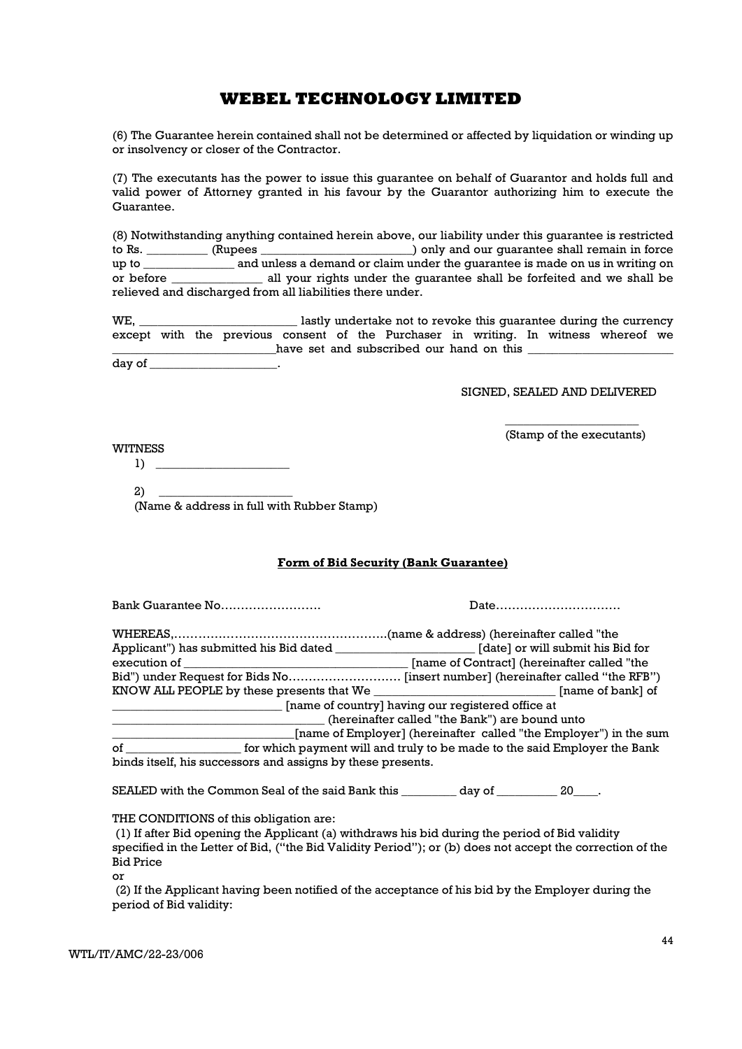# WEBEL TECHNOLOGY LIMITED

(6) The Guarantee herein contained shall not be determined or affected by liquidation or winding up or insolvency or closer of the Contractor.

(7) The executants has the power to issue this guarantee on behalf of Guarantor and holds full and valid power of Attorney granted in his favour by the Guarantor authorizing him to execute the Guarantee.

(8) Notwithstanding anything contained herein above, our liability under this guarantee is restricted to Rs. __________ (Rupees ________________________) only and our guarantee shall remain in force up to ______________ and unless a demand or claim under the guarantee is made on us in writing on or before ______________ all your rights under the guarantee shall be forfeited and we shall be relieved and discharged from all liabilities there under.

WE, _________________________ lastly undertake not to revoke this guarantee during the currency except with the previous consent of the Purchaser in writing. In witness whereof we _________________________have set and subscribed our hand on this _______________________ day of ____________________.

SIGNED, SEALED AND DELIVERED

______________________
(Stamp of the executants)

WITNESS

1) ______________________

2) ______________________
(Name & address in full with Rubber Stamp)

**Form of Bid Security (Bank Guarantee)**

Bank Guarantee No……………………. Date…………………………

WHEREAS,……………………………………………..(name & address) (hereinafter called "the Applicant") has submitted his Bid dated ______________________ [date] or will submit his Bid for execution of ___________________________________ [name of Contract] (hereinafter called "the Bid") under Request for Bids No……………………… [insert number] (hereinafter called "the RFB") KNOW ALL PEOPLE by these presents that We _____________________________ [name of bank] of ___________________________ [name of country] having our registered office at _________________________________ (hereinafter called "the Bank") are bound unto ____________________________[name of Employer] (hereinafter called "the Employer") in the sum of __________________ for which payment will and truly to be made to the said Employer the Bank binds itself, his successors and assigns by these presents.

SEALED with the Common Seal of the said Bank this _________ day of __________ 20____.

THE CONDITIONS of this obligation are:

(1) If after Bid opening the Applicant (a) withdraws his bid during the period of Bid validity specified in the Letter of Bid, ("the Bid Validity Period"); or (b) does not accept the correction of the Bid Price

or

(2) If the Applicant having been notified of the acceptance of his bid by the Employer during the period of Bid validity:

WTL/IT/AMC/22-23/006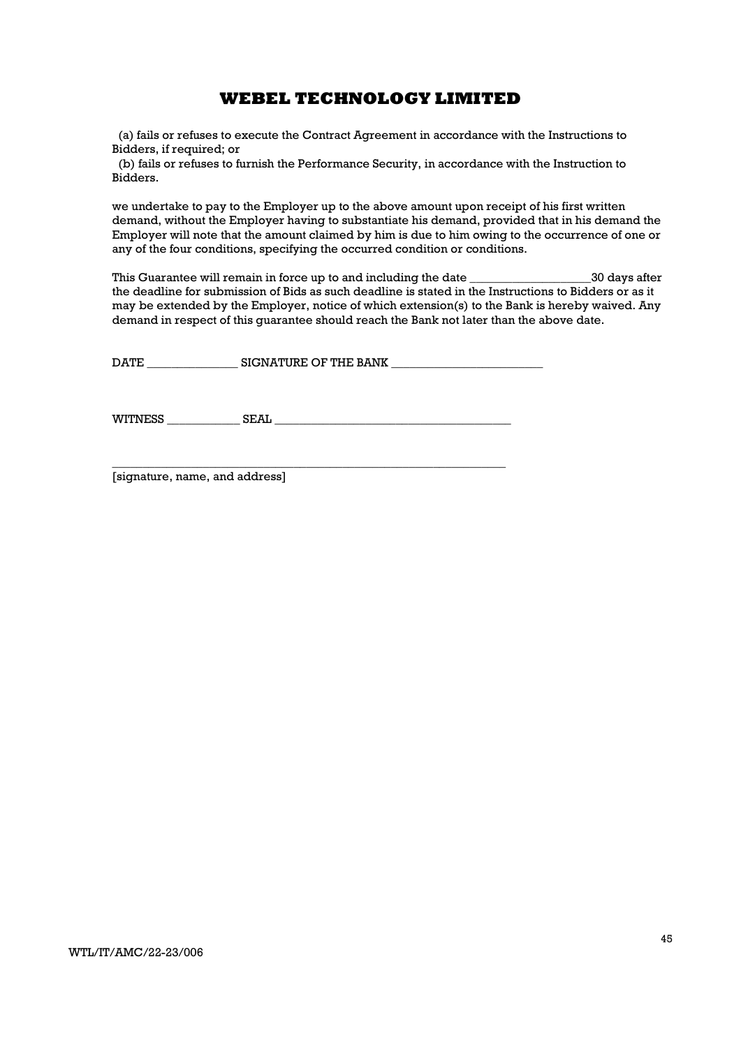(a) fails or refuses to execute the Contract Agreement in accordance with the Instructions to Bidders, if required; or

(b) fails or refuses to furnish the Performance Security, in accordance with the Instruction to Bidders.

we undertake to pay to the Employer up to the above amount upon receipt of his first written demand, without the Employer having to substantiate his demand, provided that in his demand the Employer will note that the amount claimed by him is due to him owing to the occurrence of one or any of the four conditions, specifying the occurred condition or conditions.

This Guarantee will remain in force up to and including the date ___________________30 days after the deadline for submission of Bids as such deadline is stated in the Instructions to Bidders or as it may be extended by the Employer, notice of which extension(s) to the Bank is hereby waived. Any demand in respect of this guarantee should reach the Bank not later than the above date.

DATE ______________ SIGNATURE OF THE BANK ________________________

WITNESS ____________ SEAL ______________________________________

_________________________________________________________________

[signature, name, and address]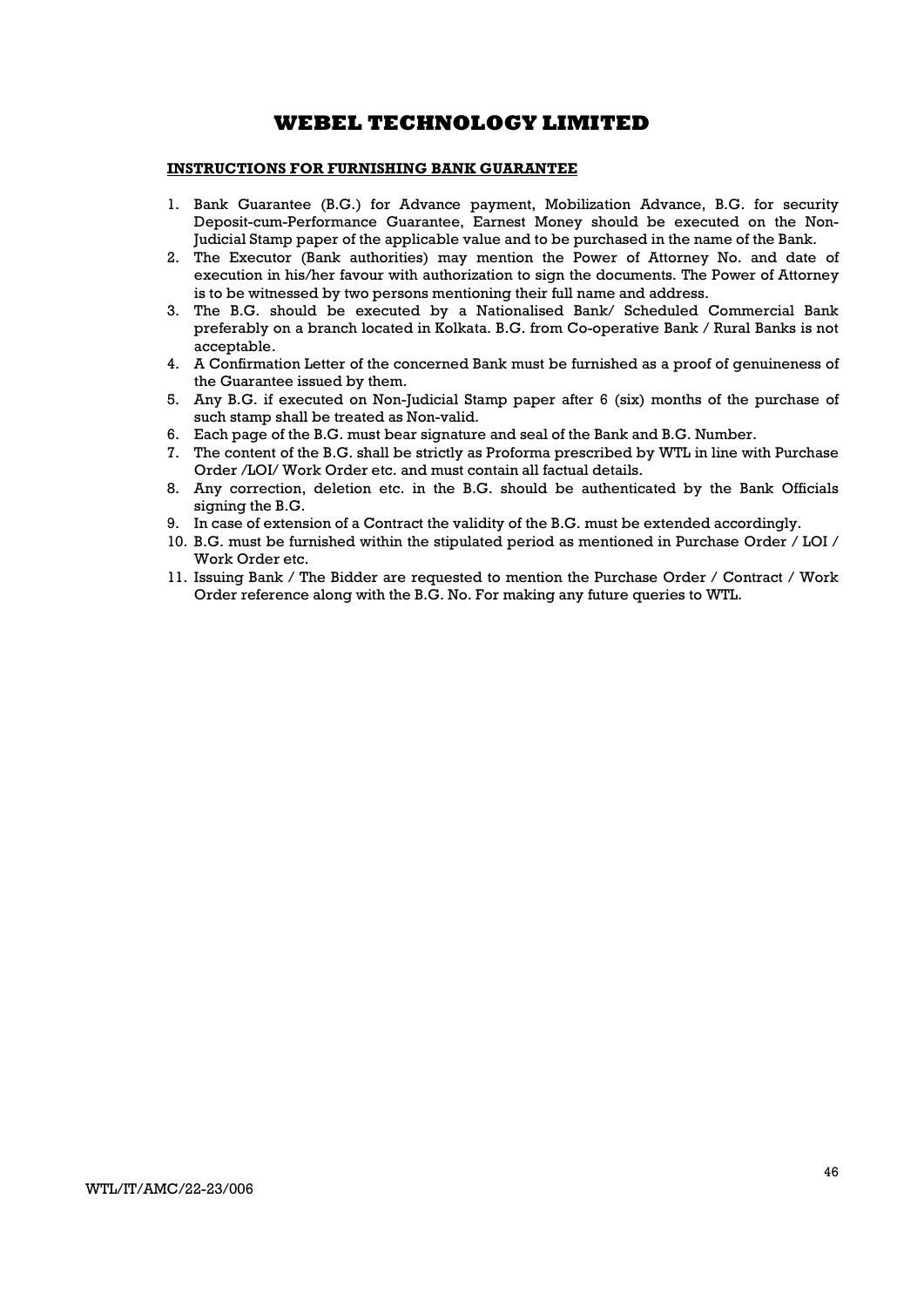# WEBEL TECHNOLOGY LIMITED

**INSTRUCTIONS FOR FURNISHING BANK GUARANTEE**

1. Bank Guarantee (B.G.) for Advance payment, Mobilization Advance, B.G. for security Deposit-cum-Performance Guarantee, Earnest Money should be executed on the Non-Judicial Stamp paper of the applicable value and to be purchased in the name of the Bank.
2. The Executor (Bank authorities) may mention the Power of Attorney No. and date of execution in his/her favour with authorization to sign the documents. The Power of Attorney is to be witnessed by two persons mentioning their full name and address.
3. The B.G. should be executed by a Nationalised Bank/ Scheduled Commercial Bank preferably on a branch located in Kolkata. B.G. from Co-operative Bank / Rural Banks is not acceptable.
4. A Confirmation Letter of the concerned Bank must be furnished as a proof of genuineness of the Guarantee issued by them.
5. Any B.G. if executed on Non-Judicial Stamp paper after 6 (six) months of the purchase of such stamp shall be treated as Non-valid.
6. Each page of the B.G. must bear signature and seal of the Bank and B.G. Number.
7. The content of the B.G. shall be strictly as Proforma prescribed by WTL in line with Purchase Order /LOI/ Work Order etc. and must contain all factual details.
8. Any correction, deletion etc. in the B.G. should be authenticated by the Bank Officials signing the B.G.
9. In case of extension of a Contract the validity of the B.G. must be extended accordingly.
10. B.G. must be furnished within the stipulated period as mentioned in Purchase Order / LOI / Work Order etc.
11. Issuing Bank / The Bidder are requested to mention the Purchase Order / Contract / Work Order reference along with the B.G. No. For making any future queries to WTL.

WTL/IT/AMC/22-23/006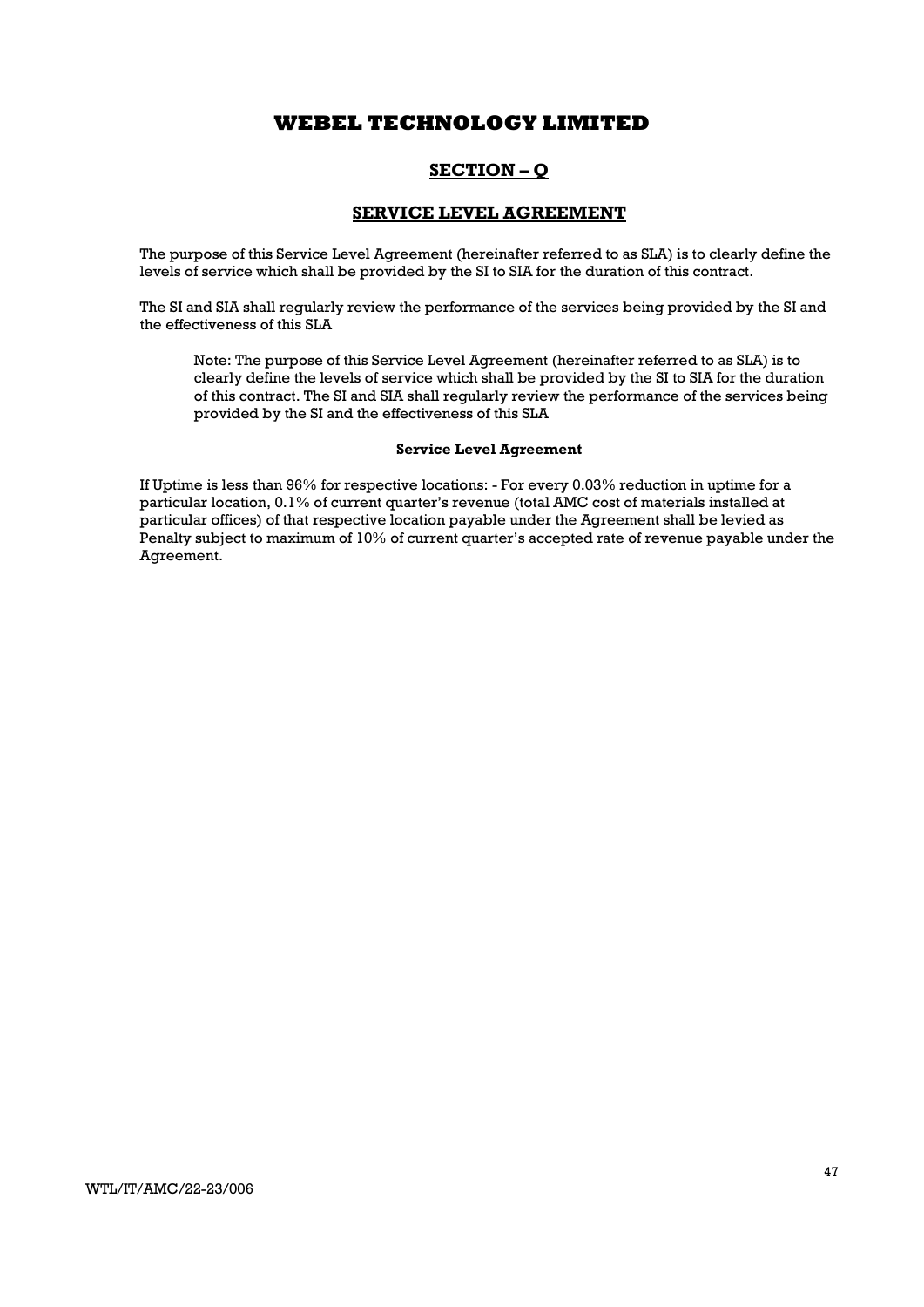# WEBEL TECHNOLOGY LIMITED

## SECTION – Q

## SERVICE LEVEL AGREEMENT

The purpose of this Service Level Agreement (hereinafter referred to as SLA) is to clearly define the levels of service which shall be provided by the SI to SIA for the duration of this contract.

The SI and SIA shall regularly review the performance of the services being provided by the SI and the effectiveness of this SLA

> Note: The purpose of this Service Level Agreement (hereinafter referred to as SLA) is to clearly define the levels of service which shall be provided by the SI to SIA for the duration of this contract. The SI and SIA shall regularly review the performance of the services being provided by the SI and the effectiveness of this SLA

**Service Level Agreement**

If Uptime is less than 96% for respective locations: - For every 0.03% reduction in uptime for a particular location, 0.1% of current quarter's revenue (total AMC cost of materials installed at particular offices) of that respective location payable under the Agreement shall be levied as Penalty subject to maximum of 10% of current quarter's accepted rate of revenue payable under the Agreement.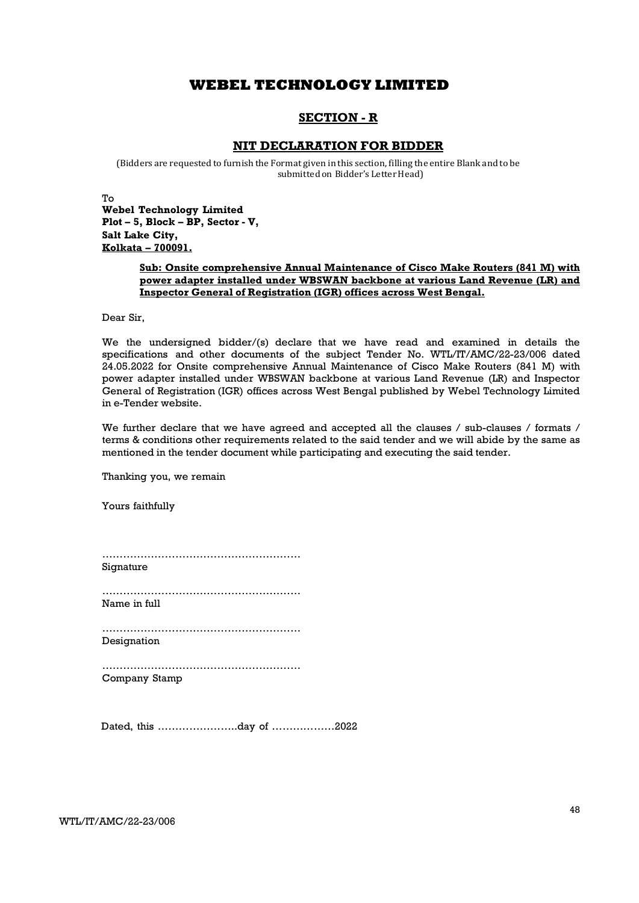# WEBEL TECHNOLOGY LIMITED

## SECTION - R

### NIT DECLARATION FOR BIDDER

(Bidders are requested to furnish the Format given in this section, filling the entire Blank and to be submitted on Bidder's Letter Head)

To
**Webel Technology Limited**
**Plot – 5, Block – BP, Sector - V,**
**Salt Lake City,**
**Kolkata – 700091.**

**Sub: Onsite comprehensive Annual Maintenance of Cisco Make Routers (841 M) with power adapter installed under WBSWAN backbone at various Land Revenue (LR) and Inspector General of Registration (IGR) offices across West Bengal.**

Dear Sir,

We the undersigned bidder/(s) declare that we have read and examined in details the specifications and other documents of the subject Tender No. WTL/IT/AMC/22-23/006 dated 24.05.2022 for Onsite comprehensive Annual Maintenance of Cisco Make Routers (841 M) with power adapter installed under WBSWAN backbone at various Land Revenue (LR) and Inspector General of Registration (IGR) offices across West Bengal published by Webel Technology Limited in e-Tender website.

We further declare that we have agreed and accepted all the clauses / sub-clauses / formats / terms & conditions other requirements related to the said tender and we will abide by the same as mentioned in the tender document while participating and executing the said tender.

Thanking you, we remain

Yours faithfully

…………………………………………………
Signature

…………………………………………………
Name in full

…………………………………………………
Designation

…………………………………………………
Company Stamp

Dated, this …………………..day of ………………2022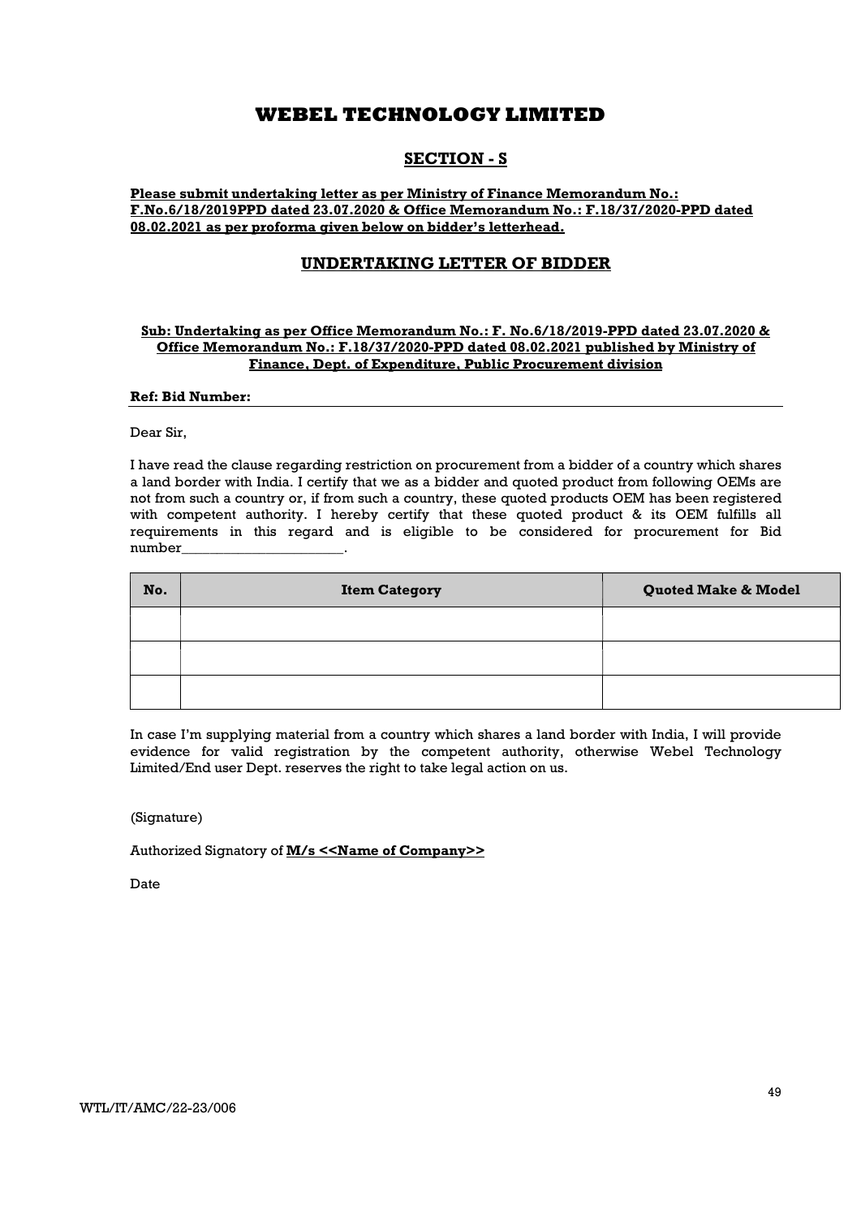# WEBEL TECHNOLOGY LIMITED

## SECTION - S

**Please submit undertaking letter as per Ministry of Finance Memorandum No.: F.No.6/18/2019PPD dated 23.07.2020 & Office Memorandum No.: F.18/37/2020-PPD dated 08.02.2021 as per proforma given below on bidder's letterhead.**

## UNDERTAKING LETTER OF BIDDER

**Sub: Undertaking as per Office Memorandum No.: F. No.6/18/2019-PPD dated 23.07.2020 & Office Memorandum No.: F.18/37/2020-PPD dated 08.02.2021 published by Ministry of Finance, Dept. of Expenditure, Public Procurement division**

**Ref: Bid Number:**

Dear Sir,

I have read the clause regarding restriction on procurement from a bidder of a country which shares a land border with India. I certify that we as a bidder and quoted product from following OEMs are not from such a country or, if from such a country, these quoted products OEM has been registered with competent authority. I hereby certify that these quoted product & its OEM fulfills all requirements in this regard and is eligible to be considered for procurement for Bid number______________________.

| No. | Item Category | Quoted Make & Model |
|---|---|---|
| | | |
| | | |
| | | |

In case I'm supplying material from a country which shares a land border with India, I will provide evidence for valid registration by the competent authority, otherwise Webel Technology Limited/End user Dept. reserves the right to take legal action on us.

(Signature)

Authorized Signatory of **M/s <<Name of Company>>**

Date

WTL/IT/AMC/22-23/006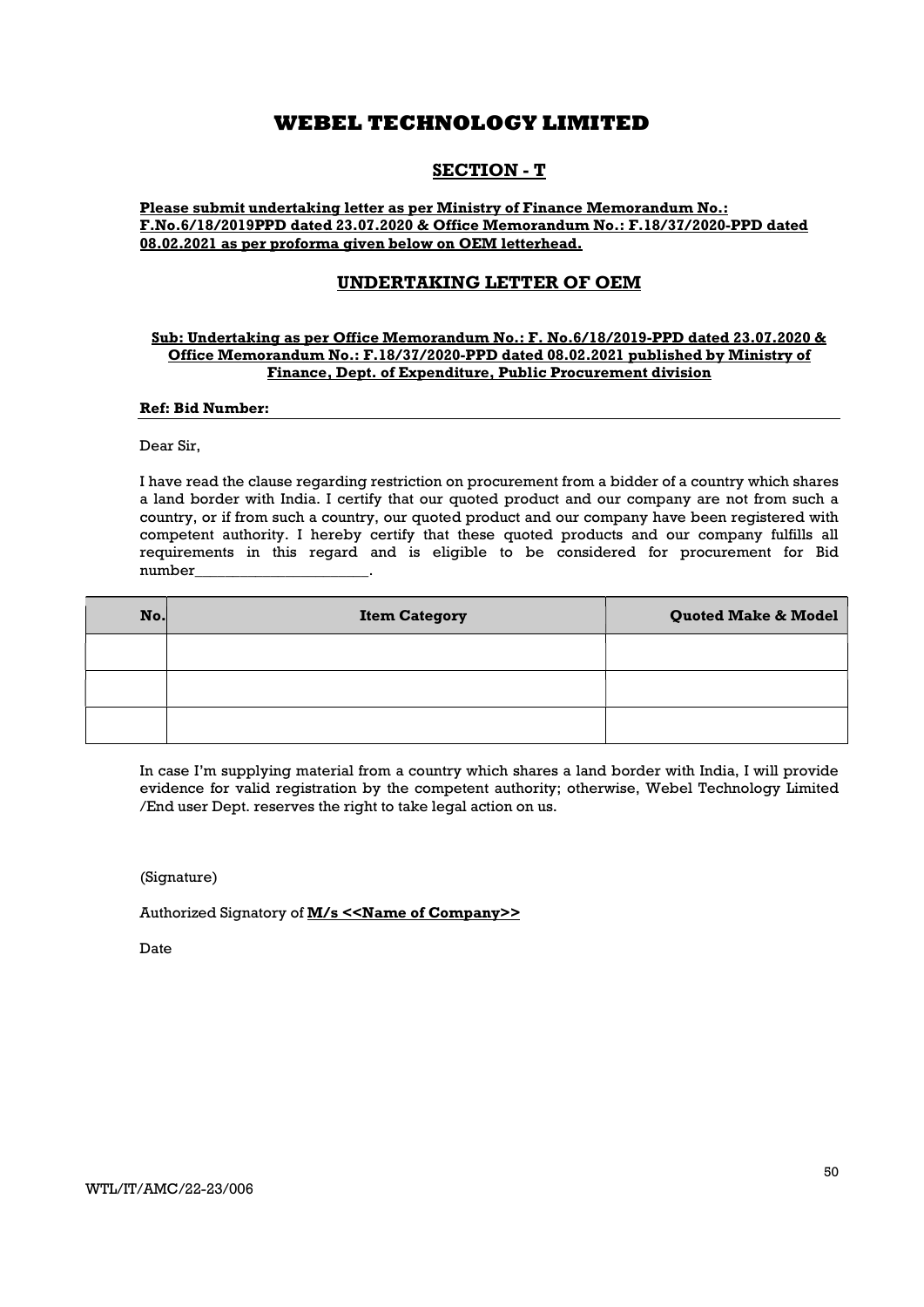# WEBEL TECHNOLOGY LIMITED

## SECTION - T

**Please submit undertaking letter as per Ministry of Finance Memorandum No.: F.No.6/18/2019PPD dated 23.07.2020 & Office Memorandum No.: F.18/37/2020-PPD dated 08.02.2021 as per proforma given below on OEM letterhead.**

## UNDERTAKING LETTER OF OEM

**Sub: Undertaking as per Office Memorandum No.: F. No.6/18/2019-PPD dated 23.07.2020 & Office Memorandum No.: F.18/37/2020-PPD dated 08.02.2021 published by Ministry of Finance, Dept. of Expenditure, Public Procurement division**

**Ref: Bid Number:**

Dear Sir,

I have read the clause regarding restriction on procurement from a bidder of a country which shares a land border with India. I certify that our quoted product and our company are not from such a country, or if from such a country, our quoted product and our company have been registered with competent authority. I hereby certify that these quoted products and our company fulfills all requirements in this regard and is eligible to be considered for procurement for Bid number_______________________.

| No. | Item Category | Quoted Make & Model |
|---|---|---|
| | | |
| | | |
| | | |

In case I'm supplying material from a country which shares a land border with India, I will provide evidence for valid registration by the competent authority; otherwise, Webel Technology Limited /End user Dept. reserves the right to take legal action on us.

(Signature)

Authorized Signatory of **M/s <<Name of Company>>**

Date

WTL/IT/AMC/22-23/006